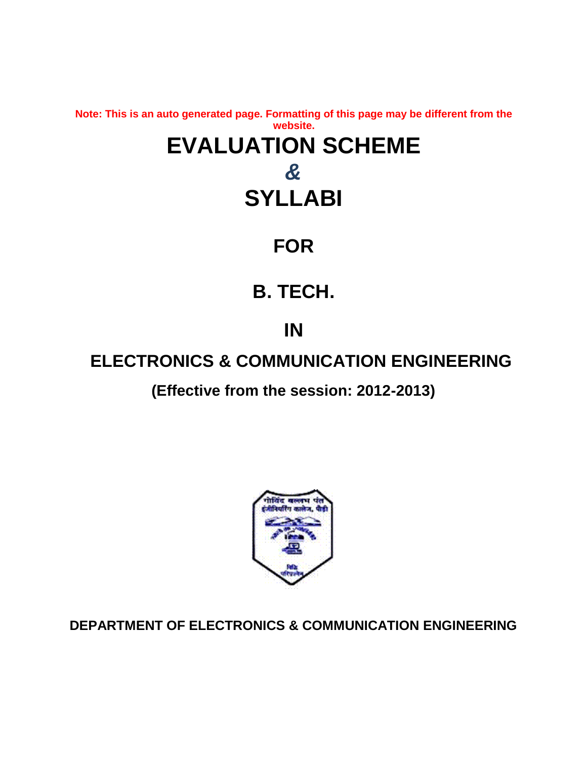Note: This is an auto generated page. Formatting of this page may be different from the website.

# EVALUATION SCHEME

*&*

# SYLLABI

## FOR

## B. TECH.

## IN

## ELECTRONICS & COMMUNICATION ENGINEERING

**(Effective from the session: 2012-2013)**

**DEPARTMENT OF ELECTRONICS & COMMUNICATION ENGINEERING**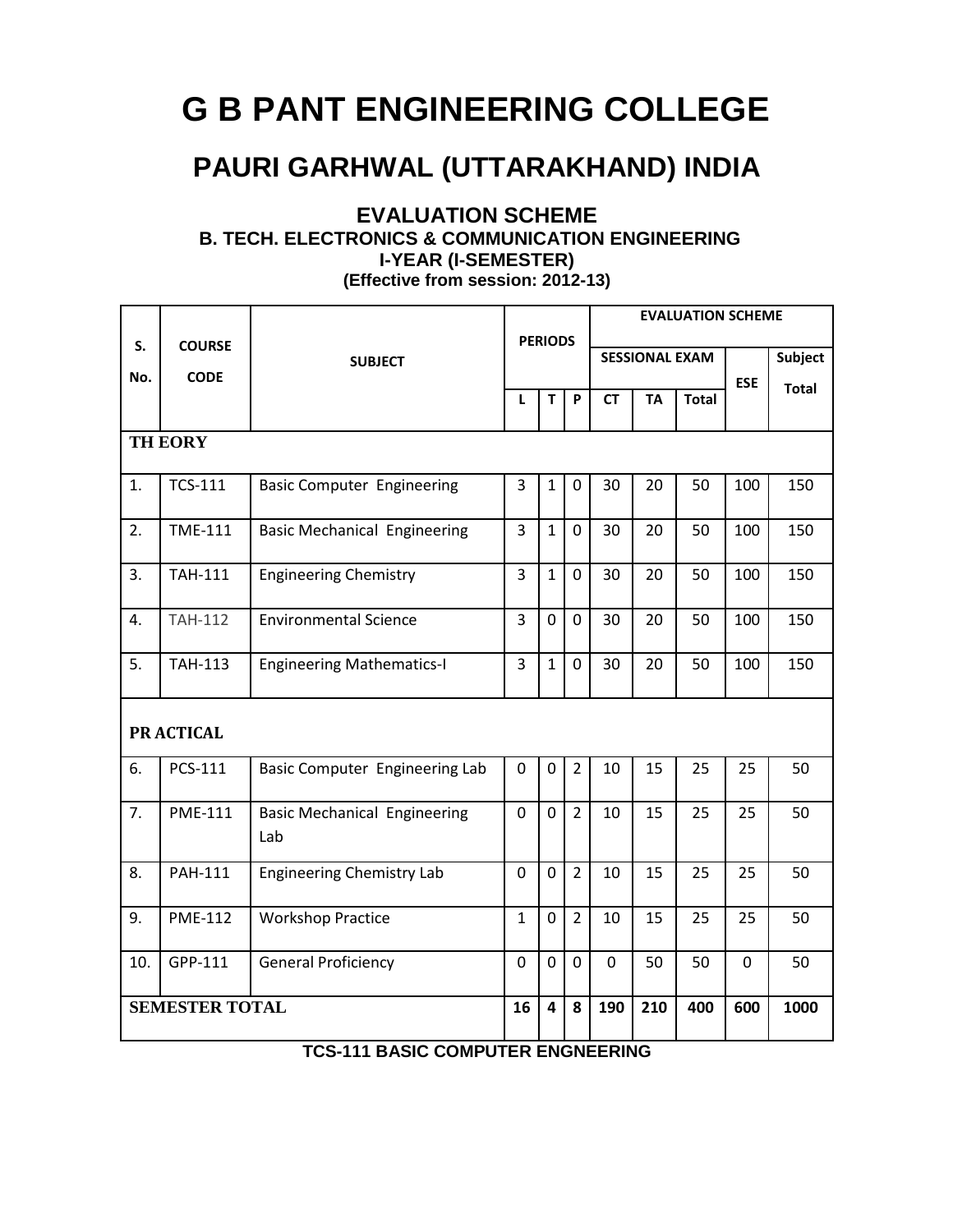# G B PANT ENGINEERING COLLEGE

## PAURI GARHWAL (UTTARAKHAND) INDIA

### EVALUATION SCHEME

**B. TECH. ELECTRONICS & COMMUNICATION ENGINEERING**
**I-YEAR (I-SEMESTER)**
**(Effective from session: 2012-13)**

| S. No. | COURSE CODE | SUBJECT | PERIODS | | | EVALUATION SCHEME | | | | |
|---|---|---|---|---|---|---|---|---|---|---|
| | | | | | | SESSIONAL EXAM | | | ESE | Subject Total |
| | | | L | T | P | CT | TA | Total | | |
| **TH EORY** | | | | | | | | | | |
| 1. | TCS-111 | Basic Computer Engineering | 3 | 1 | 0 | 30 | 20 | 50 | 100 | 150 |
| 2. | TME-111 | Basic Mechanical Engineering | 3 | 1 | 0 | 30 | 20 | 50 | 100 | 150 |
| 3. | TAH-111 | Engineering Chemistry | 3 | 1 | 0 | 30 | 20 | 50 | 100 | 150 |
| 4. | TAH-112 | Environmental Science | 3 | 0 | 0 | 30 | 20 | 50 | 100 | 150 |
| 5. | TAH-113 | Engineering Mathematics-I | 3 | 1 | 0 | 30 | 20 | 50 | 100 | 150 |
| **PR ACTICAL** | | | | | | | | | | |
| 6. | PCS-111 | Basic Computer Engineering Lab | 0 | 0 | 2 | 10 | 15 | 25 | 25 | 50 |
| 7. | PME-111 | Basic Mechanical Engineering Lab | 0 | 0 | 2 | 10 | 15 | 25 | 25 | 50 |
| 8. | PAH-111 | Engineering Chemistry Lab | 0 | 0 | 2 | 10 | 15 | 25 | 25 | 50 |
| 9. | PME-112 | Workshop Practice | 1 | 0 | 2 | 10 | 15 | 25 | 25 | 50 |
| 10. | GPP-111 | General Proficiency | 0 | 0 | 0 | 0 | 50 | 50 | 0 | 50 |
| **SEMESTER TOTAL** | | | **16** | **4** | **8** | **190** | **210** | **400** | **600** | **1000** |

**TCS-111 BASIC COMPUTER ENGNEERING**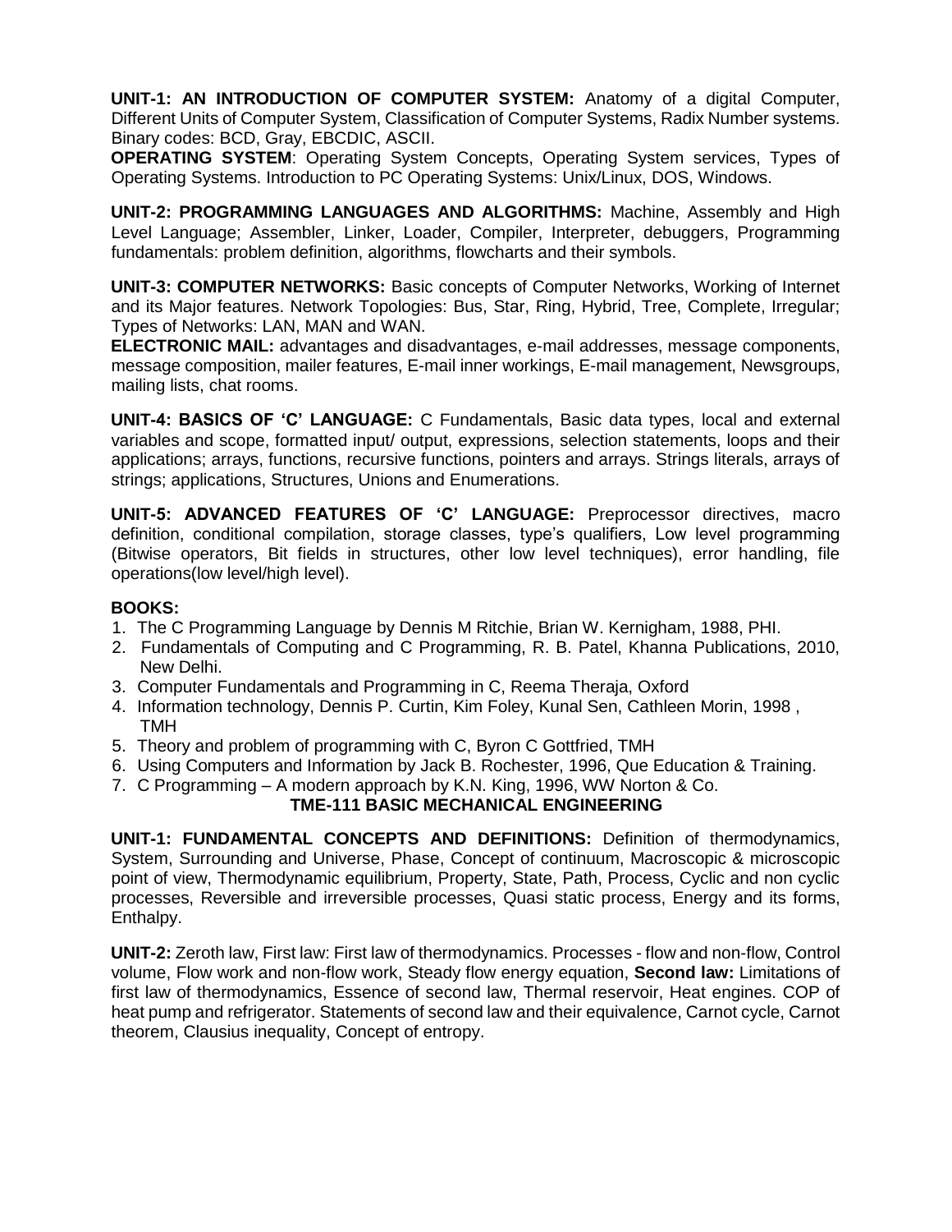**UNIT-1: AN INTRODUCTION OF COMPUTER SYSTEM:** Anatomy of a digital Computer, Different Units of Computer System, Classification of Computer Systems, Radix Number systems. Binary codes: BCD, Gray, EBCDIC, ASCII.

**OPERATING SYSTEM**: Operating System Concepts, Operating System services, Types of Operating Systems. Introduction to PC Operating Systems: Unix/Linux, DOS, Windows.

**UNIT-2: PROGRAMMING LANGUAGES AND ALGORITHMS:** Machine, Assembly and High Level Language; Assembler, Linker, Loader, Compiler, Interpreter, debuggers, Programming fundamentals: problem definition, algorithms, flowcharts and their symbols.

**UNIT-3: COMPUTER NETWORKS:** Basic concepts of Computer Networks, Working of Internet and its Major features. Network Topologies: Bus, Star, Ring, Hybrid, Tree, Complete, Irregular; Types of Networks: LAN, MAN and WAN.

**ELECTRONIC MAIL:** advantages and disadvantages, e-mail addresses, message components, message composition, mailer features, E-mail inner workings, E-mail management, Newsgroups, mailing lists, chat rooms.

**UNIT-4: BASICS OF 'C' LANGUAGE:** C Fundamentals, Basic data types, local and external variables and scope, formatted input/ output, expressions, selection statements, loops and their applications; arrays, functions, recursive functions, pointers and arrays. Strings literals, arrays of strings; applications, Structures, Unions and Enumerations.

**UNIT-5: ADVANCED FEATURES OF 'C' LANGUAGE:** Preprocessor directives, macro definition, conditional compilation, storage classes, type's qualifiers, Low level programming (Bitwise operators, Bit fields in structures, other low level techniques), error handling, file operations(low level/high level).

**BOOKS:**

1. The C Programming Language by Dennis M Ritchie, Brian W. Kernigham, 1988, PHI.
2. Fundamentals of Computing and C Programming, R. B. Patel, Khanna Publications, 2010, New Delhi.
3. Computer Fundamentals and Programming in C, Reema Theraja, Oxford
4. Information technology, Dennis P. Curtin, Kim Foley, Kunal Sen, Cathleen Morin, 1998 , TMH
5. Theory and problem of programming with C, Byron C Gottfried, TMH
6. Using Computers and Information by Jack B. Rochester, 1996, Que Education & Training.
7. C Programming – A modern approach by K.N. King, 1996, WW Norton & Co.

## TME-111 BASIC MECHANICAL ENGINEERING

**UNIT-1: FUNDAMENTAL CONCEPTS AND DEFINITIONS:** Definition of thermodynamics, System, Surrounding and Universe, Phase, Concept of continuum, Macroscopic & microscopic point of view, Thermodynamic equilibrium, Property, State, Path, Process, Cyclic and non cyclic processes, Reversible and irreversible processes, Quasi static process, Energy and its forms, Enthalpy.

**UNIT-2:** Zeroth law, First law: First law of thermodynamics. Processes - flow and non-flow, Control volume, Flow work and non-flow work, Steady flow energy equation, **Second law:** Limitations of first law of thermodynamics, Essence of second law, Thermal reservoir, Heat engines. COP of heat pump and refrigerator. Statements of second law and their equivalence, Carnot cycle, Carnot theorem, Clausius inequality, Concept of entropy.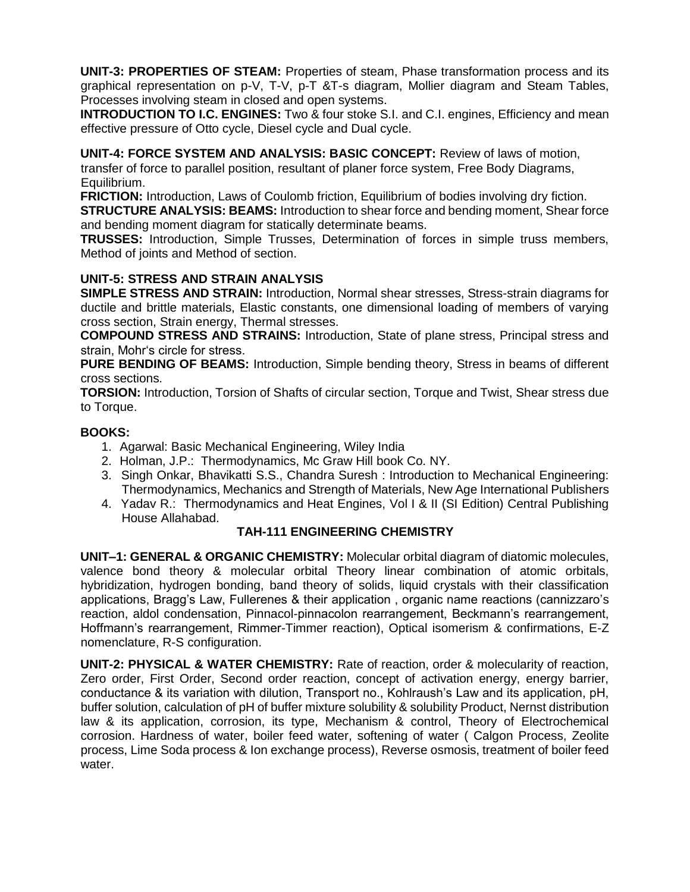**UNIT-3: PROPERTIES OF STEAM:** Properties of steam, Phase transformation process and its graphical representation on p-V, T-V, p-T &T-s diagram, Mollier diagram and Steam Tables, Processes involving steam in closed and open systems.

**INTRODUCTION TO I.C. ENGINES:** Two & four stoke S.I. and C.I. engines, Efficiency and mean effective pressure of Otto cycle, Diesel cycle and Dual cycle.

**UNIT-4: FORCE SYSTEM AND ANALYSIS: BASIC CONCEPT:** Review of laws of motion, transfer of force to parallel position, resultant of planer force system, Free Body Diagrams, Equilibrium.

**FRICTION:** Introduction, Laws of Coulomb friction, Equilibrium of bodies involving dry fiction.

**STRUCTURE ANALYSIS: BEAMS:** Introduction to shear force and bending moment, Shear force and bending moment diagram for statically determinate beams.

**TRUSSES:** Introduction, Simple Trusses, Determination of forces in simple truss members, Method of joints and Method of section.

**UNIT-5: STRESS AND STRAIN ANALYSIS**

**SIMPLE STRESS AND STRAIN:** Introduction, Normal shear stresses, Stress-strain diagrams for ductile and brittle materials, Elastic constants, one dimensional loading of members of varying cross section, Strain energy, Thermal stresses.

**COMPOUND STRESS AND STRAINS:** Introduction, State of plane stress, Principal stress and strain, Mohr's circle for stress.

**PURE BENDING OF BEAMS:** Introduction, Simple bending theory, Stress in beams of different cross sections.

**TORSION:** Introduction, Torsion of Shafts of circular section, Torque and Twist, Shear stress due to Torque.

**BOOKS:**

1. Agarwal: Basic Mechanical Engineering, Wiley India
2. Holman, J.P.: Thermodynamics, Mc Graw Hill book Co. NY.
3. Singh Onkar, Bhavikatti S.S., Chandra Suresh : Introduction to Mechanical Engineering: Thermodynamics, Mechanics and Strength of Materials, New Age International Publishers
4. Yadav R.: Thermodynamics and Heat Engines, Vol I & II (SI Edition) Central Publishing House Allahabad.

## TAH-111 ENGINEERING CHEMISTRY

**UNIT–1: GENERAL & ORGANIC CHEMISTRY:** Molecular orbital diagram of diatomic molecules, valence bond theory & molecular orbital Theory linear combination of atomic orbitals, hybridization, hydrogen bonding, band theory of solids, liquid crystals with their classification applications, Bragg's Law, Fullerenes & their application , organic name reactions (cannizzaro's reaction, aldol condensation, Pinnacol-pinnacolon rearrangement, Beckmann's rearrangement, Hoffmann's rearrangement, Rimmer-Timmer reaction), Optical isomerism & confirmations, E-Z nomenclature, R-S configuration.

**UNIT-2: PHYSICAL & WATER CHEMISTRY:** Rate of reaction, order & molecularity of reaction, Zero order, First Order, Second order reaction, concept of activation energy, energy barrier, conductance & its variation with dilution, Transport no., Kohlraush's Law and its application, pH, buffer solution, calculation of pH of buffer mixture solubility & solubility Product, Nernst distribution law & its application, corrosion, its type, Mechanism & control, Theory of Electrochemical corrosion. Hardness of water, boiler feed water, softening of water ( Calgon Process, Zeolite process, Lime Soda process & Ion exchange process), Reverse osmosis, treatment of boiler feed water.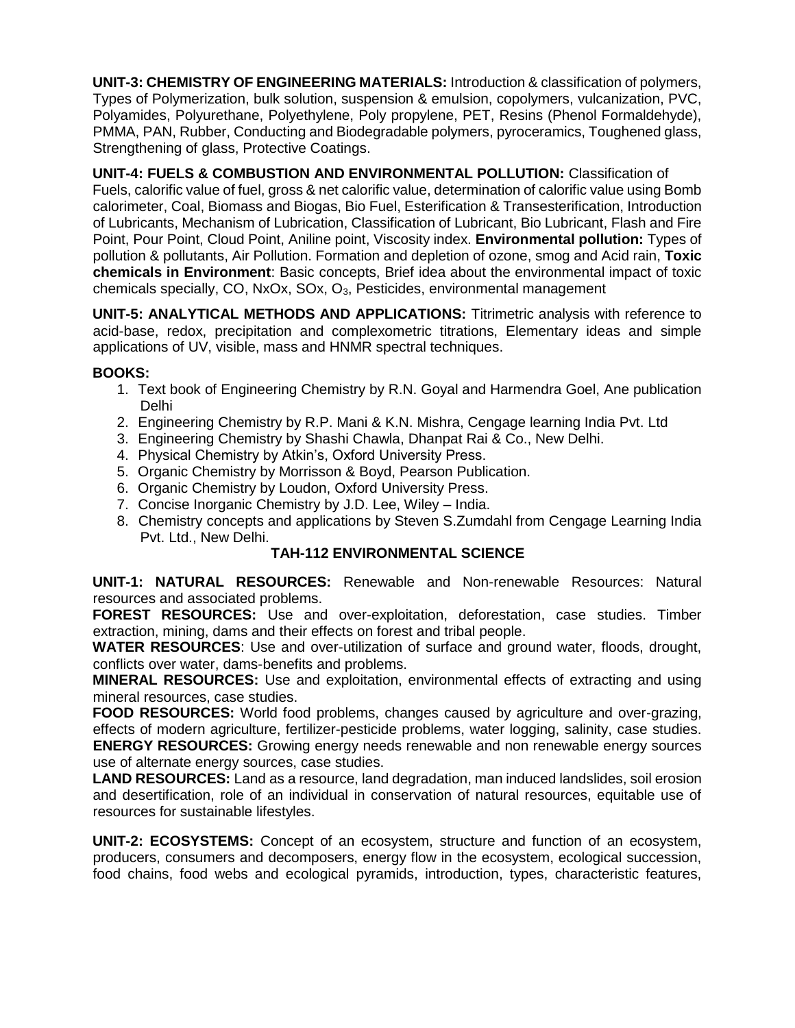**UNIT-3: CHEMISTRY OF ENGINEERING MATERIALS:** Introduction & classification of polymers, Types of Polymerization, bulk solution, suspension & emulsion, copolymers, vulcanization, PVC, Polyamides, Polyurethane, Polyethylene, Poly propylene, PET, Resins (Phenol Formaldehyde), PMMA, PAN, Rubber, Conducting and Biodegradable polymers, pyroceramics, Toughened glass, Strengthening of glass, Protective Coatings.

**UNIT-4: FUELS & COMBUSTION AND ENVIRONMENTAL POLLUTION:** Classification of Fuels, calorific value of fuel, gross & net calorific value, determination of calorific value using Bomb calorimeter, Coal, Biomass and Biogas, Bio Fuel, Esterification & Transesterification, Introduction of Lubricants, Mechanism of Lubrication, Classification of Lubricant, Bio Lubricant, Flash and Fire Point, Pour Point, Cloud Point, Aniline point, Viscosity index. **Environmental pollution:** Types of pollution & pollutants, Air Pollution. Formation and depletion of ozone, smog and Acid rain, **Toxic chemicals in Environment**: Basic concepts, Brief idea about the environmental impact of toxic chemicals specially, CO, NxOx, SOx, $O_3$, Pesticides, environmental management

**UNIT-5: ANALYTICAL METHODS AND APPLICATIONS:** Titrimetric analysis with reference to acid-base, redox, precipitation and complexometric titrations, Elementary ideas and simple applications of UV, visible, mass and HNMR spectral techniques.

**BOOKS:**

1. Text book of Engineering Chemistry by R.N. Goyal and Harmendra Goel, Ane publication Delhi
2. Engineering Chemistry by R.P. Mani & K.N. Mishra, Cengage learning India Pvt. Ltd
3. Engineering Chemistry by Shashi Chawla, Dhanpat Rai & Co., New Delhi.
4. Physical Chemistry by Atkin's, Oxford University Press.
5. Organic Chemistry by Morrisson & Boyd, Pearson Publication.
6. Organic Chemistry by Loudon, Oxford University Press.
7. Concise Inorganic Chemistry by J.D. Lee, Wiley – India.
8. Chemistry concepts and applications by Steven S.Zumdahl from Cengage Learning India Pvt. Ltd., New Delhi.

## TAH-112 ENVIRONMENTAL SCIENCE

**UNIT-1: NATURAL RESOURCES:** Renewable and Non-renewable Resources: Natural resources and associated problems.

**FOREST RESOURCES:** Use and over-exploitation, deforestation, case studies. Timber extraction, mining, dams and their effects on forest and tribal people.

**WATER RESOURCES**: Use and over-utilization of surface and ground water, floods, drought, conflicts over water, dams-benefits and problems.

**MINERAL RESOURCES:** Use and exploitation, environmental effects of extracting and using mineral resources, case studies.

**FOOD RESOURCES:** World food problems, changes caused by agriculture and over-grazing, effects of modern agriculture, fertilizer-pesticide problems, water logging, salinity, case studies.

**ENERGY RESOURCES:** Growing energy needs renewable and non renewable energy sources use of alternate energy sources, case studies.

**LAND RESOURCES:** Land as a resource, land degradation, man induced landslides, soil erosion and desertification, role of an individual in conservation of natural resources, equitable use of resources for sustainable lifestyles.

**UNIT-2: ECOSYSTEMS:** Concept of an ecosystem, structure and function of an ecosystem, producers, consumers and decomposers, energy flow in the ecosystem, ecological succession, food chains, food webs and ecological pyramids, introduction, types, characteristic features,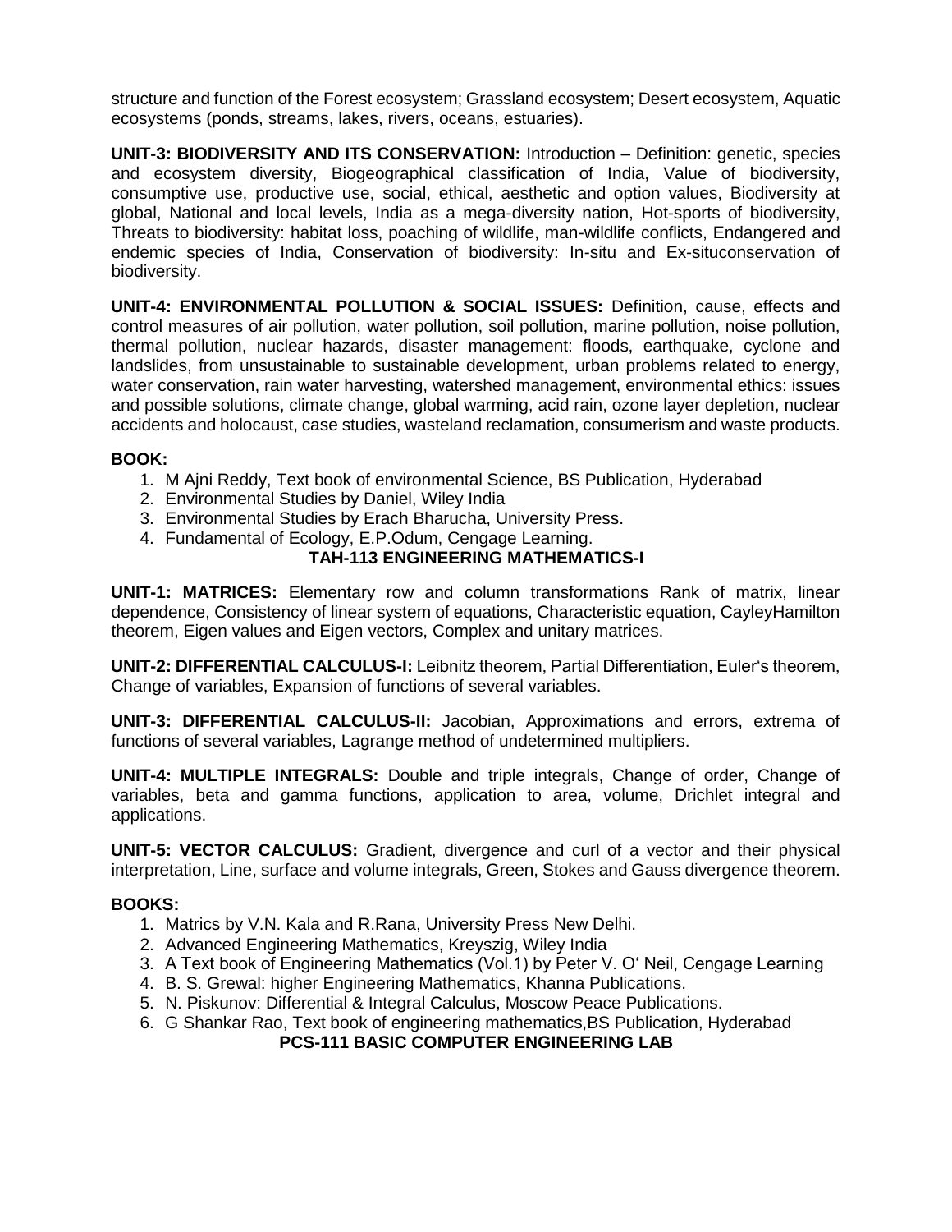structure and function of the Forest ecosystem; Grassland ecosystem; Desert ecosystem, Aquatic ecosystems (ponds, streams, lakes, rivers, oceans, estuaries).

**UNIT-3: BIODIVERSITY AND ITS CONSERVATION:** Introduction – Definition: genetic, species and ecosystem diversity, Biogeographical classification of India, Value of biodiversity, consumptive use, productive use, social, ethical, aesthetic and option values, Biodiversity at global, National and local levels, India as a mega-diversity nation, Hot-sports of biodiversity, Threats to biodiversity: habitat loss, poaching of wildlife, man-wildlife conflicts, Endangered and endemic species of India, Conservation of biodiversity: In-situ and Ex-situconservation of biodiversity.

**UNIT-4: ENVIRONMENTAL POLLUTION & SOCIAL ISSUES:** Definition, cause, effects and control measures of air pollution, water pollution, soil pollution, marine pollution, noise pollution, thermal pollution, nuclear hazards, disaster management: floods, earthquake, cyclone and landslides, from unsustainable to sustainable development, urban problems related to energy, water conservation, rain water harvesting, watershed management, environmental ethics: issues and possible solutions, climate change, global warming, acid rain, ozone layer depletion, nuclear accidents and holocaust, case studies, wasteland reclamation, consumerism and waste products.

**BOOK:**

1. M Ajni Reddy, Text book of environmental Science, BS Publication, Hyderabad
2. Environmental Studies by Daniel, Wiley India
3. Environmental Studies by Erach Bharucha, University Press.
4. Fundamental of Ecology, E.P.Odum, Cengage Learning.

## TAH-113 ENGINEERING MATHEMATICS-I

**UNIT-1: MATRICES:** Elementary row and column transformations Rank of matrix, linear dependence, Consistency of linear system of equations, Characteristic equation, CayleyHamilton theorem, Eigen values and Eigen vectors, Complex and unitary matrices.

**UNIT-2: DIFFERENTIAL CALCULUS-I:** Leibnitz theorem, Partial Differentiation, Euler's theorem, Change of variables, Expansion of functions of several variables.

**UNIT-3: DIFFERENTIAL CALCULUS-II:** Jacobian, Approximations and errors, extrema of functions of several variables, Lagrange method of undetermined multipliers.

**UNIT-4: MULTIPLE INTEGRALS:** Double and triple integrals, Change of order, Change of variables, beta and gamma functions, application to area, volume, Drichlet integral and applications.

**UNIT-5: VECTOR CALCULUS:** Gradient, divergence and curl of a vector and their physical interpretation, Line, surface and volume integrals, Green, Stokes and Gauss divergence theorem.

**BOOKS:**

1. Matrics by V.N. Kala and R.Rana, University Press New Delhi.
2. Advanced Engineering Mathematics, Kreyszig, Wiley India
3. A Text book of Engineering Mathematics (Vol.1) by Peter V. O' Neil, Cengage Learning
4. B. S. Grewal: higher Engineering Mathematics, Khanna Publications.
5. N. Piskunov: Differential & Integral Calculus, Moscow Peace Publications.
6. G Shankar Rao, Text book of engineering mathematics,BS Publication, Hyderabad

## PCS-111 BASIC COMPUTER ENGINEERING LAB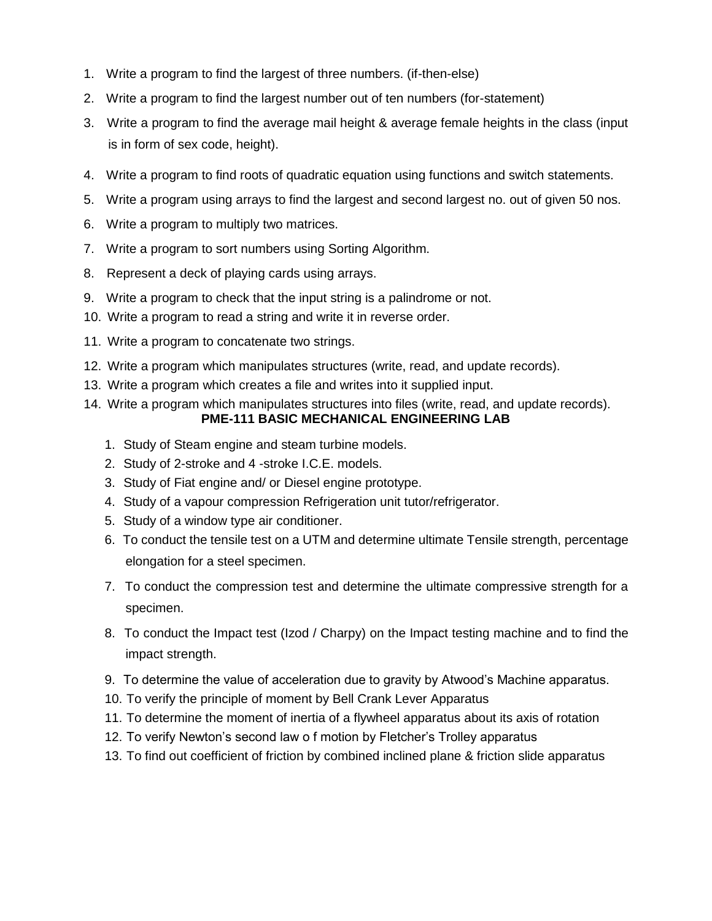1. Write a program to find the largest of three numbers. (if-then-else)
2. Write a program to find the largest number out of ten numbers (for-statement)
3. Write a program to find the average mail height & average female heights in the class (input is in form of sex code, height).
4. Write a program to find roots of quadratic equation using functions and switch statements.
5. Write a program using arrays to find the largest and second largest no. out of given 50 nos.
6. Write a program to multiply two matrices.
7. Write a program to sort numbers using Sorting Algorithm.
8. Represent a deck of playing cards using arrays.
9. Write a program to check that the input string is a palindrome or not.
10. Write a program to read a string and write it in reverse order.
11. Write a program to concatenate two strings.
12. Write a program which manipulates structures (write, read, and update records).
13. Write a program which creates a file and writes into it supplied input.
14. Write a program which manipulates structures into files (write, read, and update records).

**PME-111 BASIC MECHANICAL ENGINEERING LAB**

1. Study of Steam engine and steam turbine models.
2. Study of 2-stroke and 4 -stroke I.C.E. models.
3. Study of Fiat engine and/ or Diesel engine prototype.
4. Study of a vapour compression Refrigeration unit tutor/refrigerator.
5. Study of a window type air conditioner.
6. To conduct the tensile test on a UTM and determine ultimate Tensile strength, percentage elongation for a steel specimen.
7. To conduct the compression test and determine the ultimate compressive strength for a specimen.
8. To conduct the Impact test (Izod / Charpy) on the Impact testing machine and to find the impact strength.
9. To determine the value of acceleration due to gravity by Atwood's Machine apparatus.
10. To verify the principle of moment by Bell Crank Lever Apparatus
11. To determine the moment of inertia of a flywheel apparatus about its axis of rotation
12. To verify Newton's second law o f motion by Fletcher's Trolley apparatus
13. To find out coefficient of friction by combined inclined plane & friction slide apparatus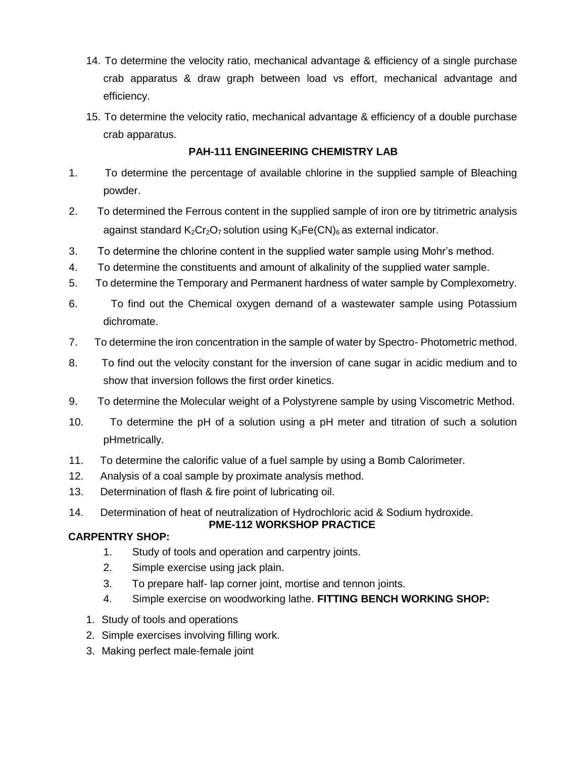14. To determine the velocity ratio, mechanical advantage & efficiency of a single purchase crab apparatus & draw graph between load vs effort, mechanical advantage and efficiency.
15. To determine the velocity ratio, mechanical advantage & efficiency of a double purchase crab apparatus.

### PAH-111 ENGINEERING CHEMISTRY LAB

1. To determine the percentage of available chlorine in the supplied sample of Bleaching powder.
2. To determined the Ferrous content in the supplied sample of iron ore by titrimetric analysis against standard $K_2Cr_2O_7$ solution using $K_3Fe(CN)_6$ as external indicator.
3. To determine the chlorine content in the supplied water sample using Mohr's method.
4. To determine the constituents and amount of alkalinity of the supplied water sample.
5. To determine the Temporary and Permanent hardness of water sample by Complexometry.
6. To find out the Chemical oxygen demand of a wastewater sample using Potassium dichromate.
7. To determine the iron concentration in the sample of water by Spectro- Photometric method.
8. To find out the velocity constant for the inversion of cane sugar in acidic medium and to show that inversion follows the first order kinetics.
9. To determine the Molecular weight of a Polystyrene sample by using Viscometric Method.
10. To determine the pH of a solution using a pH meter and titration of such a solution pHmetrically.
11. To determine the calorific value of a fuel sample by using a Bomb Calorimeter.
12. Analysis of a coal sample by proximate analysis method.
13. Determination of flash & fire point of lubricating oil.
14. Determination of heat of neutralization of Hydrochloric acid & Sodium hydroxide.

### PME-112 WORKSHOP PRACTICE

**CARPENTRY SHOP:**

1. Study of tools and operation and carpentry joints.
2. Simple exercise using jack plain.
3. To prepare half- lap corner joint, mortise and tennon joints.
4. Simple exercise on woodworking lathe.

**FITTING BENCH WORKING SHOP:**

1. Study of tools and operations
2. Simple exercises involving filling work.
3. Making perfect male-female joint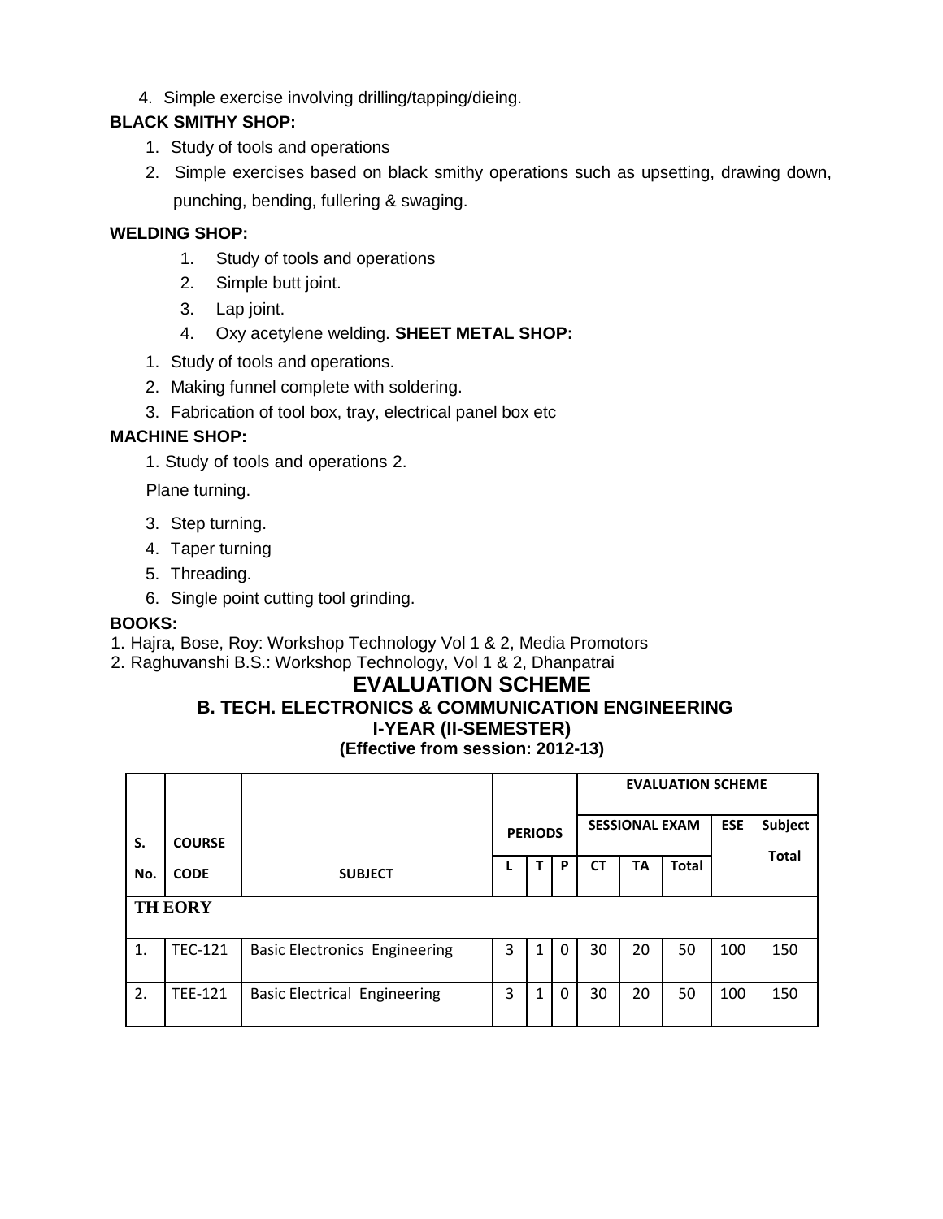4. Simple exercise involving drilling/tapping/dieing.

**BLACK SMITHY SHOP:**

1. Study of tools and operations
2. Simple exercises based on black smithy operations such as upsetting, drawing down, punching, bending, fullering & swaging.

**WELDING SHOP:**

1. Study of tools and operations
2. Simple butt joint.
3. Lap joint.
4. Oxy acetylene welding. **SHEET METAL SHOP:**

1. Study of tools and operations.
2. Making funnel complete with soldering.
3. Fabrication of tool box, tray, electrical panel box etc

**MACHINE SHOP:**

1. Study of tools and operations 2.

Plane turning.

3. Step turning.
4. Taper turning
5. Threading.
6. Single point cutting tool grinding.

**BOOKS:**

1. Hajra, Bose, Roy: Workshop Technology Vol 1 & 2, Media Promotors
2. Raghuvanshi B.S.: Workshop Technology, Vol 1 & 2, Dhanpatrai

# EVALUATION SCHEME

## B. TECH. ELECTRONICS & COMMUNICATION ENGINEERING

## I-YEAR (II-SEMESTER)

**(Effective from session: 2012-13)**

| S. No. | COURSE CODE | SUBJECT | PERIODS | | | EVALUATION SCHEME | | | | |
|---|---|---|---|---|---|---|---|---|---|---|
| | | | | | | SESSIONAL EXAM | | | ESE | Subject Total |
| | | | L | T | P | CT | TA | Total | | |
| **THEORY** | | | | | | | | | | |
| 1. | TEC-121 | Basic Electronics Engineering | 3 | 1 | 0 | 30 | 20 | 50 | 100 | 150 |
| 2. | TEE-121 | Basic Electrical Engineering | 3 | 1 | 0 | 30 | 20 | 50 | 100 | 150 |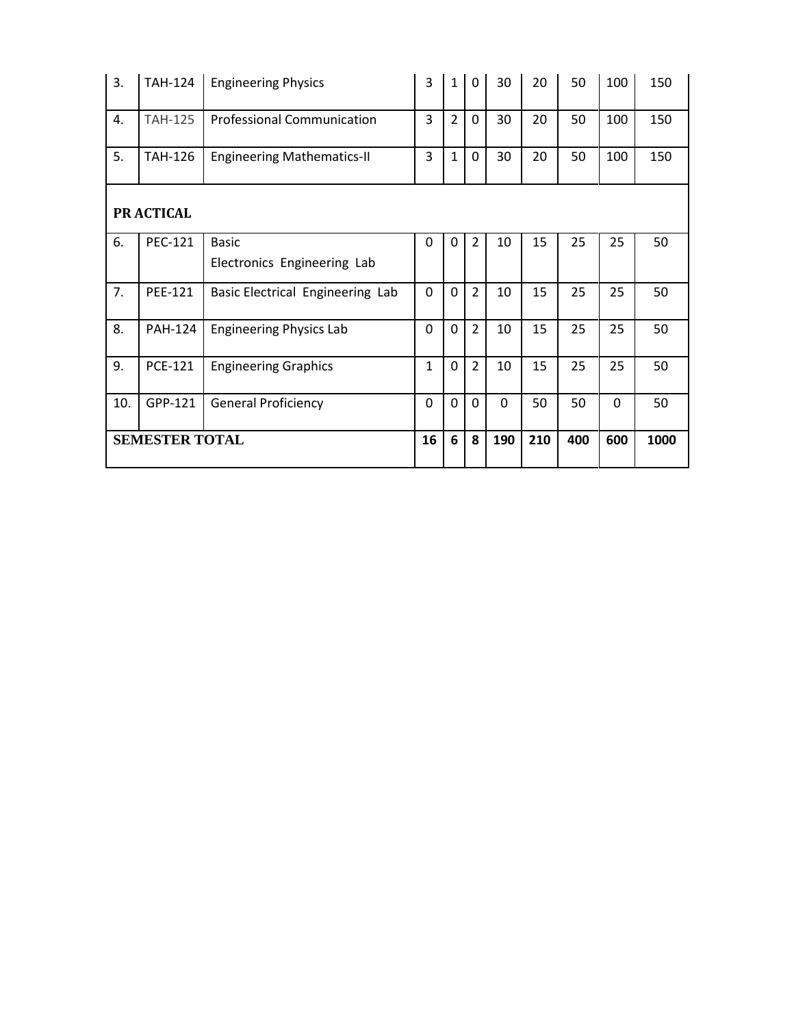| | | | | | | | | | | |
|---|---|---|---|---|---|---|---|---|---|---|
| 3. | TAH-124 | Engineering Physics | 3 | 1 | 0 | 30 | 20 | 50 | 100 | 150 |
| 4. | TAH-125 | Professional Communication | 3 | 2 | 0 | 30 | 20 | 50 | 100 | 150 |
| 5. | TAH-126 | Engineering Mathematics-II | 3 | 1 | 0 | 30 | 20 | 50 | 100 | 150 |
| **PR ACTICAL** | | | | | | | | | | |
| 6. | PEC-121 | Basic Electronics Engineering Lab | 0 | 0 | 2 | 10 | 15 | 25 | 25 | 50 |
| 7. | PEE-121 | Basic Electrical Engineering Lab | 0 | 0 | 2 | 10 | 15 | 25 | 25 | 50 |
| 8. | PAH-124 | Engineering Physics Lab | 0 | 0 | 2 | 10 | 15 | 25 | 25 | 50 |
| 9. | PCE-121 | Engineering Graphics | 1 | 0 | 2 | 10 | 15 | 25 | 25 | 50 |
| 10. | GPP-121 | General Proficiency | 0 | 0 | 0 | 0 | 50 | 50 | 0 | 50 |
| **SEMESTER TOTAL** | | | **16** | **6** | **8** | **190** | **210** | **400** | **600** | **1000** |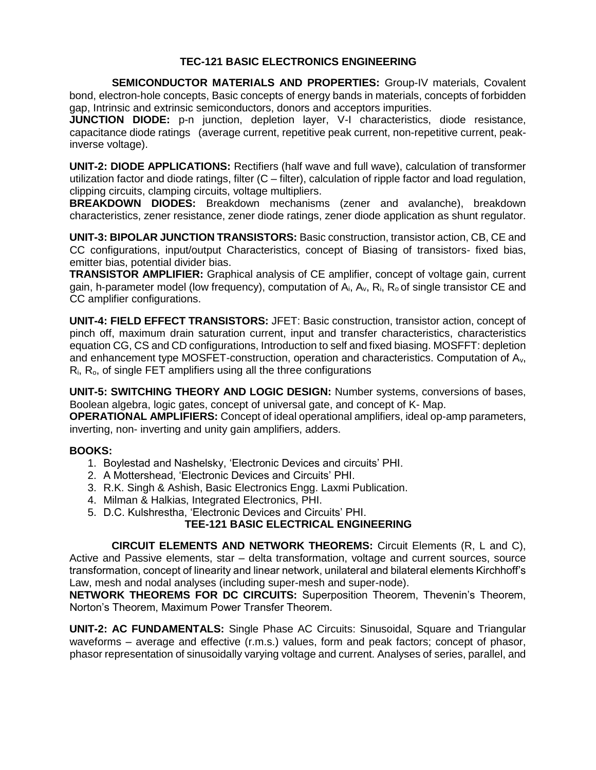## TEC-121 BASIC ELECTRONICS ENGINEERING

**SEMICONDUCTOR MATERIALS AND PROPERTIES:** Group-IV materials, Covalent bond, electron-hole concepts, Basic concepts of energy bands in materials, concepts of forbidden gap, Intrinsic and extrinsic semiconductors, donors and acceptors impurities.

**JUNCTION DIODE:** p-n junction, depletion layer, V-I characteristics, diode resistance, capacitance diode ratings (average current, repetitive peak current, non-repetitive current, peak-inverse voltage).

**UNIT-2: DIODE APPLICATIONS:** Rectifiers (half wave and full wave), calculation of transformer utilization factor and diode ratings, filter (C – filter), calculation of ripple factor and load regulation, clipping circuits, clamping circuits, voltage multipliers.

**BREAKDOWN DIODES:** Breakdown mechanisms (zener and avalanche), breakdown characteristics, zener resistance, zener diode ratings, zener diode application as shunt regulator.

**UNIT-3: BIPOLAR JUNCTION TRANSISTORS:** Basic construction, transistor action, CB, CE and CC configurations, input/output Characteristics, concept of Biasing of transistors- fixed bias, emitter bias, potential divider bias.

**TRANSISTOR AMPLIFIER:** Graphical analysis of CE amplifier, concept of voltage gain, current gain, h-parameter model (low frequency), computation of $A_i$, $A_v$, $R_i$, $R_o$ of single transistor CE and CC amplifier configurations.

**UNIT-4: FIELD EFFECT TRANSISTORS:** JFET: Basic construction, transistor action, concept of pinch off, maximum drain saturation current, input and transfer characteristics, characteristics equation CG, CS and CD configurations, Introduction to self and fixed biasing. MOSFFT: depletion and enhancement type MOSFET-construction, operation and characteristics. Computation of $A_v$, $R_i$, $R_o$, of single FET amplifiers using all the three configurations

**UNIT-5: SWITCHING THEORY AND LOGIC DESIGN:** Number systems, conversions of bases, Boolean algebra, logic gates, concept of universal gate, and concept of K- Map.

**OPERATIONAL AMPLIFIERS:** Concept of ideal operational amplifiers, ideal op-amp parameters, inverting, non- inverting and unity gain amplifiers, adders.

**BOOKS:**

1. Boylestad and Nashelsky, 'Electronic Devices and circuits' PHI.
2. A Mottershead, 'Electronic Devices and Circuits' PHI.
3. R.K. Singh & Ashish, Basic Electronics Engg. Laxmi Publication.
4. Milman & Halkias, Integrated Electronics, PHI.
5. D.C. Kulshrestha, 'Electronic Devices and Circuits' PHI.

## TEE-121 BASIC ELECTRICAL ENGINEERING

**CIRCUIT ELEMENTS AND NETWORK THEOREMS:** Circuit Elements (R, L and C), Active and Passive elements, star – delta transformation, voltage and current sources, source transformation, concept of linearity and linear network, unilateral and bilateral elements Kirchhoff's Law, mesh and nodal analyses (including super-mesh and super-node).

**NETWORK THEOREMS FOR DC CIRCUITS:** Superposition Theorem, Thevenin's Theorem, Norton's Theorem, Maximum Power Transfer Theorem.

**UNIT-2: AC FUNDAMENTALS:** Single Phase AC Circuits: Sinusoidal, Square and Triangular waveforms – average and effective (r.m.s.) values, form and peak factors; concept of phasor, phasor representation of sinusoidally varying voltage and current. Analyses of series, parallel, and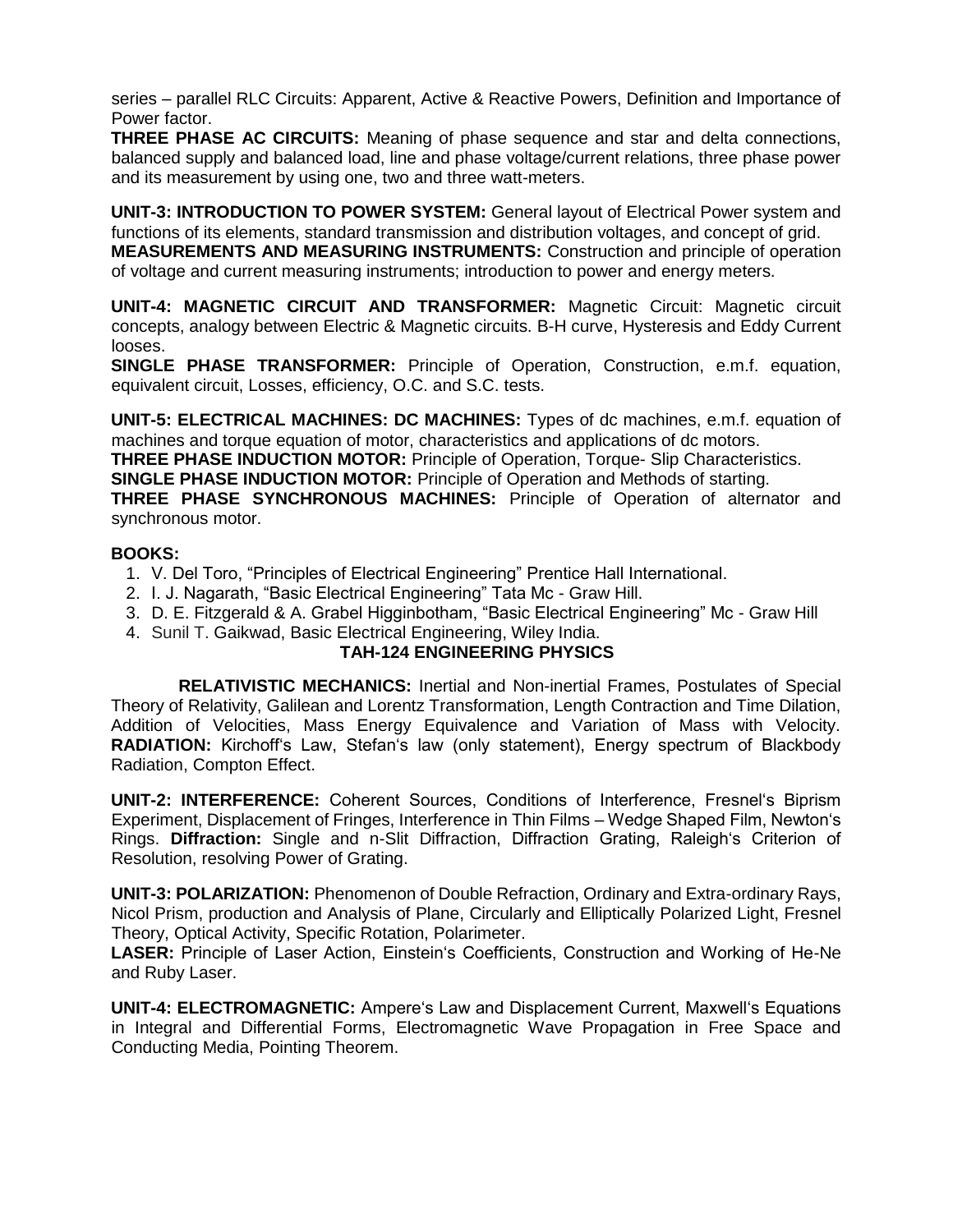series – parallel RLC Circuits: Apparent, Active & Reactive Powers, Definition and Importance of Power factor.

**THREE PHASE AC CIRCUITS:** Meaning of phase sequence and star and delta connections, balanced supply and balanced load, line and phase voltage/current relations, three phase power and its measurement by using one, two and three watt-meters.

**UNIT-3: INTRODUCTION TO POWER SYSTEM:** General layout of Electrical Power system and functions of its elements, standard transmission and distribution voltages, and concept of grid.

**MEASUREMENTS AND MEASURING INSTRUMENTS:** Construction and principle of operation of voltage and current measuring instruments; introduction to power and energy meters.

**UNIT-4: MAGNETIC CIRCUIT AND TRANSFORMER:** Magnetic Circuit: Magnetic circuit concepts, analogy between Electric & Magnetic circuits. B-H curve, Hysteresis and Eddy Current looses.

**SINGLE PHASE TRANSFORMER:** Principle of Operation, Construction, e.m.f. equation, equivalent circuit, Losses, efficiency, O.C. and S.C. tests.

**UNIT-5: ELECTRICAL MACHINES: DC MACHINES:** Types of dc machines, e.m.f. equation of machines and torque equation of motor, characteristics and applications of dc motors.

**THREE PHASE INDUCTION MOTOR:** Principle of Operation, Torque- Slip Characteristics.

**SINGLE PHASE INDUCTION MOTOR:** Principle of Operation and Methods of starting.

**THREE PHASE SYNCHRONOUS MACHINES:** Principle of Operation of alternator and synchronous motor.

**BOOKS:**

1. V. Del Toro, "Principles of Electrical Engineering" Prentice Hall International.
2. I. J. Nagarath, "Basic Electrical Engineering" Tata Mc - Graw Hill.
3. D. E. Fitzgerald & A. Grabel Higginbotham, "Basic Electrical Engineering" Mc - Graw Hill
4. Sunil T. Gaikwad, Basic Electrical Engineering, Wiley India.

## TAH-124 ENGINEERING PHYSICS

**RELATIVISTIC MECHANICS:** Inertial and Non-inertial Frames, Postulates of Special Theory of Relativity, Galilean and Lorentz Transformation, Length Contraction and Time Dilation, Addition of Velocities, Mass Energy Equivalence and Variation of Mass with Velocity. **RADIATION:** Kirchoff's Law, Stefan's law (only statement), Energy spectrum of Blackbody Radiation, Compton Effect.

**UNIT-2: INTERFERENCE:** Coherent Sources, Conditions of Interference, Fresnel's Biprism Experiment, Displacement of Fringes, Interference in Thin Films – Wedge Shaped Film, Newton's Rings. **Diffraction:** Single and n-Slit Diffraction, Diffraction Grating, Raleigh's Criterion of Resolution, resolving Power of Grating.

**UNIT-3: POLARIZATION:** Phenomenon of Double Refraction, Ordinary and Extra-ordinary Rays, Nicol Prism, production and Analysis of Plane, Circularly and Elliptically Polarized Light, Fresnel Theory, Optical Activity, Specific Rotation, Polarimeter.

**LASER:** Principle of Laser Action, Einstein's Coefficients, Construction and Working of He-Ne and Ruby Laser.

**UNIT-4: ELECTROMAGNETIC:** Ampere's Law and Displacement Current, Maxwell's Equations in Integral and Differential Forms, Electromagnetic Wave Propagation in Free Space and Conducting Media, Pointing Theorem.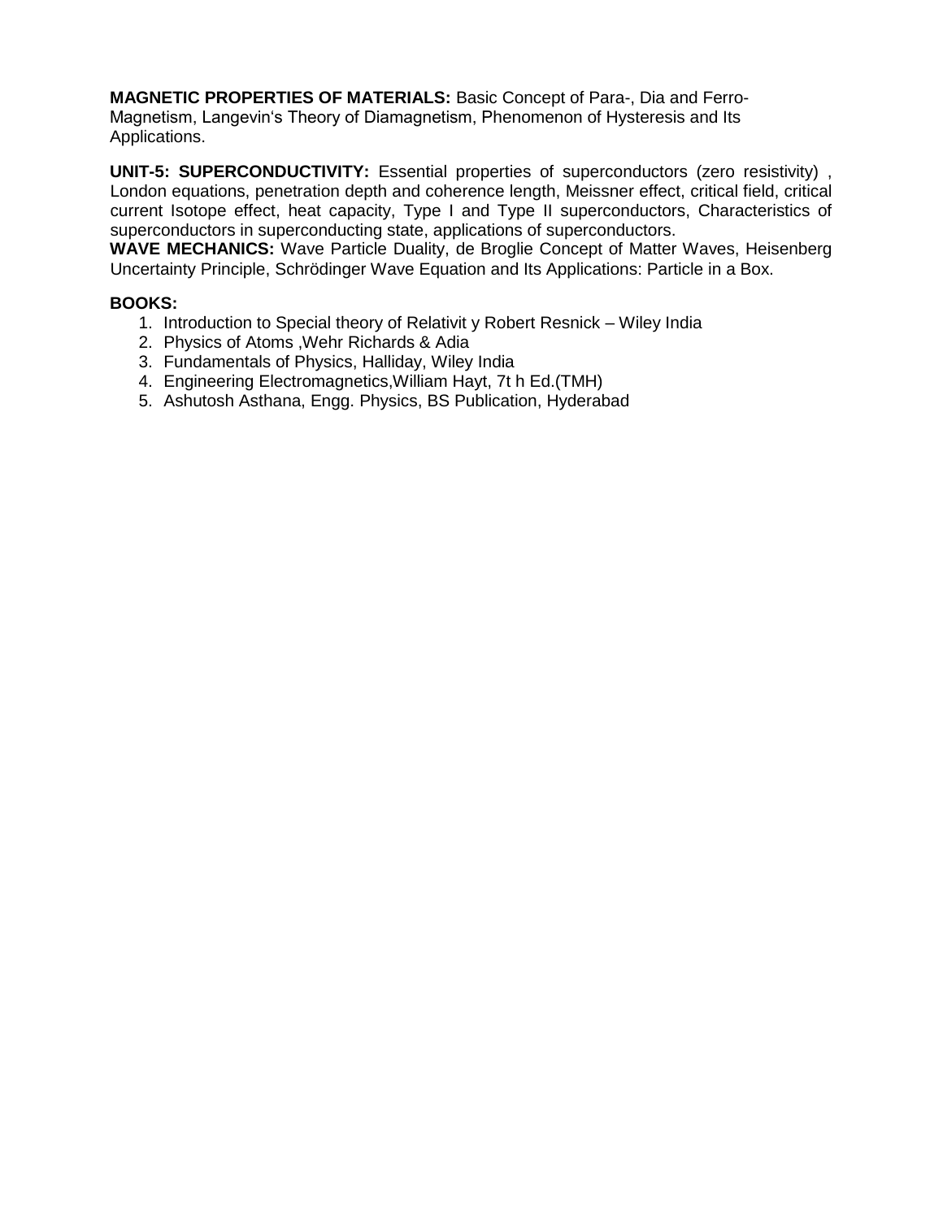**MAGNETIC PROPERTIES OF MATERIALS:** Basic Concept of Para-, Dia and Ferro-Magnetism, Langevin's Theory of Diamagnetism, Phenomenon of Hysteresis and Its Applications.

**UNIT-5: SUPERCONDUCTIVITY:** Essential properties of superconductors (zero resistivity) , London equations, penetration depth and coherence length, Meissner effect, critical field, critical current Isotope effect, heat capacity, Type I and Type II superconductors, Characteristics of superconductors in superconducting state, applications of superconductors.

**WAVE MECHANICS:** Wave Particle Duality, de Broglie Concept of Matter Waves, Heisenberg Uncertainty Principle, Schrödinger Wave Equation and Its Applications: Particle in a Box.

**BOOKS:**

1. Introduction to Special theory of Relativit y Robert Resnick – Wiley India
2. Physics of Atoms ,Wehr Richards & Adia
3. Fundamentals of Physics, Halliday, Wiley India
4. Engineering Electromagnetics,William Hayt, 7t h Ed.(TMH)
5. Ashutosh Asthana, Engg. Physics, BS Publication, Hyderabad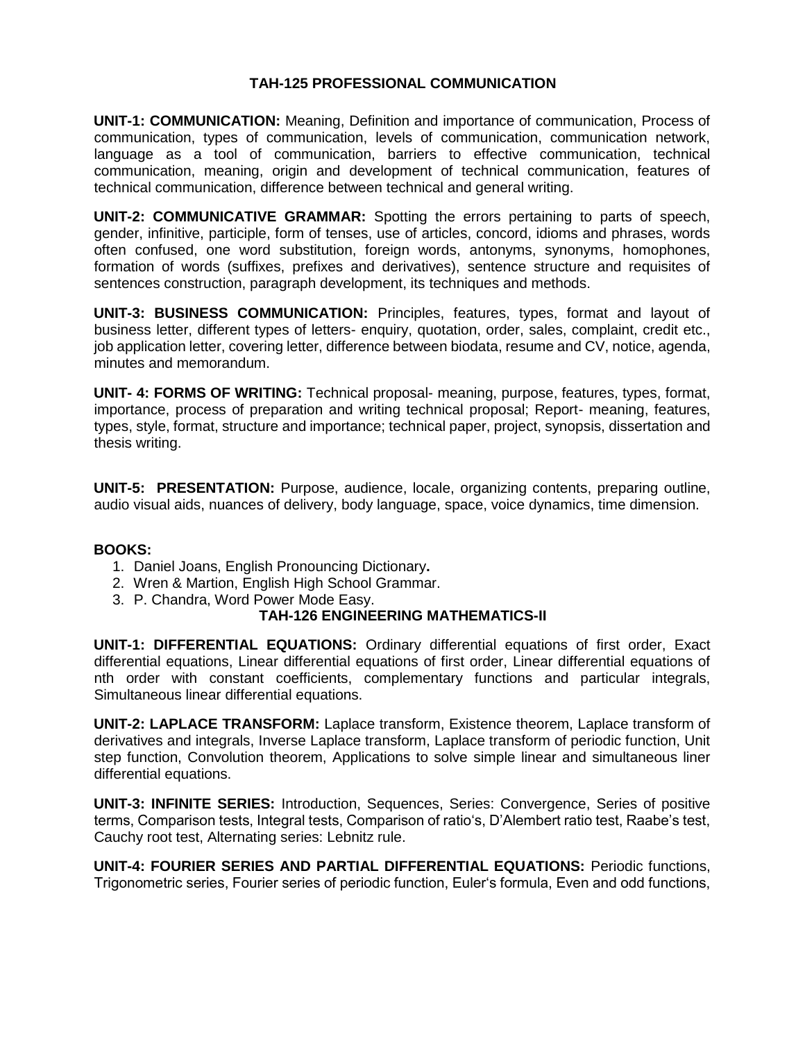## TAH-125 PROFESSIONAL COMMUNICATION

**UNIT-1: COMMUNICATION:** Meaning, Definition and importance of communication, Process of communication, types of communication, levels of communication, communication network, language as a tool of communication, barriers to effective communication, technical communication, meaning, origin and development of technical communication, features of technical communication, difference between technical and general writing.

**UNIT-2: COMMUNICATIVE GRAMMAR:** Spotting the errors pertaining to parts of speech, gender, infinitive, participle, form of tenses, use of articles, concord, idioms and phrases, words often confused, one word substitution, foreign words, antonyms, synonyms, homophones, formation of words (suffixes, prefixes and derivatives), sentence structure and requisites of sentences construction, paragraph development, its techniques and methods.

**UNIT-3: BUSINESS COMMUNICATION:** Principles, features, types, format and layout of business letter, different types of letters- enquiry, quotation, order, sales, complaint, credit etc., job application letter, covering letter, difference between biodata, resume and CV, notice, agenda, minutes and memorandum.

**UNIT- 4: FORMS OF WRITING:** Technical proposal- meaning, purpose, features, types, format, importance, process of preparation and writing technical proposal; Report- meaning, features, types, style, format, structure and importance; technical paper, project, synopsis, dissertation and thesis writing.

**UNIT-5: PRESENTATION:** Purpose, audience, locale, organizing contents, preparing outline, audio visual aids, nuances of delivery, body language, space, voice dynamics, time dimension.

**BOOKS:**

1. Daniel Joans, English Pronouncing Dictionary**.**
2. Wren & Martion, English High School Grammar.
3. P. Chandra, Word Power Mode Easy.

## TAH-126 ENGINEERING MATHEMATICS-II

**UNIT-1: DIFFERENTIAL EQUATIONS:** Ordinary differential equations of first order, Exact differential equations, Linear differential equations of first order, Linear differential equations of nth order with constant coefficients, complementary functions and particular integrals, Simultaneous linear differential equations.

**UNIT-2: LAPLACE TRANSFORM:** Laplace transform, Existence theorem, Laplace transform of derivatives and integrals, Inverse Laplace transform, Laplace transform of periodic function, Unit step function, Convolution theorem, Applications to solve simple linear and simultaneous liner differential equations.

**UNIT-3: INFINITE SERIES:** Introduction, Sequences, Series: Convergence, Series of positive terms, Comparison tests, Integral tests, Comparison of ratio's, D'Alembert ratio test, Raabe's test, Cauchy root test, Alternating series: Lebnitz rule.

**UNIT-4: FOURIER SERIES AND PARTIAL DIFFERENTIAL EQUATIONS:** Periodic functions, Trigonometric series, Fourier series of periodic function, Euler's formula, Even and odd functions,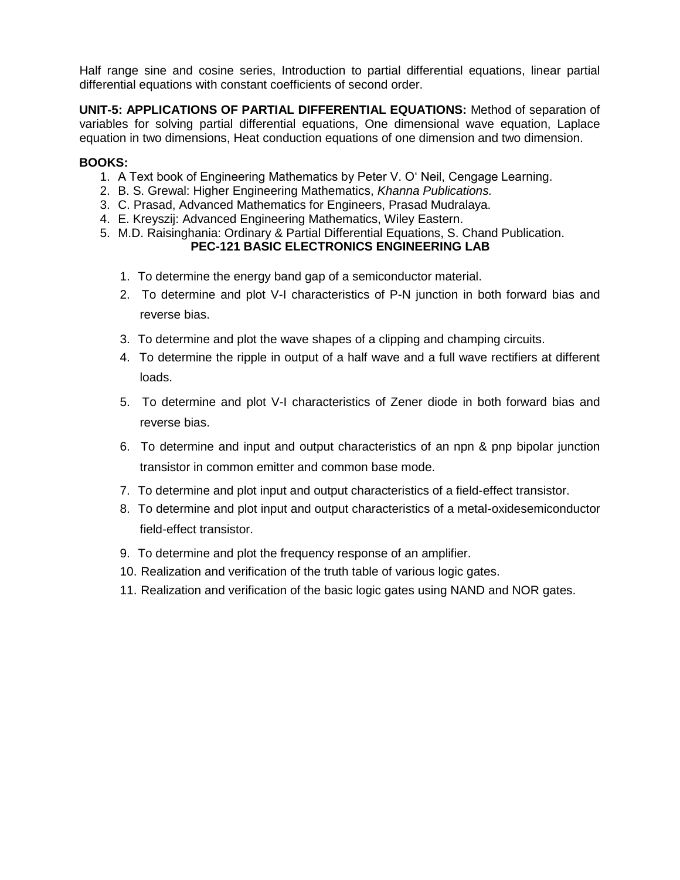Half range sine and cosine series, Introduction to partial differential equations, linear partial differential equations with constant coefficients of second order.

**UNIT-5: APPLICATIONS OF PARTIAL DIFFERENTIAL EQUATIONS:** Method of separation of variables for solving partial differential equations, One dimensional wave equation, Laplace equation in two dimensions, Heat conduction equations of one dimension and two dimension.

**BOOKS:**

1. A Text book of Engineering Mathematics by Peter V. O‘ Neil, Cengage Learning.
2. B. S. Grewal: Higher Engineering Mathematics, *Khanna Publications.*
3. C. Prasad, Advanced Mathematics for Engineers, Prasad Mudralaya.
4. E. Kreyszij: Advanced Engineering Mathematics, Wiley Eastern.
5. M.D. Raisinghania: Ordinary & Partial Differential Equations, S. Chand Publication.

## PEC-121 BASIC ELECTRONICS ENGINEERING LAB

1. To determine the energy band gap of a semiconductor material.
2. To determine and plot V-I characteristics of P-N junction in both forward bias and reverse bias.
3. To determine and plot the wave shapes of a clipping and champing circuits.
4. To determine the ripple in output of a half wave and a full wave rectifiers at different loads.
5. To determine and plot V-I characteristics of Zener diode in both forward bias and reverse bias.
6. To determine and input and output characteristics of an npn & pnp bipolar junction transistor in common emitter and common base mode.
7. To determine and plot input and output characteristics of a field-effect transistor.
8. To determine and plot input and output characteristics of a metal-oxidesemiconductor field-effect transistor.
9. To determine and plot the frequency response of an amplifier.
10. Realization and verification of the truth table of various logic gates.
11. Realization and verification of the basic logic gates using NAND and NOR gates.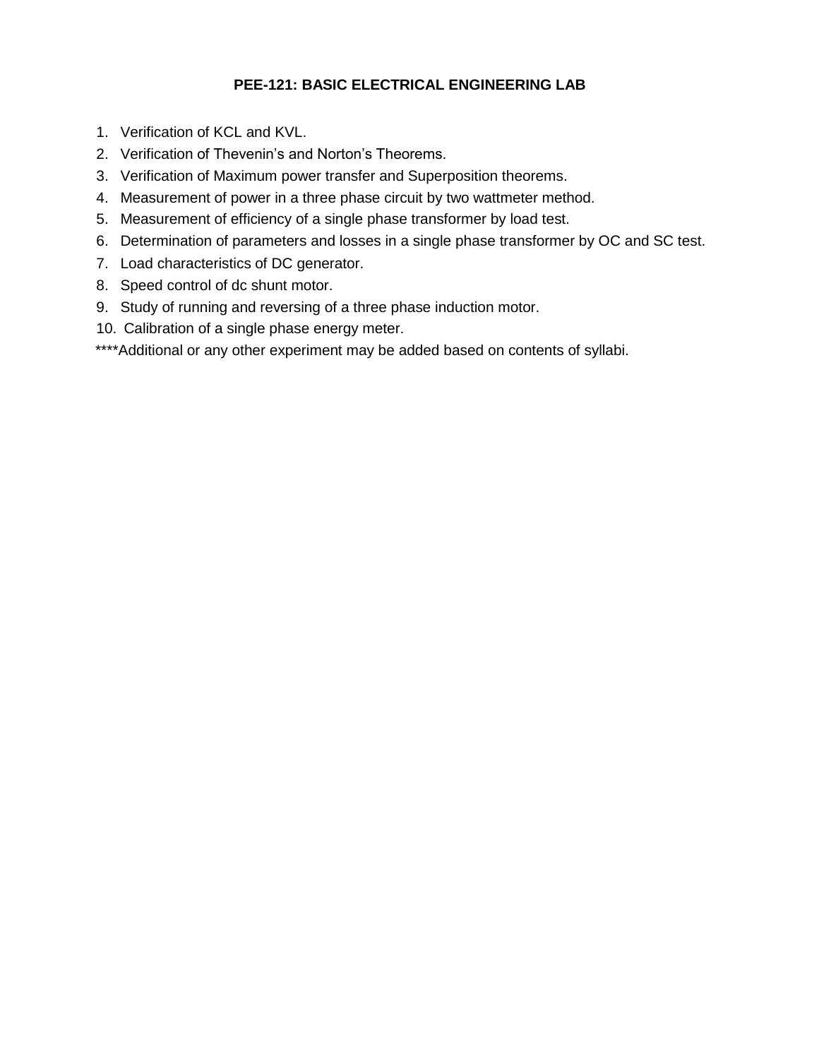**PEE-121: BASIC ELECTRICAL ENGINEERING LAB**

1. Verification of KCL and KVL.
2. Verification of Thevenin's and Norton's Theorems.
3. Verification of Maximum power transfer and Superposition theorems.
4. Measurement of power in a three phase circuit by two wattmeter method.
5. Measurement of efficiency of a single phase transformer by load test.
6. Determination of parameters and losses in a single phase transformer by OC and SC test.
7. Load characteristics of DC generator.
8. Speed control of dc shunt motor.
9. Study of running and reversing of a three phase induction motor.
10. Calibration of a single phase energy meter.

****Additional or any other experiment may be added based on contents of syllabi.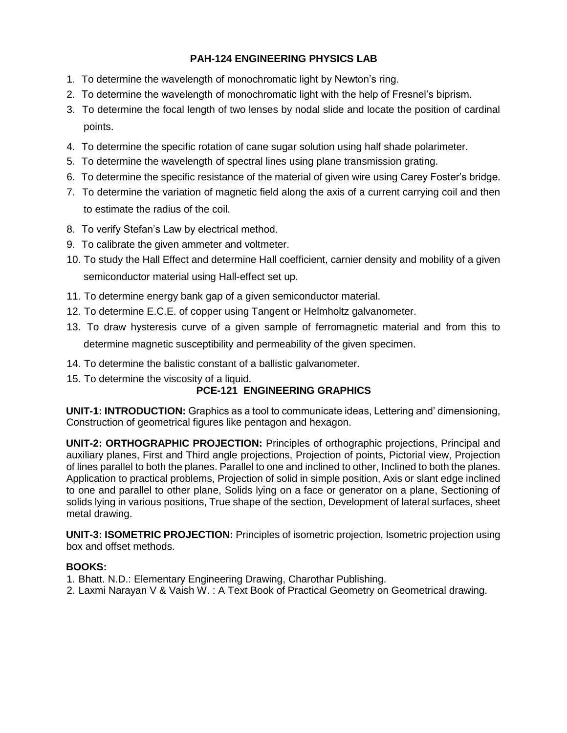## PAH-124 ENGINEERING PHYSICS LAB

1. To determine the wavelength of monochromatic light by Newton's ring.
2. To determine the wavelength of monochromatic light with the help of Fresnel's biprism.
3. To determine the focal length of two lenses by nodal slide and locate the position of cardinal points.
4. To determine the specific rotation of cane sugar solution using half shade polarimeter.
5. To determine the wavelength of spectral lines using plane transmission grating.
6. To determine the specific resistance of the material of given wire using Carey Foster's bridge.
7. To determine the variation of magnetic field along the axis of a current carrying coil and then to estimate the radius of the coil.
8. To verify Stefan's Law by electrical method.
9. To calibrate the given ammeter and voltmeter.
10. To study the Hall Effect and determine Hall coefficient, carnier density and mobility of a given semiconductor material using Hall-effect set up.
11. To determine energy bank gap of a given semiconductor material.
12. To determine E.C.E. of copper using Tangent or Helmholtz galvanometer.
13. To draw hysteresis curve of a given sample of ferromagnetic material and from this to determine magnetic susceptibility and permeability of the given specimen.
14. To determine the balistic constant of a ballistic galvanometer.
15. To determine the viscosity of a liquid.

## PCE-121 ENGINEERING GRAPHICS

**UNIT-1: INTRODUCTION:** Graphics as a tool to communicate ideas, Lettering and' dimensioning, Construction of geometrical figures like pentagon and hexagon.

**UNIT-2: ORTHOGRAPHIC PROJECTION:** Principles of orthographic projections, Principal and auxiliary planes, First and Third angle projections, Projection of points, Pictorial view, Projection of lines parallel to both the planes. Parallel to one and inclined to other, Inclined to both the planes. Application to practical problems, Projection of solid in simple position, Axis or slant edge inclined to one and parallel to other plane, Solids lying on a face or generator on a plane, Sectioning of solids lying in various positions, True shape of the section, Development of lateral surfaces, sheet metal drawing.

**UNIT-3: ISOMETRIC PROJECTION:** Principles of isometric projection, Isometric projection using box and offset methods.

**BOOKS:**

1. Bhatt. N.D.: Elementary Engineering Drawing, Charothar Publishing.
2. Laxmi Narayan V & Vaish W. : A Text Book of Practical Geometry on Geometrical drawing.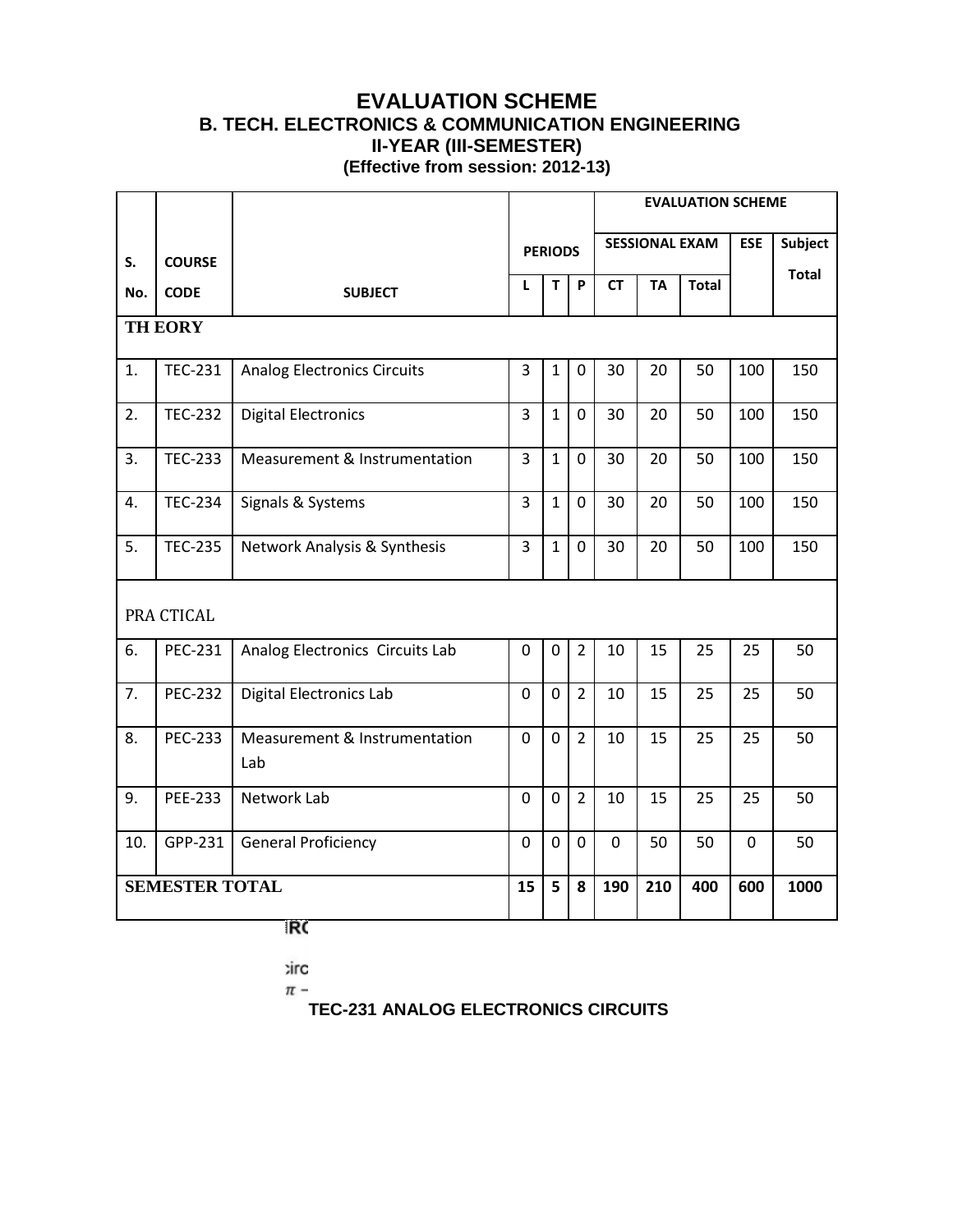# EVALUATION SCHEME
## B. TECH. ELECTRONICS & COMMUNICATION ENGINEERING
### II-YEAR (III-SEMESTER)
**(Effective from session: 2012-13)**

| S. No. | COURSE CODE | SUBJECT | PERIODS | | | EVALUATION SCHEME | | | | |
|---|---|---|---|---|---|---|---|---|---|---|
| | | | | | | SESSIONAL EXAM | | | ESE | Subject Total |
| | | | L | T | P | CT | TA | Total | | |
| **TH EORY** | | | | | | | | | | |
| 1. | TEC-231 | Analog Electronics Circuits | 3 | 1 | 0 | 30 | 20 | 50 | 100 | 150 |
| 2. | TEC-232 | Digital Electronics | 3 | 1 | 0 | 30 | 20 | 50 | 100 | 150 |
| 3. | TEC-233 | Measurement & Instrumentation | 3 | 1 | 0 | 30 | 20 | 50 | 100 | 150 |
| 4. | TEC-234 | Signals & Systems | 3 | 1 | 0 | 30 | 20 | 50 | 100 | 150 |
| 5. | TEC-235 | Network Analysis & Synthesis | 3 | 1 | 0 | 30 | 20 | 50 | 100 | 150 |
| PRA CTICAL | | | | | | | | | | |
| 6. | PEC-231 | Analog Electronics Circuits Lab | 0 | 0 | 2 | 10 | 15 | 25 | 25 | 50 |
| 7. | PEC-232 | Digital Electronics Lab | 0 | 0 | 2 | 10 | 15 | 25 | 25 | 50 |
| 8. | PEC-233 | Measurement & Instrumentation Lab | 0 | 0 | 2 | 10 | 15 | 25 | 25 | 50 |
| 9. | PEE-233 | Network Lab | 0 | 0 | 2 | 10 | 15 | 25 | 25 | 50 |
| 10. | GPP-231 | General Proficiency | 0 | 0 | 0 | 0 | 50 | 50 | 0 | 50 |
| **SEMESTER TOTAL** | | | **15** | **5** | **8** | **190** | **210** | **400** | **600** | **1000** |

**TEC-231 ANALOG ELECTRONICS CIRCUITS**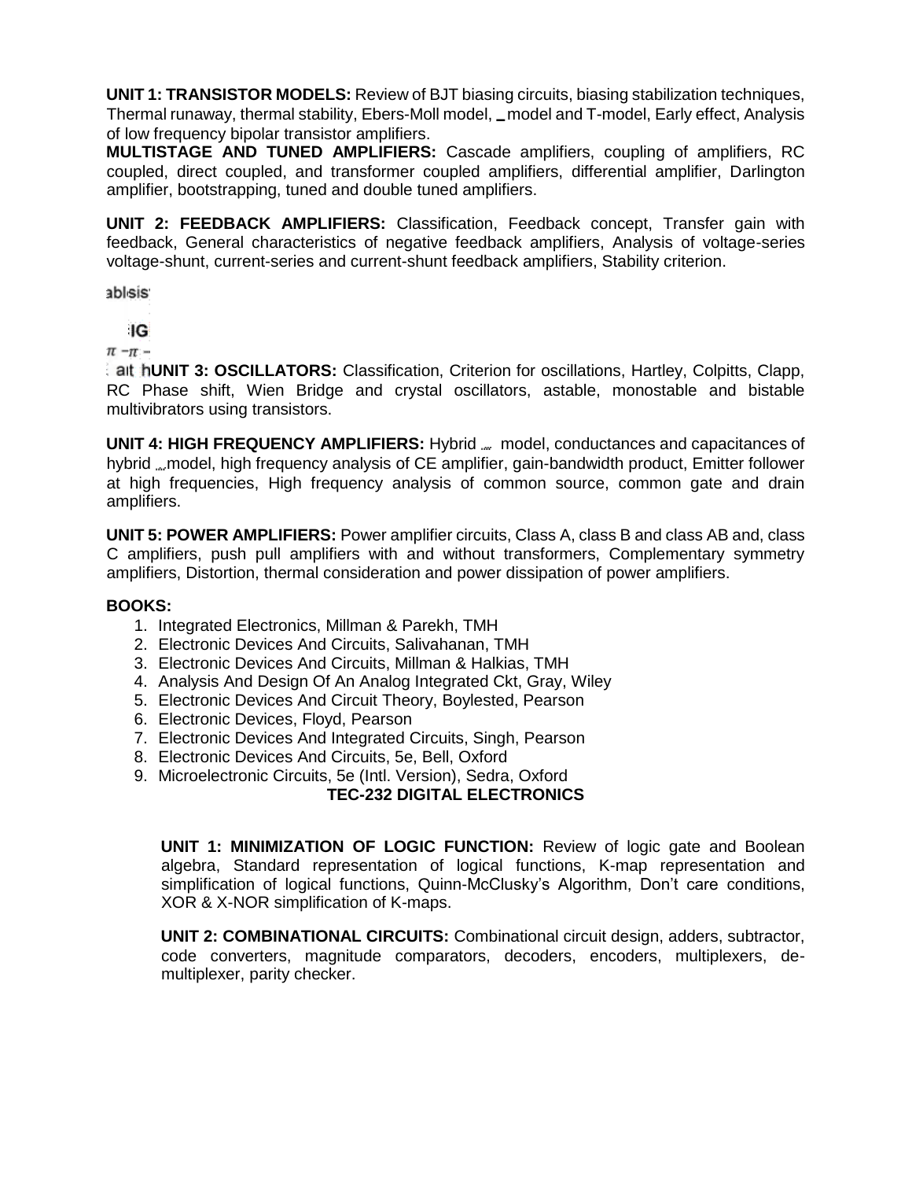**UNIT 1: TRANSISTOR MODELS:** Review of BJT biasing circuits, biasing stabilization techniques, Thermal runaway, thermal stability, Ebers-Moll model, _ model and T-model, Early effect, Analysis of low frequency bipolar transistor amplifiers.

**MULTISTAGE AND TUNED AMPLIFIERS:** Cascade amplifiers, coupling of amplifiers, RC coupled, direct coupled, and transformer coupled amplifiers, differential amplifier, Darlington amplifier, bootstrapping, tuned and double tuned amplifiers.

**UNIT 2: FEEDBACK AMPLIFIERS:** Classification, Feedback concept, Transfer gain with feedback, General characteristics of negative feedback amplifiers, Analysis of voltage-series voltage-shunt, current-series and current-shunt feedback amplifiers, Stability criterion.

ablsis

IG

$\pi - \pi -$

alt h**UNIT 3: OSCILLATORS:** Classification, Criterion for oscillations, Hartley, Colpitts, Clapp, RC Phase shift, Wien Bridge and crystal oscillators, astable, monostable and bistable multivibrators using transistors.

**UNIT 4: HIGH FREQUENCY AMPLIFIERS:** Hybrid model, conductances and capacitances of hybrid model, high frequency analysis of CE amplifier, gain-bandwidth product, Emitter follower at high frequencies, High frequency analysis of common source, common gate and drain amplifiers.

**UNIT 5: POWER AMPLIFIERS:** Power amplifier circuits, Class A, class B and class AB and, class C amplifiers, push pull amplifiers with and without transformers, Complementary symmetry amplifiers, Distortion, thermal consideration and power dissipation of power amplifiers.

**BOOKS:**

1. Integrated Electronics, Millman & Parekh, TMH
2. Electronic Devices And Circuits, Salivahanan, TMH
3. Electronic Devices And Circuits, Millman & Halkias, TMH
4. Analysis And Design Of An Analog Integrated Ckt, Gray, Wiley
5. Electronic Devices And Circuit Theory, Boylested, Pearson
6. Electronic Devices, Floyd, Pearson
7. Electronic Devices And Integrated Circuits, Singh, Pearson
8. Electronic Devices And Circuits, 5e, Bell, Oxford
9. Microelectronic Circuits, 5e (Intl. Version), Sedra, Oxford

## TEC-232 DIGITAL ELECTRONICS

**UNIT 1: MINIMIZATION OF LOGIC FUNCTION:** Review of logic gate and Boolean algebra, Standard representation of logical functions, K-map representation and simplification of logical functions, Quinn-McClusky's Algorithm, Don't care conditions, XOR & X-NOR simplification of K-maps.

**UNIT 2: COMBINATIONAL CIRCUITS:** Combinational circuit design, adders, subtractor, code converters, magnitude comparators, decoders, encoders, multiplexers, de-multiplexer, parity checker.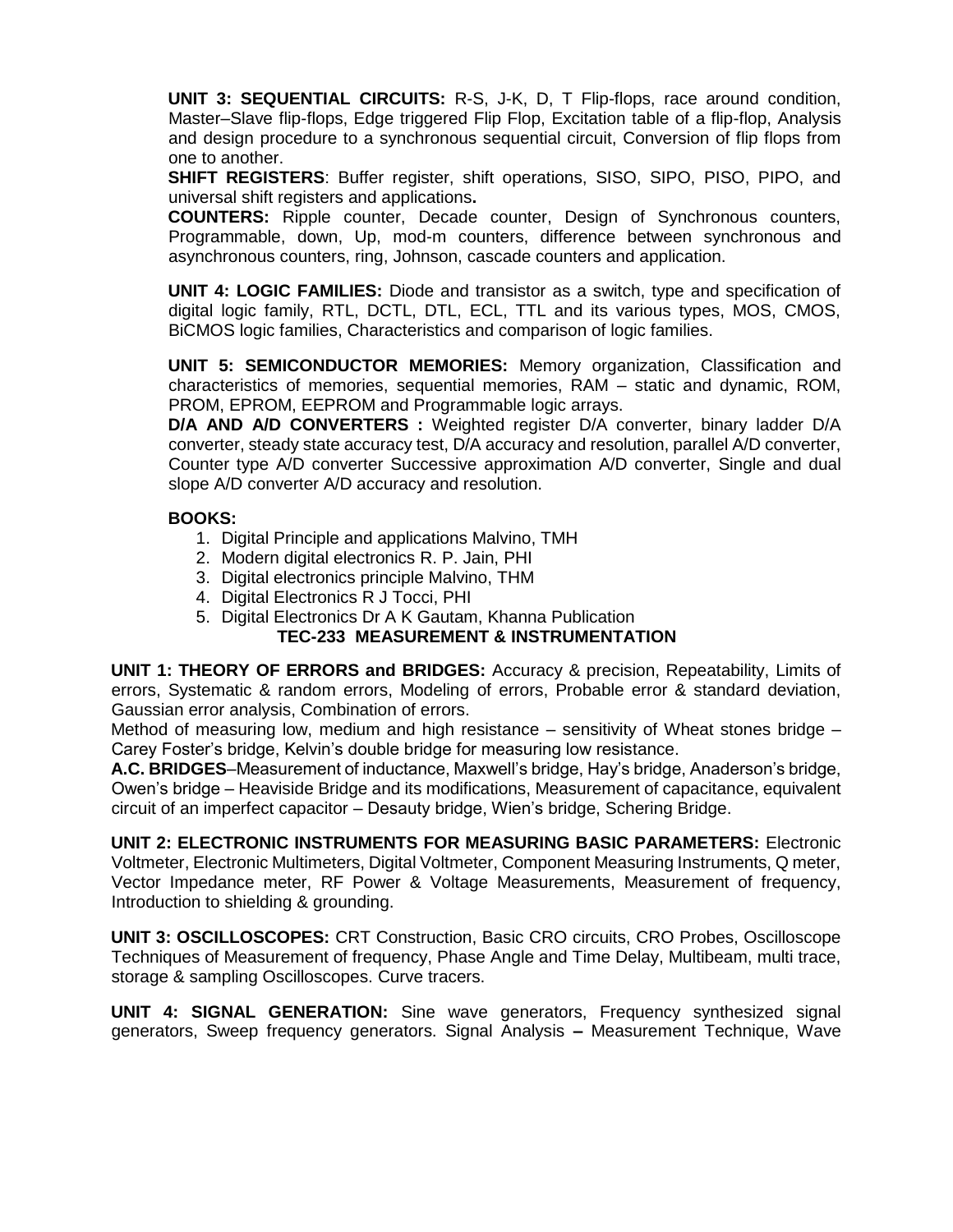**UNIT 3: SEQUENTIAL CIRCUITS:** R-S, J-K, D, T Flip-flops, race around condition, Master–Slave flip-flops, Edge triggered Flip Flop, Excitation table of a flip-flop, Analysis and design procedure to a synchronous sequential circuit, Conversion of flip flops from one to another.

**SHIFT REGISTERS**: Buffer register, shift operations, SISO, SIPO, PISO, PIPO, and universal shift registers and applications**.**

**COUNTERS:** Ripple counter, Decade counter, Design of Synchronous counters, Programmable, down, Up, mod-m counters, difference between synchronous and asynchronous counters, ring, Johnson, cascade counters and application.

**UNIT 4: LOGIC FAMILIES:** Diode and transistor as a switch, type and specification of digital logic family, RTL, DCTL, DTL, ECL, TTL and its various types, MOS, CMOS, BiCMOS logic families, Characteristics and comparison of logic families.

**UNIT 5: SEMICONDUCTOR MEMORIES:** Memory organization, Classification and characteristics of memories, sequential memories, RAM – static and dynamic, ROM, PROM, EPROM, EEPROM and Programmable logic arrays.

**D/A AND A/D CONVERTERS :** Weighted register D/A converter, binary ladder D/A converter, steady state accuracy test, D/A accuracy and resolution, parallel A/D converter, Counter type A/D converter Successive approximation A/D converter, Single and dual slope A/D converter A/D accuracy and resolution.

**BOOKS:**

1. Digital Principle and applications Malvino, TMH
2. Modern digital electronics R. P. Jain, PHI
3. Digital electronics principle Malvino, THM
4. Digital Electronics R J Tocci, PHI
5. Digital Electronics Dr A K Gautam, Khanna Publication

## TEC-233 MEASUREMENT & INSTRUMENTATION

**UNIT 1: THEORY OF ERRORS and BRIDGES:** Accuracy & precision, Repeatability, Limits of errors, Systematic & random errors, Modeling of errors, Probable error & standard deviation, Gaussian error analysis, Combination of errors.

Method of measuring low, medium and high resistance – sensitivity of Wheat stones bridge – Carey Foster's bridge, Kelvin's double bridge for measuring low resistance.

**A.C. BRIDGES**–Measurement of inductance, Maxwell's bridge, Hay's bridge, Anaderson's bridge, Owen's bridge – Heaviside Bridge and its modifications, Measurement of capacitance, equivalent circuit of an imperfect capacitor – Desauty bridge, Wien's bridge, Schering Bridge.

**UNIT 2: ELECTRONIC INSTRUMENTS FOR MEASURING BASIC PARAMETERS:** Electronic Voltmeter, Electronic Multimeters, Digital Voltmeter, Component Measuring Instruments, Q meter, Vector Impedance meter, RF Power & Voltage Measurements, Measurement of frequency, Introduction to shielding & grounding.

**UNIT 3: OSCILLOSCOPES:** CRT Construction, Basic CRO circuits, CRO Probes, Oscilloscope Techniques of Measurement of frequency, Phase Angle and Time Delay, Multibeam, multi trace, storage & sampling Oscilloscopes. Curve tracers.

**UNIT 4: SIGNAL GENERATION:** Sine wave generators, Frequency synthesized signal generators, Sweep frequency generators. Signal Analysis **–** Measurement Technique, Wave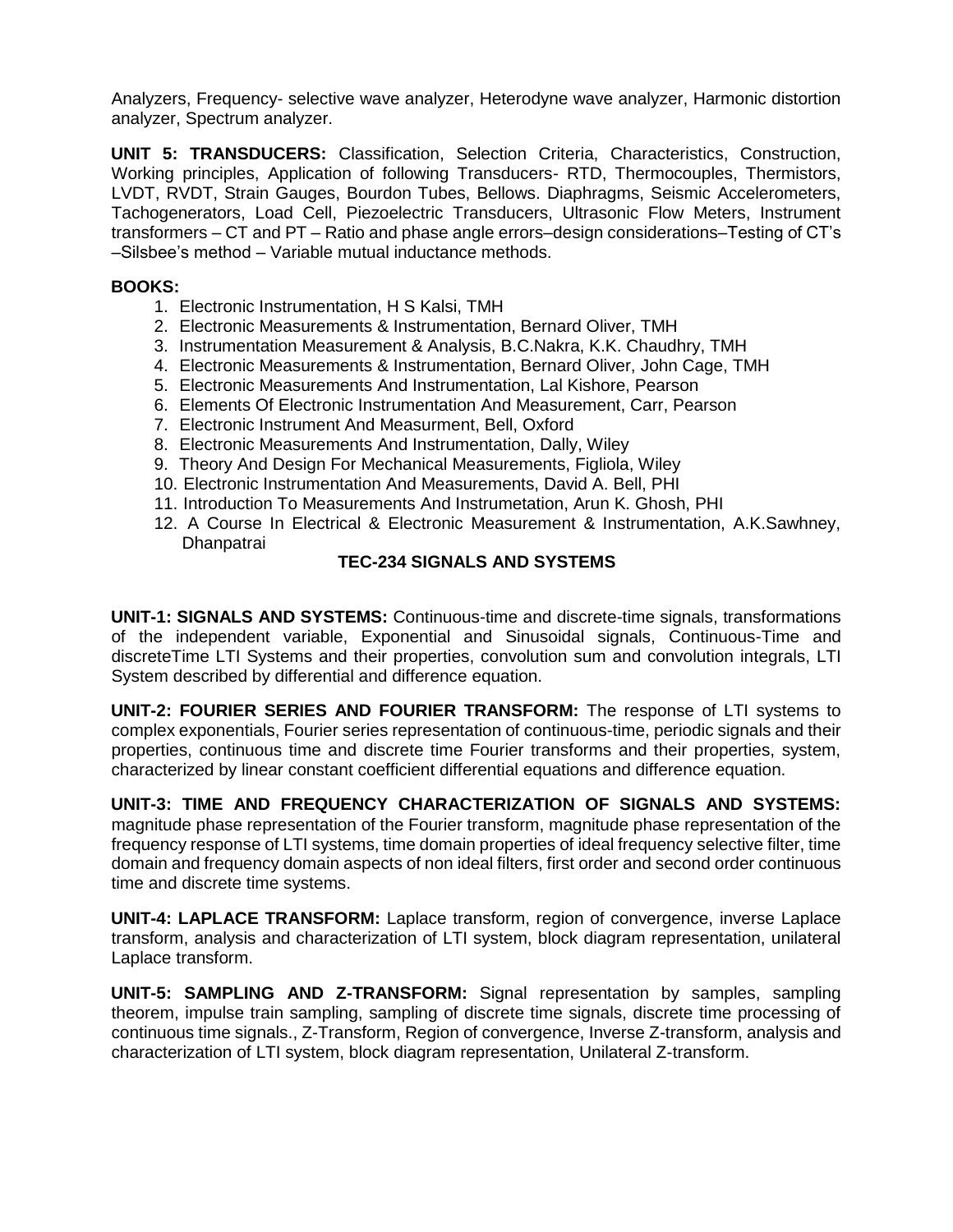Analyzers, Frequency- selective wave analyzer, Heterodyne wave analyzer, Harmonic distortion analyzer, Spectrum analyzer.

**UNIT 5: TRANSDUCERS:** Classification, Selection Criteria, Characteristics, Construction, Working principles, Application of following Transducers- RTD, Thermocouples, Thermistors, LVDT, RVDT, Strain Gauges, Bourdon Tubes, Bellows. Diaphragms, Seismic Accelerometers, Tachogenerators, Load Cell, Piezoelectric Transducers, Ultrasonic Flow Meters, Instrument transformers – CT and PT – Ratio and phase angle errors–design considerations–Testing of CT's –Silsbee's method – Variable mutual inductance methods.

**BOOKS:**

1. Electronic Instrumentation, H S Kalsi, TMH
2. Electronic Measurements & Instrumentation, Bernard Oliver, TMH
3. Instrumentation Measurement & Analysis, B.C.Nakra, K.K. Chaudhry, TMH
4. Electronic Measurements & Instrumentation, Bernard Oliver, John Cage, TMH
5. Electronic Measurements And Instrumentation, Lal Kishore, Pearson
6. Elements Of Electronic Instrumentation And Measurement, Carr, Pearson
7. Electronic Instrument And Measurment, Bell, Oxford
8. Electronic Measurements And Instrumentation, Dally, Wiley
9. Theory And Design For Mechanical Measurements, Figliola, Wiley
10. Electronic Instrumentation And Measurements, David A. Bell, PHI
11. Introduction To Measurements And Instrumetation, Arun K. Ghosh, PHI
12. A Course In Electrical & Electronic Measurement & Instrumentation, A.K.Sawhney, Dhanpatrai

## TEC-234 SIGNALS AND SYSTEMS

**UNIT-1: SIGNALS AND SYSTEMS:** Continuous-time and discrete-time signals, transformations of the independent variable, Exponential and Sinusoidal signals, Continuous-Time and discreteTime LTI Systems and their properties, convolution sum and convolution integrals, LTI System described by differential and difference equation.

**UNIT-2: FOURIER SERIES AND FOURIER TRANSFORM:** The response of LTI systems to complex exponentials, Fourier series representation of continuous-time, periodic signals and their properties, continuous time and discrete time Fourier transforms and their properties, system, characterized by linear constant coefficient differential equations and difference equation.

**UNIT-3: TIME AND FREQUENCY CHARACTERIZATION OF SIGNALS AND SYSTEMS:** magnitude phase representation of the Fourier transform, magnitude phase representation of the frequency response of LTI systems, time domain properties of ideal frequency selective filter, time domain and frequency domain aspects of non ideal filters, first order and second order continuous time and discrete time systems.

**UNIT-4: LAPLACE TRANSFORM:** Laplace transform, region of convergence, inverse Laplace transform, analysis and characterization of LTI system, block diagram representation, unilateral Laplace transform.

**UNIT-5: SAMPLING AND Z-TRANSFORM:** Signal representation by samples, sampling theorem, impulse train sampling, sampling of discrete time signals, discrete time processing of continuous time signals., Z-Transform, Region of convergence, Inverse Z-transform, analysis and characterization of LTI system, block diagram representation, Unilateral Z-transform.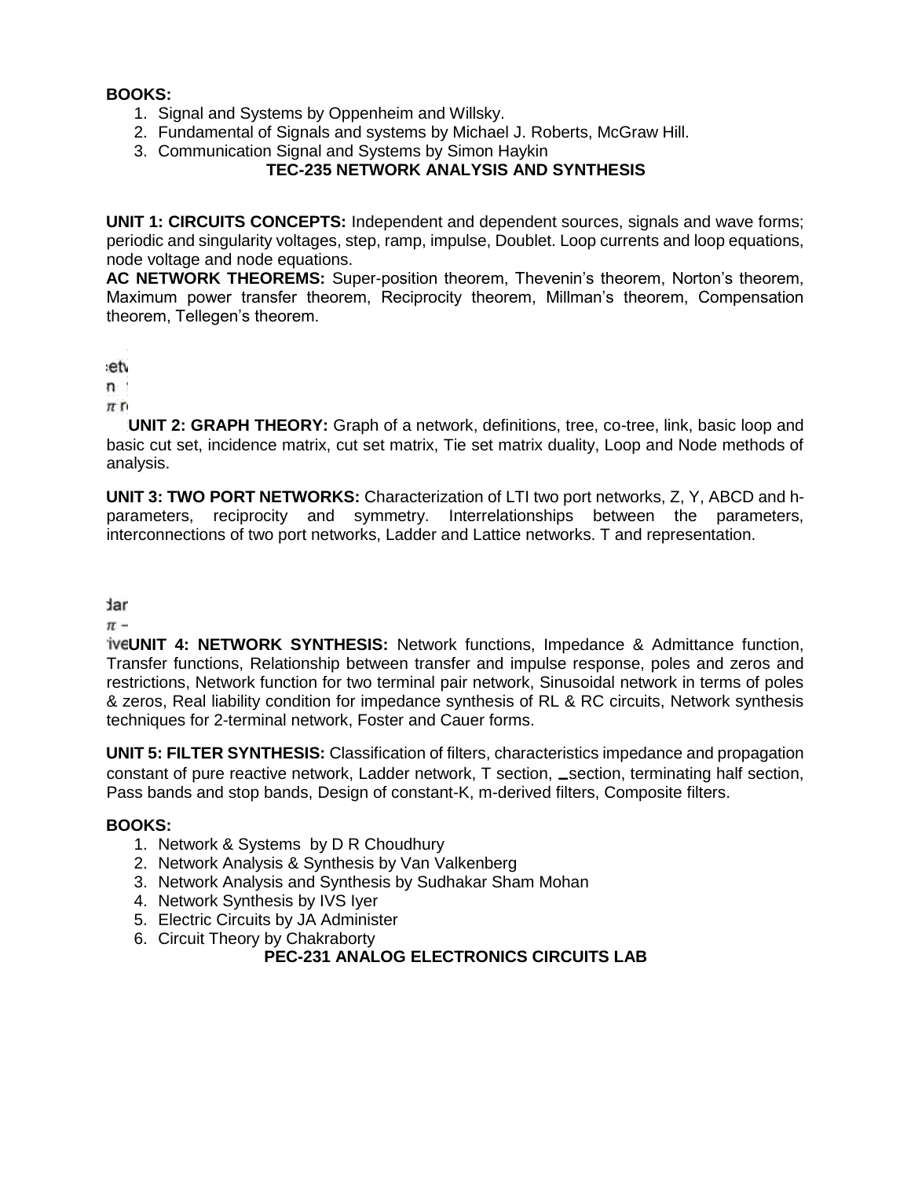**BOOKS:**

1. Signal and Systems by Oppenheim and Willsky.
2. Fundamental of Signals and systems by Michael J. Roberts, McGraw Hill.
3. Communication Signal and Systems by Simon Haykin

## TEC-235 NETWORK ANALYSIS AND SYNTHESIS

**UNIT 1: CIRCUITS CONCEPTS:** Independent and dependent sources, signals and wave forms; periodic and singularity voltages, step, ramp, impulse, Doublet. Loop currents and loop equations, node voltage and node equations.

**AC NETWORK THEOREMS:** Super-position theorem, Thevenin's theorem, Norton's theorem, Maximum power transfer theorem, Reciprocity theorem, Millman's theorem, Compensation theorem, Tellegen's theorem.

**UNIT 2: GRAPH THEORY:** Graph of a network, definitions, tree, co-tree, link, basic loop and basic cut set, incidence matrix, cut set matrix, Tie set matrix duality, Loop and Node methods of analysis.

**UNIT 3: TWO PORT NETWORKS:** Characterization of LTI two port networks, Z, Y, ABCD and h-parameters, reciprocity and symmetry. Interrelationships between the parameters, interconnections of two port networks, Ladder and Lattice networks. T and representation.

**UNIT 4: NETWORK SYNTHESIS:** Network functions, Impedance & Admittance function, Transfer functions, Relationship between transfer and impulse response, poles and zeros and restrictions, Network function for two terminal pair network, Sinusoidal network in terms of poles & zeros, Real liability condition for impedance synthesis of RL & RC circuits, Network synthesis techniques for 2-terminal network, Foster and Cauer forms.

**UNIT 5: FILTER SYNTHESIS:** Classification of filters, characteristics impedance and propagation constant of pure reactive network, Ladder network, T section, _section, terminating half section, Pass bands and stop bands, Design of constant-K, m-derived filters, Composite filters.

**BOOKS:**

1. Network & Systems by D R Choudhury
2. Network Analysis & Synthesis by Van Valkenberg
3. Network Analysis and Synthesis by Sudhakar Sham Mohan
4. Network Synthesis by IVS Iyer
5. Electric Circuits by JA Administer
6. Circuit Theory by Chakraborty

## PEC-231 ANALOG ELECTRONICS CIRCUITS LAB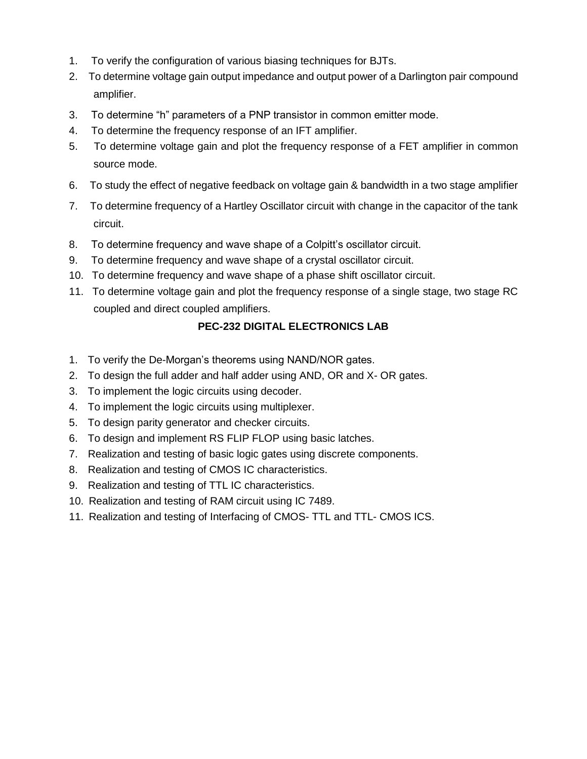1. To verify the configuration of various biasing techniques for BJTs.
2. To determine voltage gain output impedance and output power of a Darlington pair compound amplifier.
3. To determine “h” parameters of a PNP transistor in common emitter mode.
4. To determine the frequency response of an IFT amplifier.
5. To determine voltage gain and plot the frequency response of a FET amplifier in common source mode.
6. To study the effect of negative feedback on voltage gain & bandwidth in a two stage amplifier
7. To determine frequency of a Hartley Oscillator circuit with change in the capacitor of the tank circuit.
8. To determine frequency and wave shape of a Colpitt’s oscillator circuit.
9. To determine frequency and wave shape of a crystal oscillator circuit.
10. To determine frequency and wave shape of a phase shift oscillator circuit.
11. To determine voltage gain and plot the frequency response of a single stage, two stage RC coupled and direct coupled amplifiers.

## PEC-232 DIGITAL ELECTRONICS LAB

1. To verify the De-Morgan’s theorems using NAND/NOR gates.
2. To design the full adder and half adder using AND, OR and X- OR gates.
3. To implement the logic circuits using decoder.
4. To implement the logic circuits using multiplexer.
5. To design parity generator and checker circuits.
6. To design and implement RS FLIP FLOP using basic latches.
7. Realization and testing of basic logic gates using discrete components.
8. Realization and testing of CMOS IC characteristics.
9. Realization and testing of TTL IC characteristics.
10. Realization and testing of RAM circuit using IC 7489.
11. Realization and testing of Interfacing of CMOS- TTL and TTL- CMOS ICS.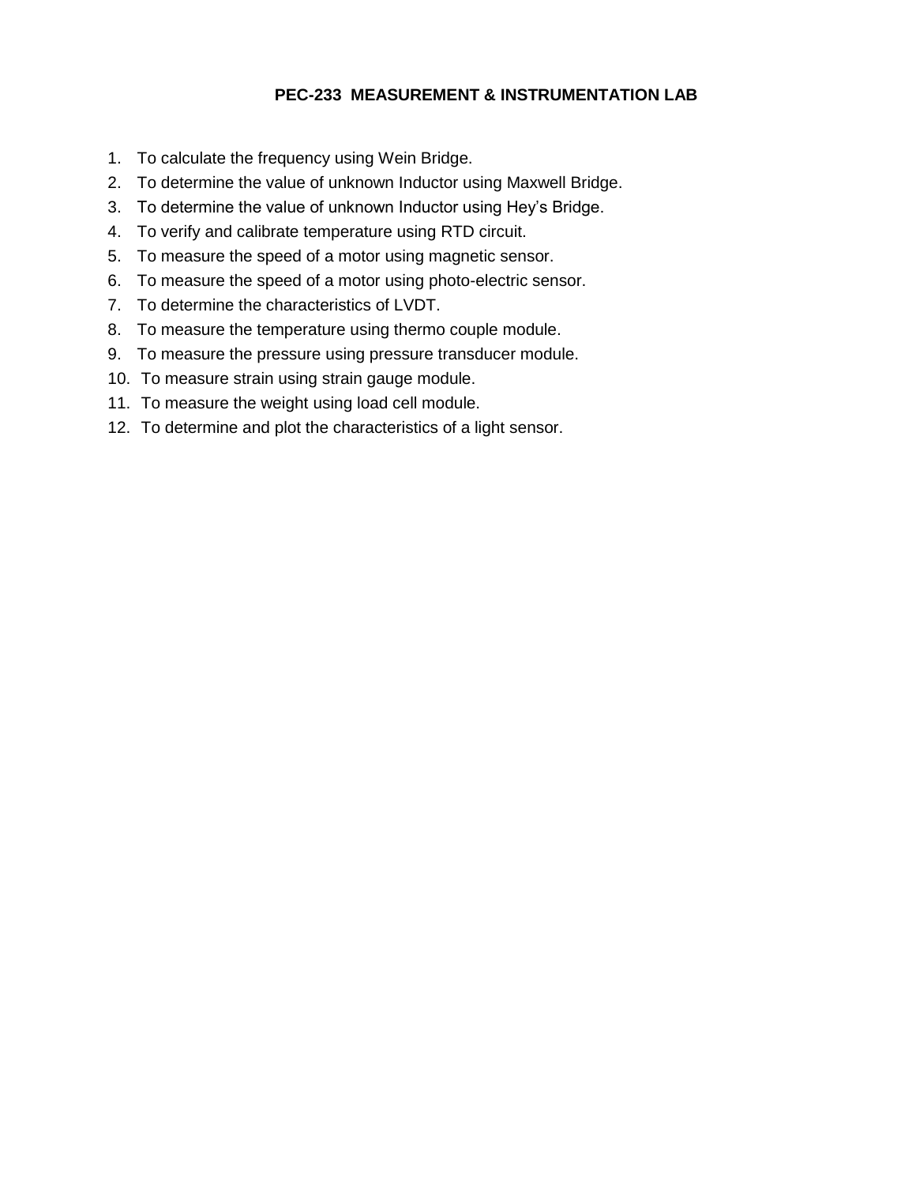# PEC-233 MEASUREMENT & INSTRUMENTATION LAB

1. To calculate the frequency using Wein Bridge.
2. To determine the value of unknown Inductor using Maxwell Bridge.
3. To determine the value of unknown Inductor using Hey's Bridge.
4. To verify and calibrate temperature using RTD circuit.
5. To measure the speed of a motor using magnetic sensor.
6. To measure the speed of a motor using photo-electric sensor.
7. To determine the characteristics of LVDT.
8. To measure the temperature using thermo couple module.
9. To measure the pressure using pressure transducer module.
10. To measure strain using strain gauge module.
11. To measure the weight using load cell module.
12. To determine and plot the characteristics of a light sensor.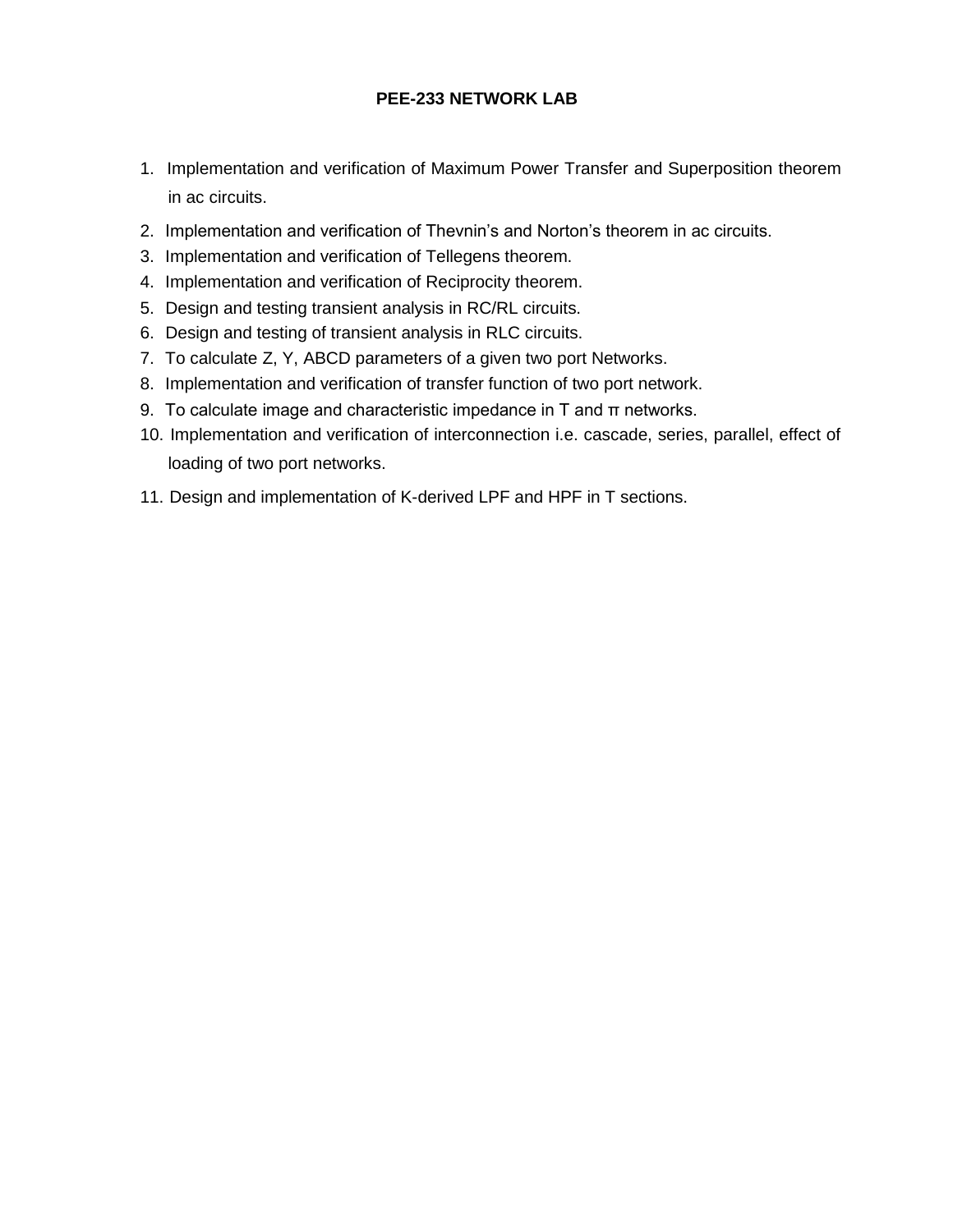# PEE-233 NETWORK LAB

1. Implementation and verification of Maximum Power Transfer and Superposition theorem in ac circuits.
2. Implementation and verification of Thevnin’s and Norton’s theorem in ac circuits.
3. Implementation and verification of Tellegens theorem.
4. Implementation and verification of Reciprocity theorem.
5. Design and testing transient analysis in RC/RL circuits.
6. Design and testing of transient analysis in RLC circuits.
7. To calculate Z, Y, ABCD parameters of a given two port Networks.
8. Implementation and verification of transfer function of two port network.
9. To calculate image and characteristic impedance in T and π networks.
10. Implementation and verification of interconnection i.e. cascade, series, parallel, effect of loading of two port networks.
11. Design and implementation of K-derived LPF and HPF in T sections.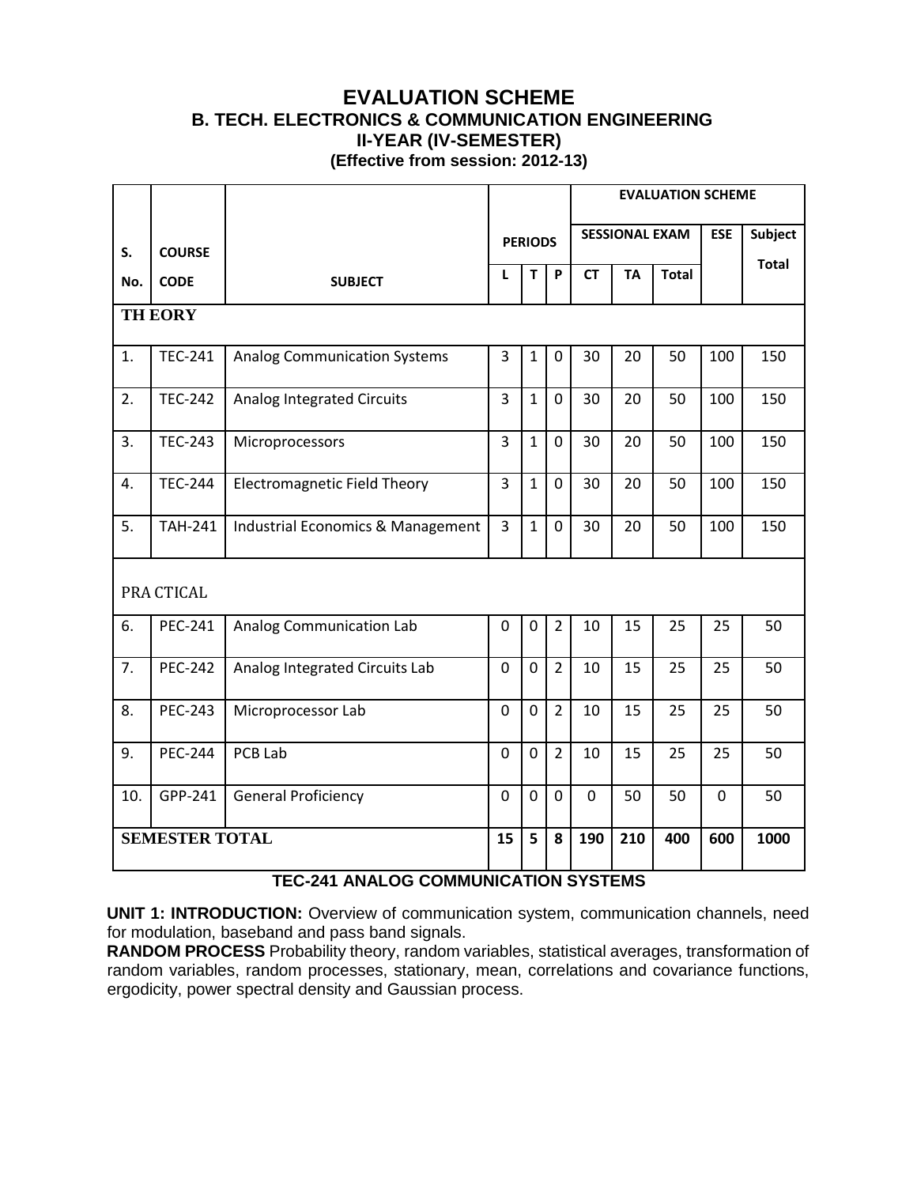# EVALUATION SCHEME

## B. TECH. ELECTRONICS & COMMUNICATION ENGINEERING

## II-YEAR (IV-SEMESTER)

**(Effective from session: 2012-13)**

| S. No. | COURSE CODE | SUBJECT | PERIODS | | | EVALUATION SCHEME | | | | |
|---|---|---|---|---|---|---|---|---|---|---|
| | | | | | | SESSIONAL EXAM | | | ESE | Subject Total |
| | | | L | T | P | CT | TA | Total | | |
| **THEORY** | | | | | | | | | | |
| 1. | TEC-241 | Analog Communication Systems | 3 | 1 | 0 | 30 | 20 | 50 | 100 | 150 |
| 2. | TEC-242 | Analog Integrated Circuits | 3 | 1 | 0 | 30 | 20 | 50 | 100 | 150 |
| 3. | TEC-243 | Microprocessors | 3 | 1 | 0 | 30 | 20 | 50 | 100 | 150 |
| 4. | TEC-244 | Electromagnetic Field Theory | 3 | 1 | 0 | 30 | 20 | 50 | 100 | 150 |
| 5. | TAH-241 | Industrial Economics & Management | 3 | 1 | 0 | 30 | 20 | 50 | 100 | 150 |
| PRACTICAL | | | | | | | | | | |
| 6. | PEC-241 | Analog Communication Lab | 0 | 0 | 2 | 10 | 15 | 25 | 25 | 50 |
| 7. | PEC-242 | Analog Integrated Circuits Lab | 0 | 0 | 2 | 10 | 15 | 25 | 25 | 50 |
| 8. | PEC-243 | Microprocessor Lab | 0 | 0 | 2 | 10 | 15 | 25 | 25 | 50 |
| 9. | PEC-244 | PCB Lab | 0 | 0 | 2 | 10 | 15 | 25 | 25 | 50 |
| 10. | GPP-241 | General Proficiency | 0 | 0 | 0 | 0 | 50 | 50 | 0 | 50 |
| **SEMESTER TOTAL** | | | **15** | **5** | **8** | **190** | **210** | **400** | **600** | **1000** |

### TEC-241 ANALOG COMMUNICATION SYSTEMS

**UNIT 1: INTRODUCTION:** Overview of communication system, communication channels, need for modulation, baseband and pass band signals.

**RANDOM PROCESS** Probability theory, random variables, statistical averages, transformation of random variables, random processes, stationary, mean, correlations and covariance functions, ergodicity, power spectral density and Gaussian process.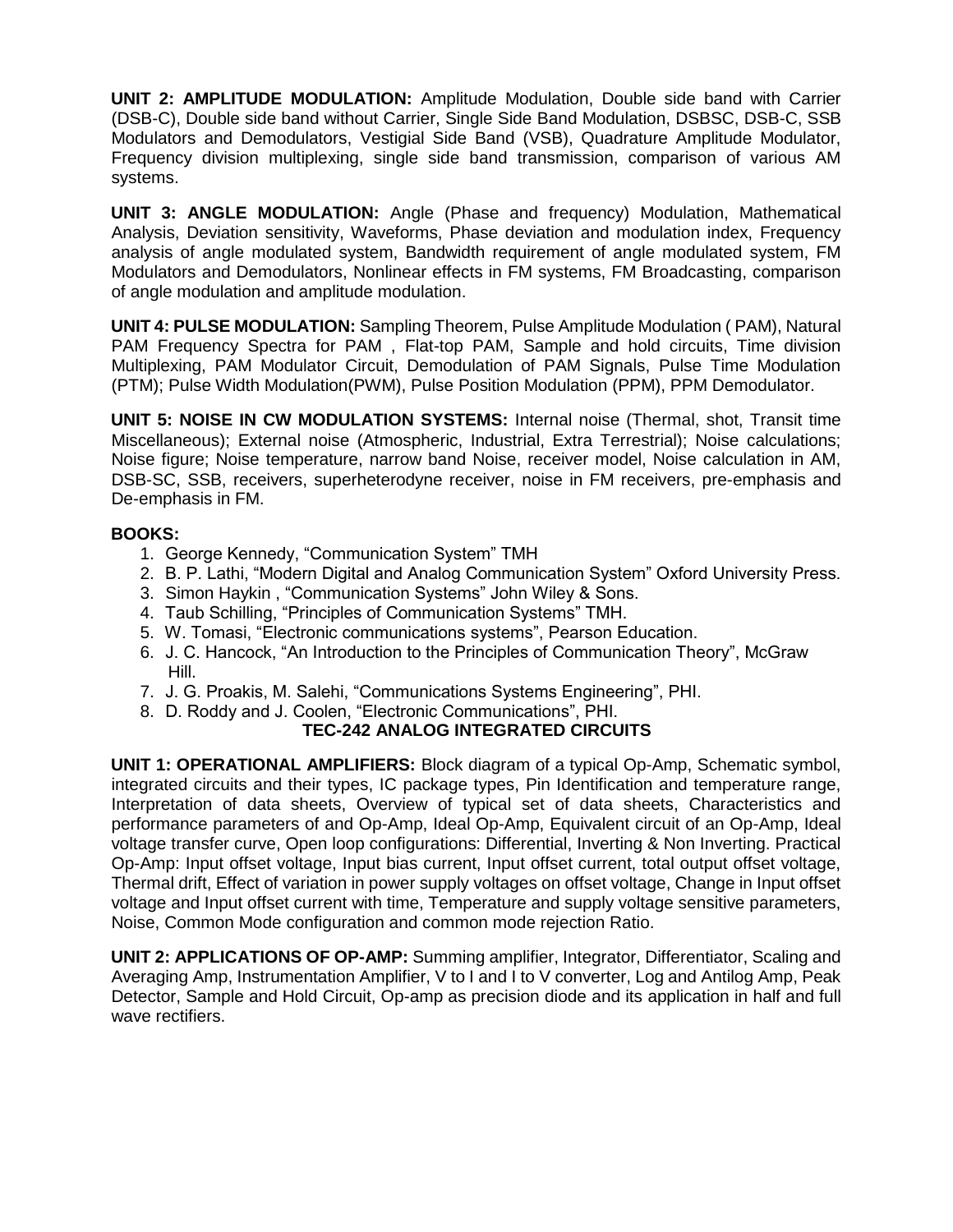**UNIT 2: AMPLITUDE MODULATION:** Amplitude Modulation, Double side band with Carrier (DSB-C), Double side band without Carrier, Single Side Band Modulation, DSBSC, DSB-C, SSB Modulators and Demodulators, Vestigial Side Band (VSB), Quadrature Amplitude Modulator, Frequency division multiplexing, single side band transmission, comparison of various AM systems.

**UNIT 3: ANGLE MODULATION:** Angle (Phase and frequency) Modulation, Mathematical Analysis, Deviation sensitivity, Waveforms, Phase deviation and modulation index, Frequency analysis of angle modulated system, Bandwidth requirement of angle modulated system, FM Modulators and Demodulators, Nonlinear effects in FM systems, FM Broadcasting, comparison of angle modulation and amplitude modulation.

**UNIT 4: PULSE MODULATION:** Sampling Theorem, Pulse Amplitude Modulation ( PAM), Natural PAM Frequency Spectra for PAM , Flat-top PAM, Sample and hold circuits, Time division Multiplexing, PAM Modulator Circuit, Demodulation of PAM Signals, Pulse Time Modulation (PTM); Pulse Width Modulation(PWM), Pulse Position Modulation (PPM), PPM Demodulator.

**UNIT 5: NOISE IN CW MODULATION SYSTEMS:** Internal noise (Thermal, shot, Transit time Miscellaneous); External noise (Atmospheric, Industrial, Extra Terrestrial); Noise calculations; Noise figure; Noise temperature, narrow band Noise, receiver model, Noise calculation in AM, DSB-SC, SSB, receivers, superheterodyne receiver, noise in FM receivers, pre-emphasis and De-emphasis in FM.

**BOOKS:**

1. George Kennedy, “Communication System” TMH
2. B. P. Lathi, “Modern Digital and Analog Communication System” Oxford University Press.
3. Simon Haykin , “Communication Systems” John Wiley & Sons.
4. Taub Schilling, “Principles of Communication Systems” TMH.
5. W. Tomasi, “Electronic communications systems”, Pearson Education.
6. J. C. Hancock, “An Introduction to the Principles of Communication Theory”, McGraw Hill.
7. J. G. Proakis, M. Salehi, “Communications Systems Engineering”, PHI.
8. D. Roddy and J. Coolen, “Electronic Communications”, PHI.

## TEC-242 ANALOG INTEGRATED CIRCUITS

**UNIT 1: OPERATIONAL AMPLIFIERS:** Block diagram of a typical Op-Amp, Schematic symbol, integrated circuits and their types, IC package types, Pin Identification and temperature range, Interpretation of data sheets, Overview of typical set of data sheets, Characteristics and performance parameters of and Op-Amp, Ideal Op-Amp, Equivalent circuit of an Op-Amp, Ideal voltage transfer curve, Open loop configurations: Differential, Inverting & Non Inverting. Practical Op-Amp: Input offset voltage, Input bias current, Input offset current, total output offset voltage, Thermal drift, Effect of variation in power supply voltages on offset voltage, Change in Input offset voltage and Input offset current with time, Temperature and supply voltage sensitive parameters, Noise, Common Mode configuration and common mode rejection Ratio.

**UNIT 2: APPLICATIONS OF OP-AMP:** Summing amplifier, Integrator, Differentiator, Scaling and Averaging Amp, Instrumentation Amplifier, V to I and I to V converter, Log and Antilog Amp, Peak Detector, Sample and Hold Circuit, Op-amp as precision diode and its application in half and full wave rectifiers.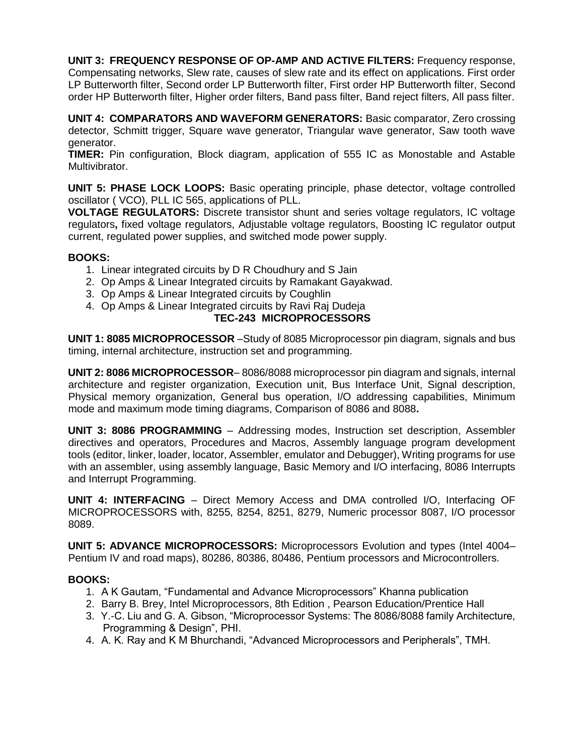**UNIT 3: FREQUENCY RESPONSE OF OP-AMP AND ACTIVE FILTERS:** Frequency response, Compensating networks, Slew rate, causes of slew rate and its effect on applications. First order LP Butterworth filter, Second order LP Butterworth filter, First order HP Butterworth filter, Second order HP Butterworth filter, Higher order filters, Band pass filter, Band reject filters, All pass filter.

**UNIT 4: COMPARATORS AND WAVEFORM GENERATORS:** Basic comparator, Zero crossing detector, Schmitt trigger, Square wave generator, Triangular wave generator, Saw tooth wave generator.
**TIMER:** Pin configuration, Block diagram, application of 555 IC as Monostable and Astable Multivibrator.

**UNIT 5: PHASE LOCK LOOPS:** Basic operating principle, phase detector, voltage controlled oscillator ( VCO), PLL IC 565, applications of PLL.
**VOLTAGE REGULATORS:** Discrete transistor shunt and series voltage regulators, IC voltage regulators**,** fixed voltage regulators, Adjustable voltage regulators, Boosting IC regulator output current, regulated power supplies, and switched mode power supply.

**BOOKS:**

1. Linear integrated circuits by D R Choudhury and S Jain
2. Op Amps & Linear Integrated circuits by Ramakant Gayakwad.
3. Op Amps & Linear Integrated circuits by Coughlin
4. Op Amps & Linear Integrated circuits by Ravi Raj Dudeja

## TEC-243 MICROPROCESSORS

**UNIT 1: 8085 MICROPROCESSOR** –Study of 8085 Microprocessor pin diagram, signals and bus timing, internal architecture, instruction set and programming.

**UNIT 2: 8086 MICROPROCESSOR**– 8086/8088 microprocessor pin diagram and signals, internal architecture and register organization, Execution unit, Bus Interface Unit, Signal description, Physical memory organization, General bus operation, I/O addressing capabilities, Minimum mode and maximum mode timing diagrams, Comparison of 8086 and 8088**.**

**UNIT 3: 8086 PROGRAMMING** – Addressing modes, Instruction set description, Assembler directives and operators, Procedures and Macros, Assembly language program development tools (editor, linker, loader, locator, Assembler, emulator and Debugger), Writing programs for use with an assembler, using assembly language, Basic Memory and I/O interfacing, 8086 Interrupts and Interrupt Programming.

**UNIT 4: INTERFACING** – Direct Memory Access and DMA controlled I/O, Interfacing OF MICROPROCESSORS with, 8255, 8254, 8251, 8279, Numeric processor 8087, I/O processor 8089.

**UNIT 5: ADVANCE MICROPROCESSORS:** Microprocessors Evolution and types (Intel 4004–Pentium IV and road maps), 80286, 80386, 80486, Pentium processors and Microcontrollers.

**BOOKS:**

1. A K Gautam, "Fundamental and Advance Microprocessors" Khanna publication
2. Barry B. Brey, Intel Microprocessors, 8th Edition , Pearson Education/Prentice Hall
3. Y.-C. Liu and G. A. Gibson, "Microprocessor Systems: The 8086/8088 family Architecture, Programming & Design", PHI.
4. A. K. Ray and K M Bhurchandi, "Advanced Microprocessors and Peripherals", TMH.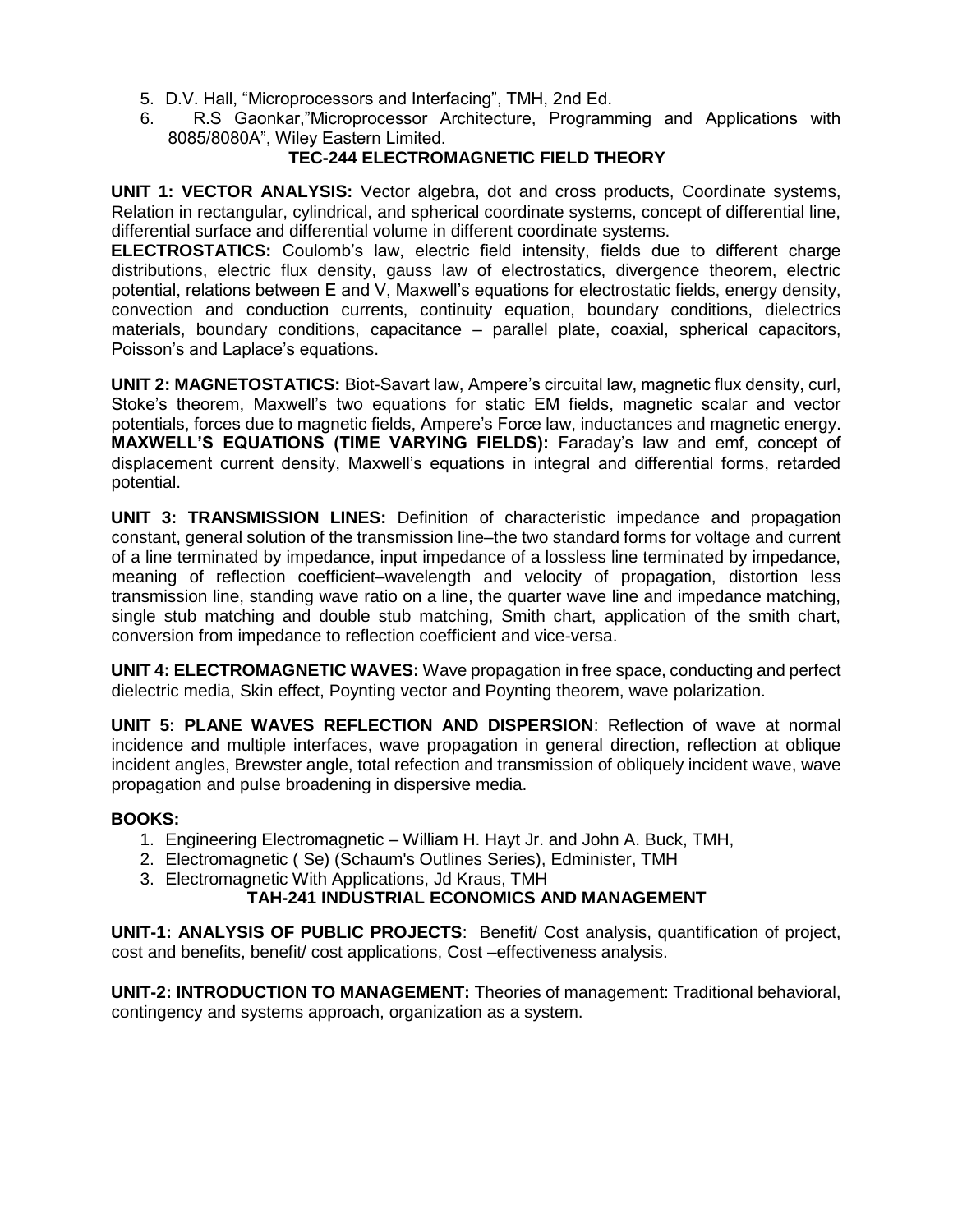5. D.V. Hall, “Microprocessors and Interfacing”, TMH, 2nd Ed.
6. R.S Gaonkar,”Microprocessor Architecture, Programming and Applications with 8085/8080A”, Wiley Eastern Limited.

## TEC-244 ELECTROMAGNETIC FIELD THEORY

**UNIT 1: VECTOR ANALYSIS:** Vector algebra, dot and cross products, Coordinate systems, Relation in rectangular, cylindrical, and spherical coordinate systems, concept of differential line, differential surface and differential volume in different coordinate systems.

**ELECTROSTATICS:** Coulomb’s law, electric field intensity, fields due to different charge distributions, electric flux density, gauss law of electrostatics, divergence theorem, electric potential, relations between E and V, Maxwell’s equations for electrostatic fields, energy density, convection and conduction currents, continuity equation, boundary conditions, dielectrics materials, boundary conditions, capacitance – parallel plate, coaxial, spherical capacitors, Poisson’s and Laplace’s equations.

**UNIT 2: MAGNETOSTATICS:** Biot-Savart law, Ampere’s circuital law, magnetic flux density, curl, Stoke’s theorem, Maxwell’s two equations for static EM fields, magnetic scalar and vector potentials, forces due to magnetic fields, Ampere’s Force law, inductances and magnetic energy.

**MAXWELL’S EQUATIONS (TIME VARYING FIELDS):** Faraday’s law and emf, concept of displacement current density, Maxwell’s equations in integral and differential forms, retarded potential.

**UNIT 3: TRANSMISSION LINES:** Definition of characteristic impedance and propagation constant, general solution of the transmission line–the two standard forms for voltage and current of a line terminated by impedance, input impedance of a lossless line terminated by impedance, meaning of reflection coefficient–wavelength and velocity of propagation, distortion less transmission line, standing wave ratio on a line, the quarter wave line and impedance matching, single stub matching and double stub matching, Smith chart, application of the smith chart, conversion from impedance to reflection coefficient and vice-versa.

**UNIT 4: ELECTROMAGNETIC WAVES:** Wave propagation in free space, conducting and perfect dielectric media, Skin effect, Poynting vector and Poynting theorem, wave polarization.

**UNIT 5: PLANE WAVES REFLECTION AND DISPERSION**: Reflection of wave at normal incidence and multiple interfaces, wave propagation in general direction, reflection at oblique incident angles, Brewster angle, total refection and transmission of obliquely incident wave, wave propagation and pulse broadening in dispersive media.

**BOOKS:**

1. Engineering Electromagnetic – William H. Hayt Jr. and John A. Buck, TMH,
2. Electromagnetic ( Se) (Schaum's Outlines Series), Edminister, TMH
3. Electromagnetic With Applications, Jd Kraus, TMH

## TAH-241 INDUSTRIAL ECONOMICS AND MANAGEMENT

**UNIT-1: ANALYSIS OF PUBLIC PROJECTS**: Benefit/ Cost analysis, quantification of project, cost and benefits, benefit/ cost applications, Cost –effectiveness analysis.

**UNIT-2: INTRODUCTION TO MANAGEMENT:** Theories of management: Traditional behavioral, contingency and systems approach, organization as a system.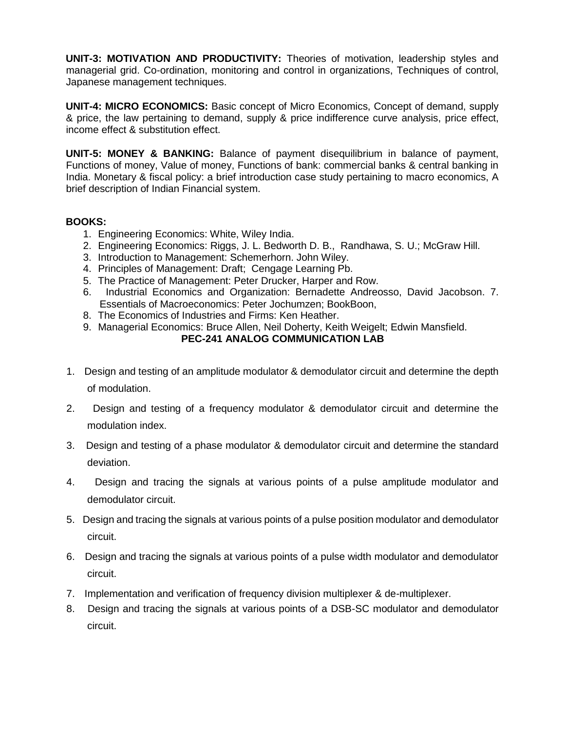**UNIT-3: MOTIVATION AND PRODUCTIVITY:** Theories of motivation, leadership styles and managerial grid. Co-ordination, monitoring and control in organizations, Techniques of control, Japanese management techniques.

**UNIT-4: MICRO ECONOMICS:** Basic concept of Micro Economics, Concept of demand, supply & price, the law pertaining to demand, supply & price indifference curve analysis, price effect, income effect & substitution effect.

**UNIT-5: MONEY & BANKING:** Balance of payment disequilibrium in balance of payment, Functions of money, Value of money, Functions of bank: commercial banks & central banking in India. Monetary & fiscal policy: a brief introduction case study pertaining to macro economics, A brief description of Indian Financial system.

**BOOKS:**

1. Engineering Economics: White, Wiley India.
2. Engineering Economics: Riggs, J. L. Bedworth D. B., Randhawa, S. U.; McGraw Hill.
3. Introduction to Management: Schemerhorn. John Wiley.
4. Principles of Management: Draft; Cengage Learning Pb.
5. The Practice of Management: Peter Drucker, Harper and Row.
6. Industrial Economics and Organization: Bernadette Andreosso, David Jacobson. 7. Essentials of Macroeconomics: Peter Jochumzen; BookBoon,
8. The Economics of Industries and Firms: Ken Heather.
9. Managerial Economics: Bruce Allen, Neil Doherty, Keith Weigelt; Edwin Mansfield.

## PEC-241 ANALOG COMMUNICATION LAB

1. Design and testing of an amplitude modulator & demodulator circuit and determine the depth of modulation.
2. Design and testing of a frequency modulator & demodulator circuit and determine the modulation index.
3. Design and testing of a phase modulator & demodulator circuit and determine the standard deviation.
4. Design and tracing the signals at various points of a pulse amplitude modulator and demodulator circuit.
5. Design and tracing the signals at various points of a pulse position modulator and demodulator circuit.
6. Design and tracing the signals at various points of a pulse width modulator and demodulator circuit.
7. Implementation and verification of frequency division multiplexer & de-multiplexer.
8. Design and tracing the signals at various points of a DSB-SC modulator and demodulator circuit.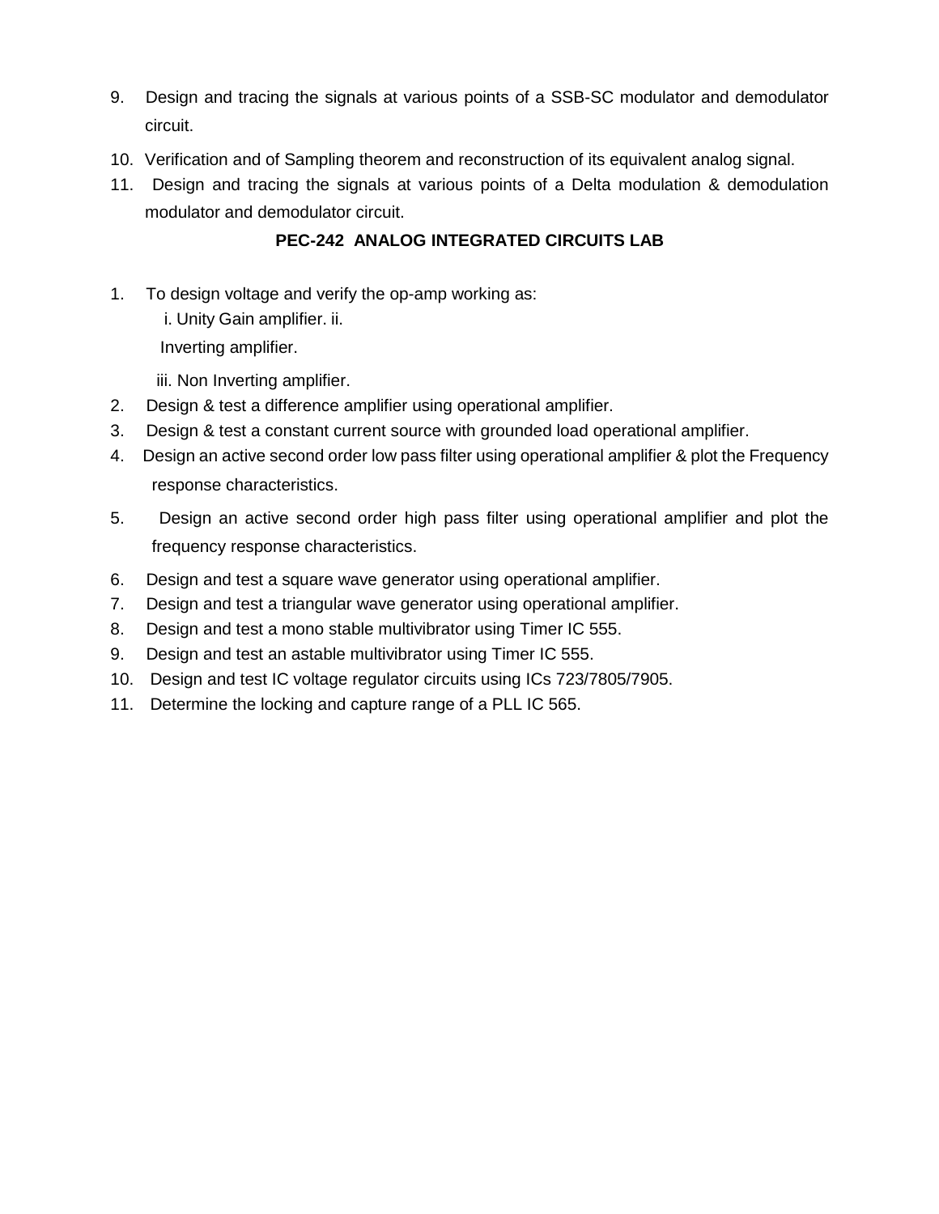9. Design and tracing the signals at various points of a SSB-SC modulator and demodulator circuit.
10. Verification and of Sampling theorem and reconstruction of its equivalent analog signal.
11. Design and tracing the signals at various points of a Delta modulation & demodulation modulator and demodulator circuit.

## PEC-242 ANALOG INTEGRATED CIRCUITS LAB

1. To design voltage and verify the op-amp working as:
   i. Unity Gain amplifier. ii.
   Inverting amplifier.
   iii. Non Inverting amplifier.
2. Design & test a difference amplifier using operational amplifier.
3. Design & test a constant current source with grounded load operational amplifier.
4. Design an active second order low pass filter using operational amplifier & plot the Frequency response characteristics.
5. Design an active second order high pass filter using operational amplifier and plot the frequency response characteristics.
6. Design and test a square wave generator using operational amplifier.
7. Design and test a triangular wave generator using operational amplifier.
8. Design and test a mono stable multivibrator using Timer IC 555.
9. Design and test an astable multivibrator using Timer IC 555.
10. Design and test IC voltage regulator circuits using ICs 723/7805/7905.
11. Determine the locking and capture range of a PLL IC 565.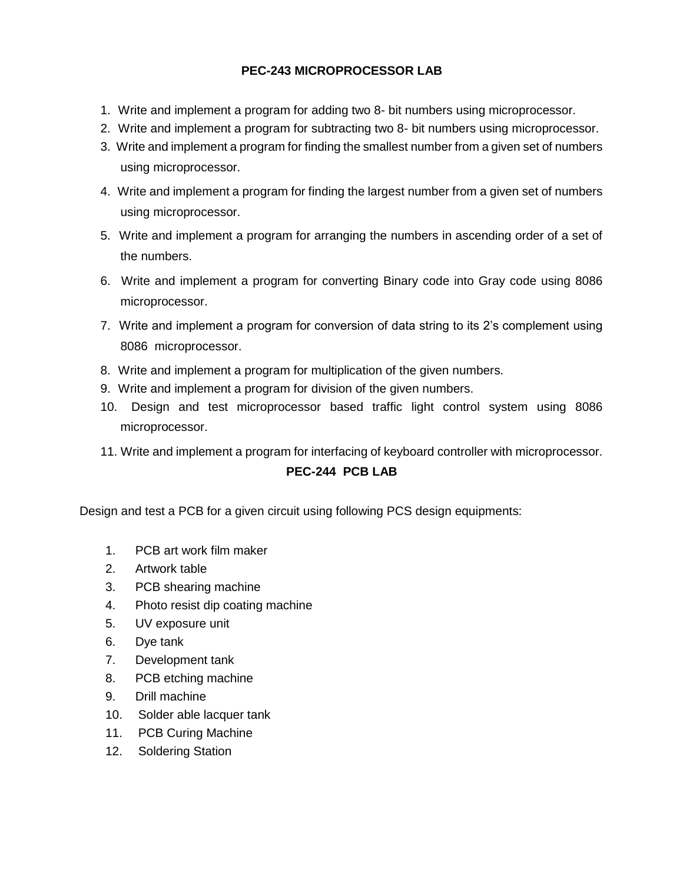## PEC-243 MICROPROCESSOR LAB

1. Write and implement a program for adding two 8- bit numbers using microprocessor.
2. Write and implement a program for subtracting two 8- bit numbers using microprocessor.
3. Write and implement a program for finding the smallest number from a given set of numbers using microprocessor.
4. Write and implement a program for finding the largest number from a given set of numbers using microprocessor.
5. Write and implement a program for arranging the numbers in ascending order of a set of the numbers.
6. Write and implement a program for converting Binary code into Gray code using 8086 microprocessor.
7. Write and implement a program for conversion of data string to its 2's complement using 8086 microprocessor.
8. Write and implement a program for multiplication of the given numbers.
9. Write and implement a program for division of the given numbers.
10. Design and test microprocessor based traffic light control system using 8086 microprocessor.
11. Write and implement a program for interfacing of keyboard controller with microprocessor.

## PEC-244 PCB LAB

Design and test a PCB for a given circuit using following PCS design equipments:

1. PCB art work film maker
2. Artwork table
3. PCB shearing machine
4. Photo resist dip coating machine
5. UV exposure unit
6. Dye tank
7. Development tank
8. PCB etching machine
9. Drill machine
10. Solder able lacquer tank
11. PCB Curing Machine
12. Soldering Station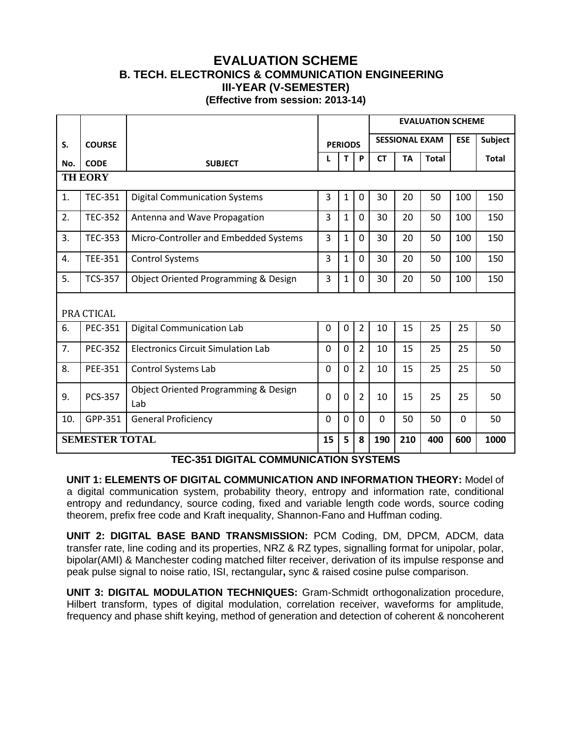# EVALUATION SCHEME

## B. TECH. ELECTRONICS & COMMUNICATION ENGINEERING

### III-YEAR (V-SEMESTER)

**(Effective from session: 2013-14)**

| S. No. | COURSE CODE | SUBJECT | PERIODS | | | EVALUATION SCHEME | | | | |
|---|---|---|---|---|---|---|---|---|---|---|
| | | | | | | SESSIONAL EXAM | | | ESE | Subject Total |
| | | | L | T | P | CT | TA | Total | | |
| **TH EORY** | | | | | | | | | | |
| 1. | TEC-351 | Digital Communication Systems | 3 | 1 | 0 | 30 | 20 | 50 | 100 | 150 |
| 2. | TEC-352 | Antenna and Wave Propagation | 3 | 1 | 0 | 30 | 20 | 50 | 100 | 150 |
| 3. | TEC-353 | Micro-Controller and Embedded Systems | 3 | 1 | 0 | 30 | 20 | 50 | 100 | 150 |
| 4. | TEE-351 | Control Systems | 3 | 1 | 0 | 30 | 20 | 50 | 100 | 150 |
| 5. | TCS-357 | Object Oriented Programming & Design | 3 | 1 | 0 | 30 | 20 | 50 | 100 | 150 |
| PRA CTICAL | | | | | | | | | | |
| 6. | PEC-351 | Digital Communication Lab | 0 | 0 | 2 | 10 | 15 | 25 | 25 | 50 |
| 7. | PEC-352 | Electronics Circuit Simulation Lab | 0 | 0 | 2 | 10 | 15 | 25 | 25 | 50 |
| 8. | PEE-351 | Control Systems Lab | 0 | 0 | 2 | 10 | 15 | 25 | 25 | 50 |
| 9. | PCS-357 | Object Oriented Programming & Design Lab | 0 | 0 | 2 | 10 | 15 | 25 | 25 | 50 |
| 10. | GPP-351 | General Proficiency | 0 | 0 | 0 | 0 | 50 | 50 | 0 | 50 |
| **SEMESTER TOTAL** | | | **15** | **5** | **8** | **190** | **210** | **400** | **600** | **1000** |

### TEC-351 DIGITAL COMMUNICATION SYSTEMS

**UNIT 1: ELEMENTS OF DIGITAL COMMUNICATION AND INFORMATION THEORY:** Model of a digital communication system, probability theory, entropy and information rate, conditional entropy and redundancy, source coding, fixed and variable length code words, source coding theorem, prefix free code and Kraft inequality, Shannon-Fano and Huffman coding.

**UNIT 2: DIGITAL BASE BAND TRANSMISSION:** PCM Coding, DM, DPCM, ADCM, data transfer rate, line coding and its properties, NRZ & RZ types, signalling format for unipolar, polar, bipolar(AMI) & Manchester coding matched filter receiver, derivation of its impulse response and peak pulse signal to noise ratio, ISI, rectangular**,** sync & raised cosine pulse comparison.

**UNIT 3: DIGITAL MODULATION TECHNIQUES:** Gram-Schmidt orthogonalization procedure, Hilbert transform, types of digital modulation, correlation receiver, waveforms for amplitude, frequency and phase shift keying, method of generation and detection of coherent & noncoherent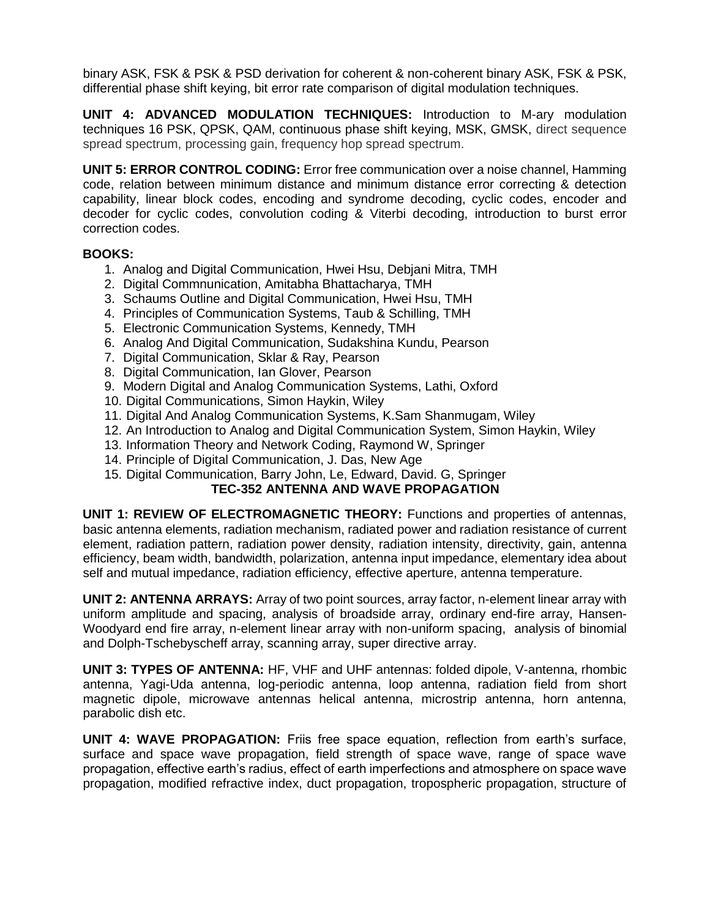binary ASK, FSK & PSK & PSD derivation for coherent & non-coherent binary ASK, FSK & PSK, differential phase shift keying, bit error rate comparison of digital modulation techniques.

**UNIT 4: ADVANCED MODULATION TECHNIQUES:** Introduction to M-ary modulation techniques 16 PSK, QPSK, QAM, continuous phase shift keying, MSK, GMSK, direct sequence spread spectrum, processing gain, frequency hop spread spectrum.

**UNIT 5: ERROR CONTROL CODING:** Error free communication over a noise channel, Hamming code, relation between minimum distance and minimum distance error correcting & detection capability, linear block codes, encoding and syndrome decoding, cyclic codes, encoder and decoder for cyclic codes, convolution coding & Viterbi decoding, introduction to burst error correction codes.

**BOOKS:**

1. Analog and Digital Communication, Hwei Hsu, Debjani Mitra, TMH
2. Digital Commnunication, Amitabha Bhattacharya, TMH
3. Schaums Outline and Digital Communication, Hwei Hsu, TMH
4. Principles of Communication Systems, Taub & Schilling, TMH
5. Electronic Communication Systems, Kennedy, TMH
6. Analog And Digital Communication, Sudakshina Kundu, Pearson
7. Digital Communication, Sklar & Ray, Pearson
8. Digital Communication, Ian Glover, Pearson
9. Modern Digital and Analog Communication Systems, Lathi, Oxford
10. Digital Communications, Simon Haykin, Wiley
11. Digital And Analog Communication Systems, K.Sam Shanmugam, Wiley
12. An Introduction to Analog and Digital Communication System, Simon Haykin, Wiley
13. Information Theory and Network Coding, Raymond W, Springer
14. Principle of Digital Communication, J. Das, New Age
15. Digital Communication, Barry John, Le, Edward, David. G, Springer

## TEC-352 ANTENNA AND WAVE PROPAGATION

**UNIT 1: REVIEW OF ELECTROMAGNETIC THEORY:** Functions and properties of antennas, basic antenna elements, radiation mechanism, radiated power and radiation resistance of current element, radiation pattern, radiation power density, radiation intensity, directivity, gain, antenna efficiency, beam width, bandwidth, polarization, antenna input impedance, elementary idea about self and mutual impedance, radiation efficiency, effective aperture, antenna temperature.

**UNIT 2: ANTENNA ARRAYS:** Array of two point sources, array factor, n-element linear array with uniform amplitude and spacing, analysis of broadside array, ordinary end-fire array, Hansen-Woodyard end fire array, n-element linear array with non-uniform spacing, analysis of binomial and Dolph-Tschebyscheff array, scanning array, super directive array.

**UNIT 3: TYPES OF ANTENNA:** HF, VHF and UHF antennas: folded dipole, V-antenna, rhombic antenna, Yagi-Uda antenna, log-periodic antenna, loop antenna, radiation field from short magnetic dipole, microwave antennas helical antenna, microstrip antenna, horn antenna, parabolic dish etc.

**UNIT 4: WAVE PROPAGATION:** Friis free space equation, reflection from earth's surface, surface and space wave propagation, field strength of space wave, range of space wave propagation, effective earth's radius, effect of earth imperfections and atmosphere on space wave propagation, modified refractive index, duct propagation, tropospheric propagation, structure of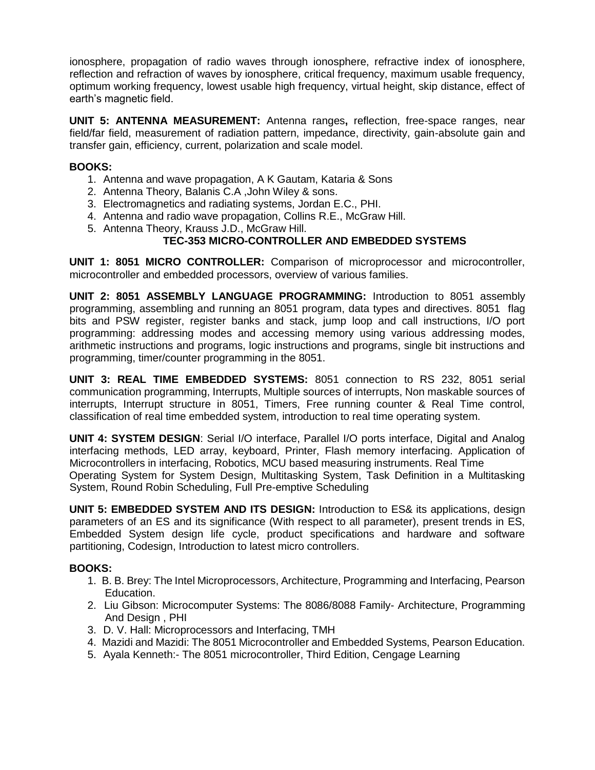ionosphere, propagation of radio waves through ionosphere, refractive index of ionosphere, reflection and refraction of waves by ionosphere, critical frequency, maximum usable frequency, optimum working frequency, lowest usable high frequency, virtual height, skip distance, effect of earth's magnetic field.

**UNIT 5: ANTENNA MEASUREMENT:** Antenna ranges**,** reflection, free-space ranges, near field/far field, measurement of radiation pattern, impedance, directivity, gain-absolute gain and transfer gain, efficiency, current, polarization and scale model.

**BOOKS:**

1. Antenna and wave propagation, A K Gautam, Kataria & Sons
2. Antenna Theory, Balanis C.A ,John Wiley & sons.
3. Electromagnetics and radiating systems, Jordan E.C., PHI.
4. Antenna and radio wave propagation, Collins R.E., McGraw Hill.
5. Antenna Theory, Krauss J.D., McGraw Hill.

## TEC-353 MICRO-CONTROLLER AND EMBEDDED SYSTEMS

**UNIT 1: 8051 MICRO CONTROLLER:** Comparison of microprocessor and microcontroller, microcontroller and embedded processors, overview of various families.

**UNIT 2: 8051 ASSEMBLY LANGUAGE PROGRAMMING:** Introduction to 8051 assembly programming, assembling and running an 8051 program, data types and directives. 8051 flag bits and PSW register, register banks and stack, jump loop and call instructions, I/O port programming: addressing modes and accessing memory using various addressing modes, arithmetic instructions and programs, logic instructions and programs, single bit instructions and programming, timer/counter programming in the 8051.

**UNIT 3: REAL TIME EMBEDDED SYSTEMS:** 8051 connection to RS 232, 8051 serial communication programming, Interrupts, Multiple sources of interrupts, Non maskable sources of interrupts, Interrupt structure in 8051, Timers, Free running counter & Real Time control, classification of real time embedded system, introduction to real time operating system.

**UNIT 4: SYSTEM DESIGN**: Serial I/O interface, Parallel I/O ports interface, Digital and Analog interfacing methods, LED array, keyboard, Printer, Flash memory interfacing. Application of Microcontrollers in interfacing, Robotics, MCU based measuring instruments. Real Time Operating System for System Design, Multitasking System, Task Definition in a Multitasking System, Round Robin Scheduling, Full Pre-emptive Scheduling

**UNIT 5: EMBEDDED SYSTEM AND ITS DESIGN:** Introduction to ES& its applications, design parameters of an ES and its significance (With respect to all parameter), present trends in ES, Embedded System design life cycle, product specifications and hardware and software partitioning, Codesign, Introduction to latest micro controllers.

**BOOKS:**

1. B. B. Brey: The Intel Microprocessors, Architecture, Programming and Interfacing, Pearson Education.
2. Liu Gibson: Microcomputer Systems: The 8086/8088 Family- Architecture, Programming And Design , PHI
3. D. V. Hall: Microprocessors and Interfacing, TMH
4. Mazidi and Mazidi: The 8051 Microcontroller and Embedded Systems, Pearson Education.
5. Ayala Kenneth:- The 8051 microcontroller, Third Edition, Cengage Learning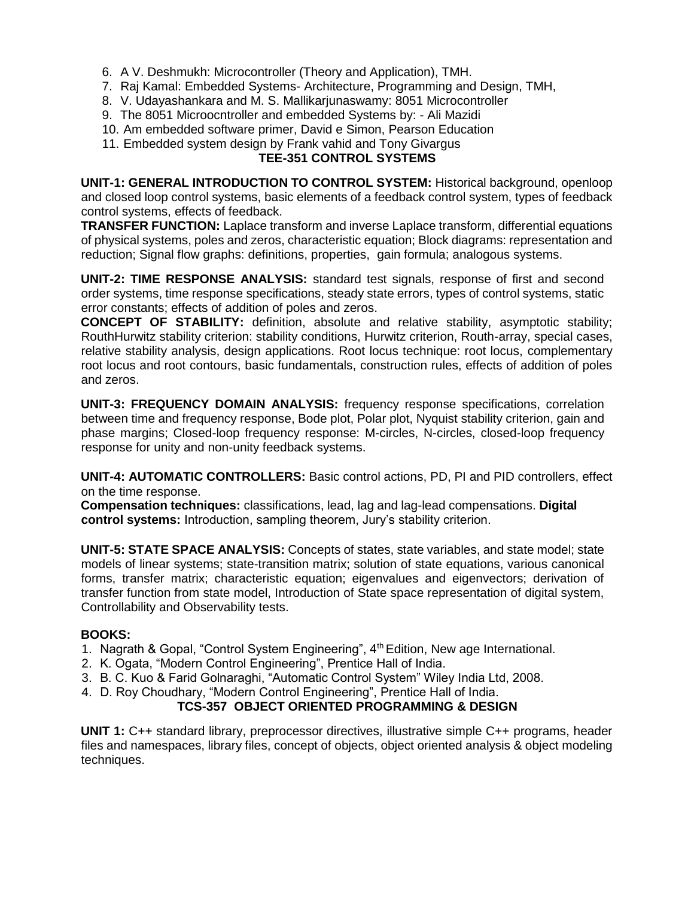6. A V. Deshmukh: Microcontroller (Theory and Application), TMH.
7. Raj Kamal: Embedded Systems- Architecture, Programming and Design, TMH,
8. V. Udayashankara and M. S. Mallikarjunaswamy: 8051 Microcontroller
9. The 8051 Microocntroller and embedded Systems by: - Ali Mazidi
10. Am embedded software primer, David e Simon, Pearson Education
11. Embedded system design by Frank vahid and Tony Givargus

## TEE-351 CONTROL SYSTEMS

**UNIT-1: GENERAL INTRODUCTION TO CONTROL SYSTEM:** Historical background, openloop and closed loop control systems, basic elements of a feedback control system, types of feedback control systems, effects of feedback.

**TRANSFER FUNCTION:** Laplace transform and inverse Laplace transform, differential equations of physical systems, poles and zeros, characteristic equation; Block diagrams: representation and reduction; Signal flow graphs: definitions, properties, gain formula; analogous systems.

**UNIT-2: TIME RESPONSE ANALYSIS:** standard test signals, response of first and second order systems, time response specifications, steady state errors, types of control systems, static error constants; effects of addition of poles and zeros.

**CONCEPT OF STABILITY:** definition, absolute and relative stability, asymptotic stability; RouthHurwitz stability criterion: stability conditions, Hurwitz criterion, Routh-array, special cases, relative stability analysis, design applications. Root locus technique: root locus, complementary root locus and root contours, basic fundamentals, construction rules, effects of addition of poles and zeros.

**UNIT-3: FREQUENCY DOMAIN ANALYSIS:** frequency response specifications, correlation between time and frequency response, Bode plot, Polar plot, Nyquist stability criterion, gain and phase margins; Closed-loop frequency response: M-circles, N-circles, closed-loop frequency response for unity and non-unity feedback systems.

**UNIT-4: AUTOMATIC CONTROLLERS:** Basic control actions, PD, PI and PID controllers, effect on the time response.

**Compensation techniques:** classifications, lead, lag and lag-lead compensations. **Digital control systems:** Introduction, sampling theorem, Jury's stability criterion.

**UNIT-5: STATE SPACE ANALYSIS:** Concepts of states, state variables, and state model; state models of linear systems; state-transition matrix; solution of state equations, various canonical forms, transfer matrix; characteristic equation; eigenvalues and eigenvectors; derivation of transfer function from state model, Introduction of State space representation of digital system, Controllability and Observability tests.

**BOOKS:**

1. Nagrath & Gopal, "Control System Engineering", 4th Edition, New age International.
2. K. Ogata, "Modern Control Engineering", Prentice Hall of India.
3. B. C. Kuo & Farid Golnaraghi, "Automatic Control System" Wiley India Ltd, 2008.
4. D. Roy Choudhary, "Modern Control Engineering", Prentice Hall of India.

## TCS-357 OBJECT ORIENTED PROGRAMMING & DESIGN

**UNIT 1:** C++ standard library, preprocessor directives, illustrative simple C++ programs, header files and namespaces, library files, concept of objects, object oriented analysis & object modeling techniques.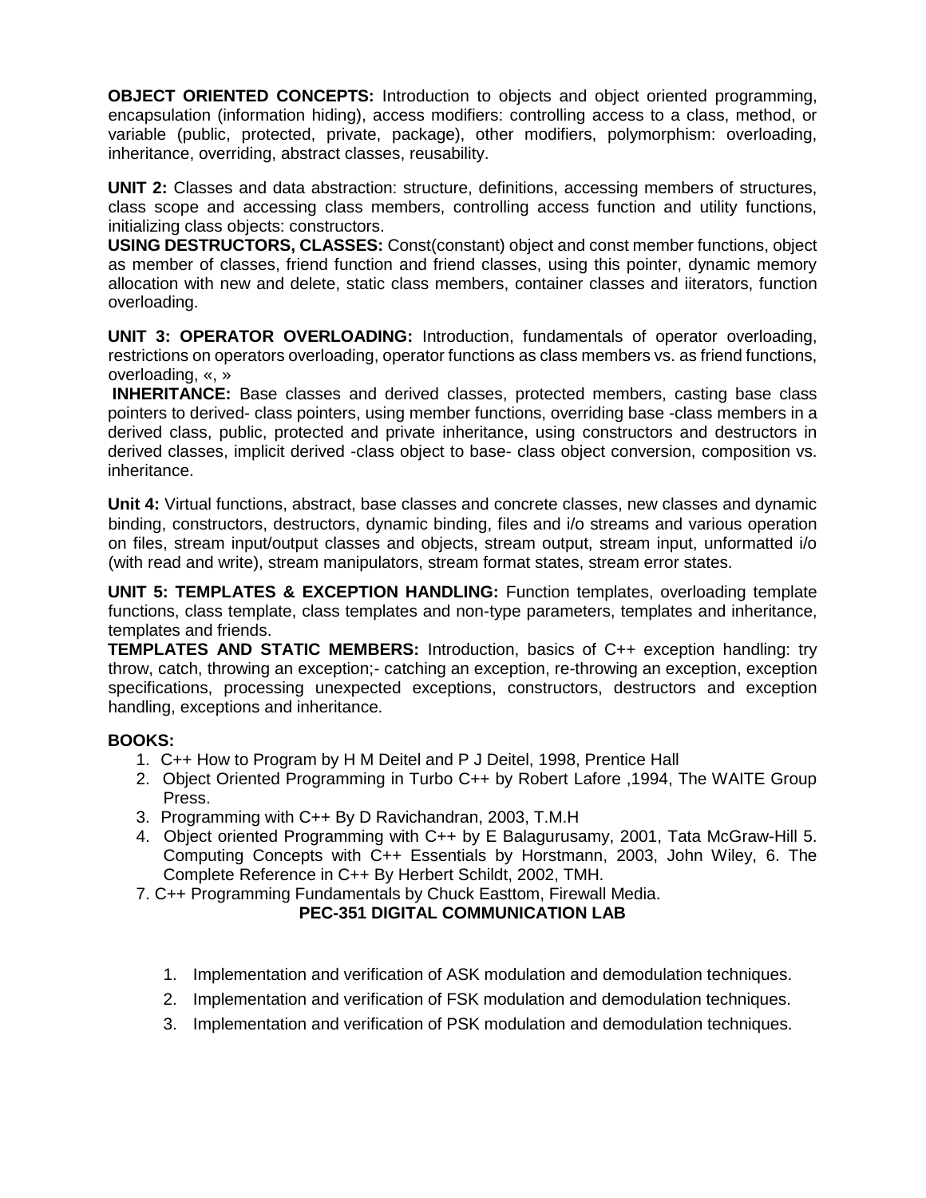**OBJECT ORIENTED CONCEPTS:** Introduction to objects and object oriented programming, encapsulation (information hiding), access modifiers: controlling access to a class, method, or variable (public, protected, private, package), other modifiers, polymorphism: overloading, inheritance, overriding, abstract classes, reusability.

**UNIT 2:** Classes and data abstraction: structure, definitions, accessing members of structures, class scope and accessing class members, controlling access function and utility functions, initializing class objects: constructors.
**USING DESTRUCTORS, CLASSES:** Const(constant) object and const member functions, object as member of classes, friend function and friend classes, using this pointer, dynamic memory allocation with new and delete, static class members, container classes and iiterators, function overloading.

**UNIT 3: OPERATOR OVERLOADING:** Introduction, fundamentals of operator overloading, restrictions on operators overloading, operator functions as class members vs. as friend functions, overloading, «, »
**INHERITANCE:** Base classes and derived classes, protected members, casting base class pointers to derived- class pointers, using member functions, overriding base -class members in a derived class, public, protected and private inheritance, using constructors and destructors in derived classes, implicit derived -class object to base- class object conversion, composition vs. inheritance.

**Unit 4:** Virtual functions, abstract, base classes and concrete classes, new classes and dynamic binding, constructors, destructors, dynamic binding, files and i/o streams and various operation on files, stream input/output classes and objects, stream output, stream input, unformatted i/o (with read and write), stream manipulators, stream format states, stream error states.

**UNIT 5: TEMPLATES & EXCEPTION HANDLING:** Function templates, overloading template functions, class template, class templates and non-type parameters, templates and inheritance, templates and friends.
**TEMPLATES AND STATIC MEMBERS:** Introduction, basics of C++ exception handling: try throw, catch, throwing an exception;- catching an exception, re-throwing an exception, exception specifications, processing unexpected exceptions, constructors, destructors and exception handling, exceptions and inheritance.

**BOOKS:**

1. C++ How to Program by H M Deitel and P J Deitel, 1998, Prentice Hall
2. Object Oriented Programming in Turbo C++ by Robert Lafore ,1994, The WAITE Group Press.
3. Programming with C++ By D Ravichandran, 2003, T.M.H
4. Object oriented Programming with C++ by E Balagurusamy, 2001, Tata McGraw-Hill 5. Computing Concepts with C++ Essentials by Horstmann, 2003, John Wiley, 6. The Complete Reference in C++ By Herbert Schildt, 2002, TMH.
7. C++ Programming Fundamentals by Chuck Easttom, Firewall Media.

## PEC-351 DIGITAL COMMUNICATION LAB

1. Implementation and verification of ASK modulation and demodulation techniques.
2. Implementation and verification of FSK modulation and demodulation techniques.
3. Implementation and verification of PSK modulation and demodulation techniques.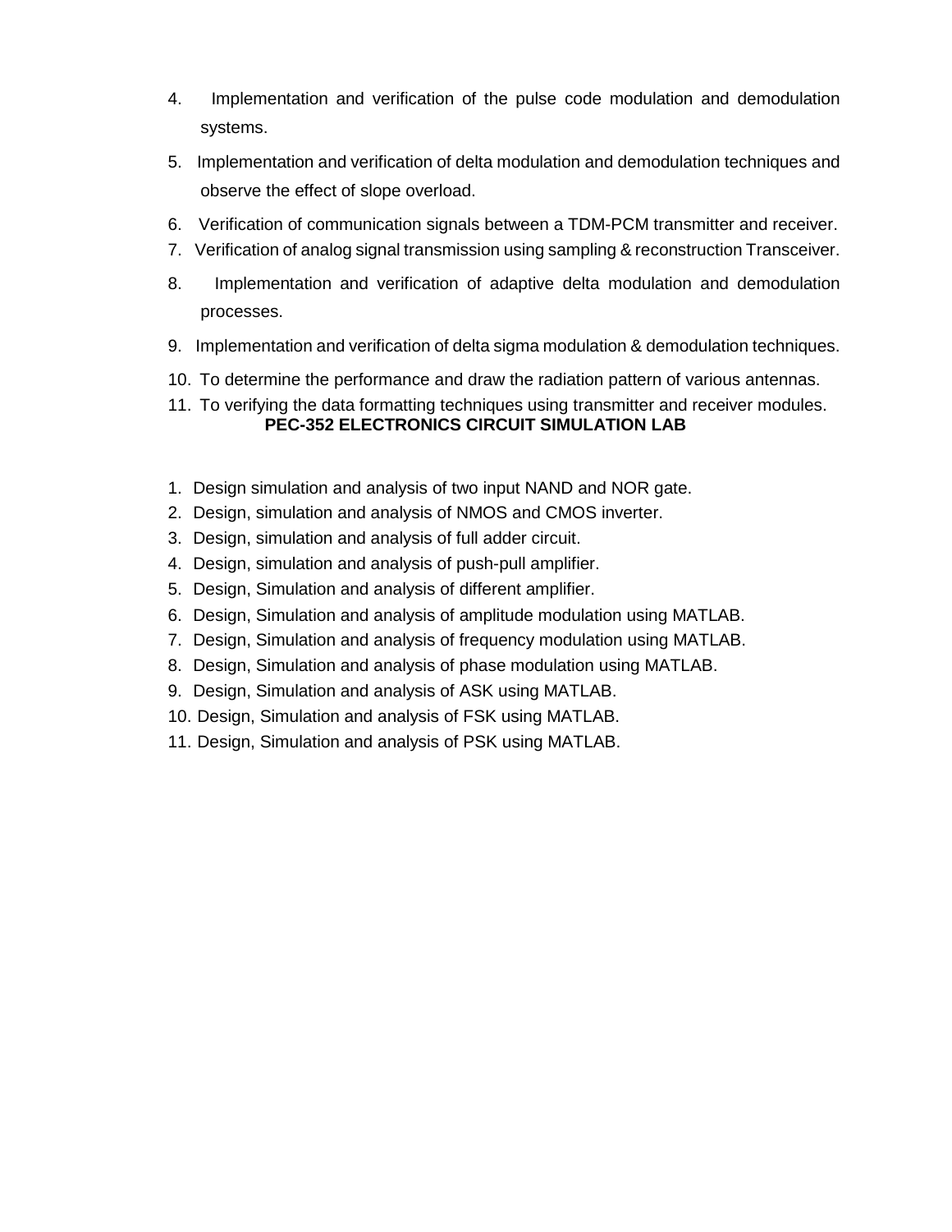4. Implementation and verification of the pulse code modulation and demodulation systems.
5. Implementation and verification of delta modulation and demodulation techniques and observe the effect of slope overload.
6. Verification of communication signals between a TDM-PCM transmitter and receiver.
7. Verification of analog signal transmission using sampling & reconstruction Transceiver.
8. Implementation and verification of adaptive delta modulation and demodulation processes.
9. Implementation and verification of delta sigma modulation & demodulation techniques.
10. To determine the performance and draw the radiation pattern of various antennas.
11. To verifying the data formatting techniques using transmitter and receiver modules.

## PEC-352 ELECTRONICS CIRCUIT SIMULATION LAB

1. Design simulation and analysis of two input NAND and NOR gate.
2. Design, simulation and analysis of NMOS and CMOS inverter.
3. Design, simulation and analysis of full adder circuit.
4. Design, simulation and analysis of push-pull amplifier.
5. Design, Simulation and analysis of different amplifier.
6. Design, Simulation and analysis of amplitude modulation using MATLAB.
7. Design, Simulation and analysis of frequency modulation using MATLAB.
8. Design, Simulation and analysis of phase modulation using MATLAB.
9. Design, Simulation and analysis of ASK using MATLAB.
10. Design, Simulation and analysis of FSK using MATLAB.
11. Design, Simulation and analysis of PSK using MATLAB.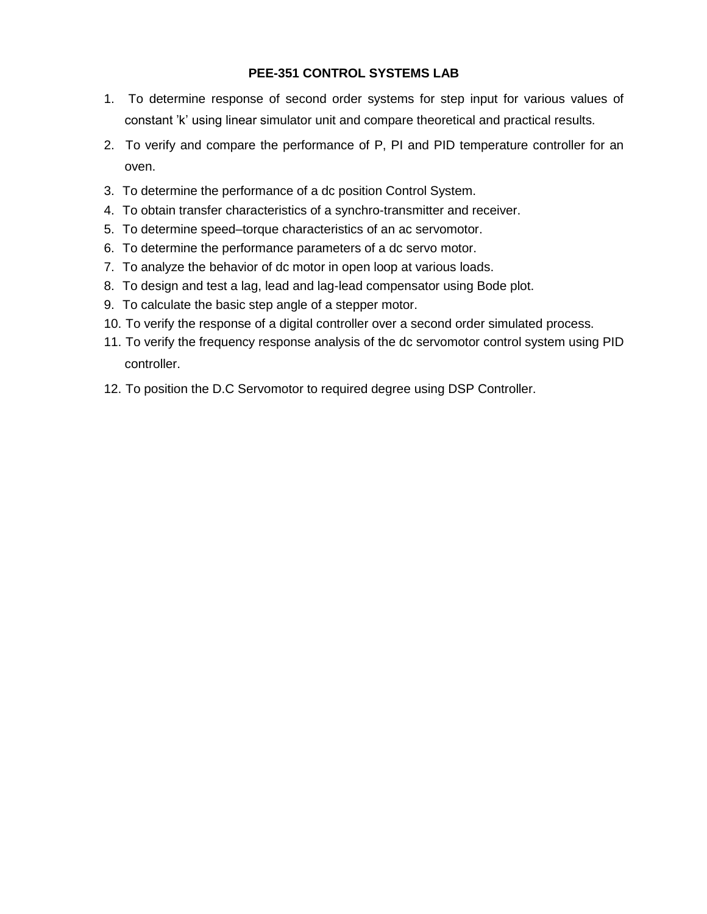**PEE-351 CONTROL SYSTEMS LAB**

1. To determine response of second order systems for step input for various values of constant 'k' using linear simulator unit and compare theoretical and practical results.
2. To verify and compare the performance of P, PI and PID temperature controller for an oven.
3. To determine the performance of a dc position Control System.
4. To obtain transfer characteristics of a synchro-transmitter and receiver.
5. To determine speed–torque characteristics of an ac servomotor.
6. To determine the performance parameters of a dc servo motor.
7. To analyze the behavior of dc motor in open loop at various loads.
8. To design and test a lag, lead and lag-lead compensator using Bode plot.
9. To calculate the basic step angle of a stepper motor.
10. To verify the response of a digital controller over a second order simulated process.
11. To verify the frequency response analysis of the dc servomotor control system using PID controller.
12. To position the D.C Servomotor to required degree using DSP Controller.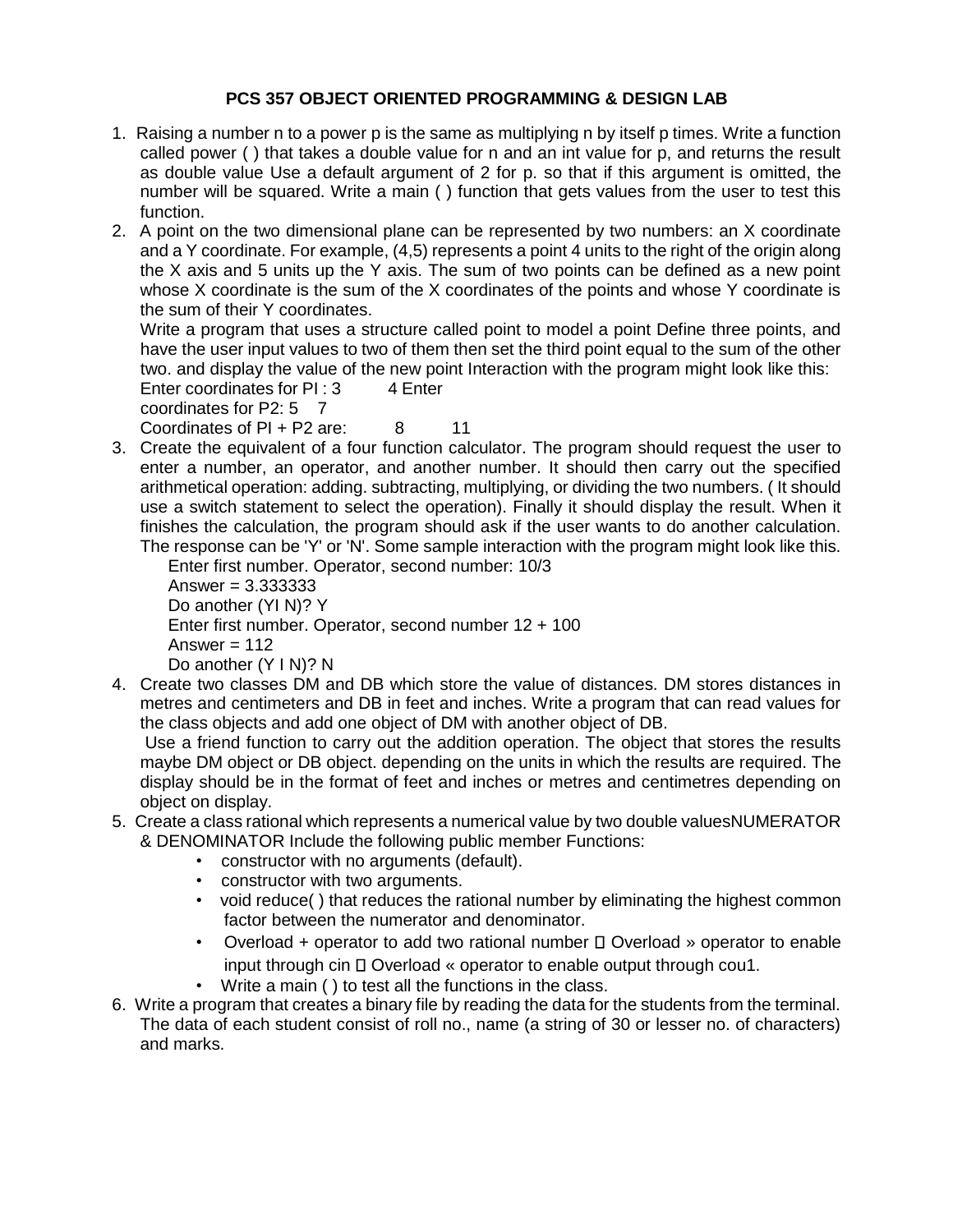**PCS 357 OBJECT ORIENTED PROGRAMMING & DESIGN LAB**

1. Raising a number n to a power p is the same as multiplying n by itself p times. Write a function called power ( ) that takes a double value for n and an int value for p, and returns the result as double value Use a default argument of 2 for p. so that if this argument is omitted, the number will be squared. Write a main ( ) function that gets values from the user to test this function.
2. A point on the two dimensional plane can be represented by two numbers: an X coordinate and a Y coordinate. For example, (4,5) represents a point 4 units to the right of the origin along the X axis and 5 units up the Y axis. The sum of two points can be defined as a new point whose X coordinate is the sum of the X coordinates of the points and whose Y coordinate is the sum of their Y coordinates.
   Write a program that uses a structure called point to model a point Define three points, and have the user input values to two of them then set the third point equal to the sum of the other two. and display the value of the new point Interaction with the program might look like this:
   Enter coordinates for PI : 3 4 Enter
   coordinates for P2: 5 7
   Coordinates of PI + P2 are: 8 11
3. Create the equivalent of a four function calculator. The program should request the user to enter a number, an operator, and another number. It should then carry out the specified arithmetical operation: adding. subtracting, multiplying, or dividing the two numbers. ( It should use a switch statement to select the operation). Finally it should display the result. When it finishes the calculation, the program should ask if the user wants to do another calculation. The response can be 'Y' or 'N'. Some sample interaction with the program might look like this.
   Enter first number. Operator, second number: 10/3
   Answer = 3.333333
   Do another (YI N)? Y
   Enter first number. Operator, second number 12 + 100
   Answer = 112
   Do another (Y I N)? N
4. Create two classes DM and DB which store the value of distances. DM stores distances in metres and centimeters and DB in feet and inches. Write a program that can read values for the class objects and add one object of DM with another object of DB.
   Use a friend function to carry out the addition operation. The object that stores the results maybe DM object or DB object. depending on the units in which the results are required. The display should be in the format of feet and inches or metres and centimetres depending on object on display.
5. Create a class rational which represents a numerical value by two double valuesNUMERATOR & DENOMINATOR Include the following public member Functions:
   - constructor with no arguments (default).
   - constructor with two arguments.
   - void reduce( ) that reduces the rational number by eliminating the highest common factor between the numerator and denominator.
   - Overload + operator to add two rational number  Overload » operator to enable input through cin  Overload « operator to enable output through cou1.
   - Write a main ( ) to test all the functions in the class.
6. Write a program that creates a binary file by reading the data for the students from the terminal. The data of each student consist of roll no., name (a string of 30 or lesser no. of characters) and marks.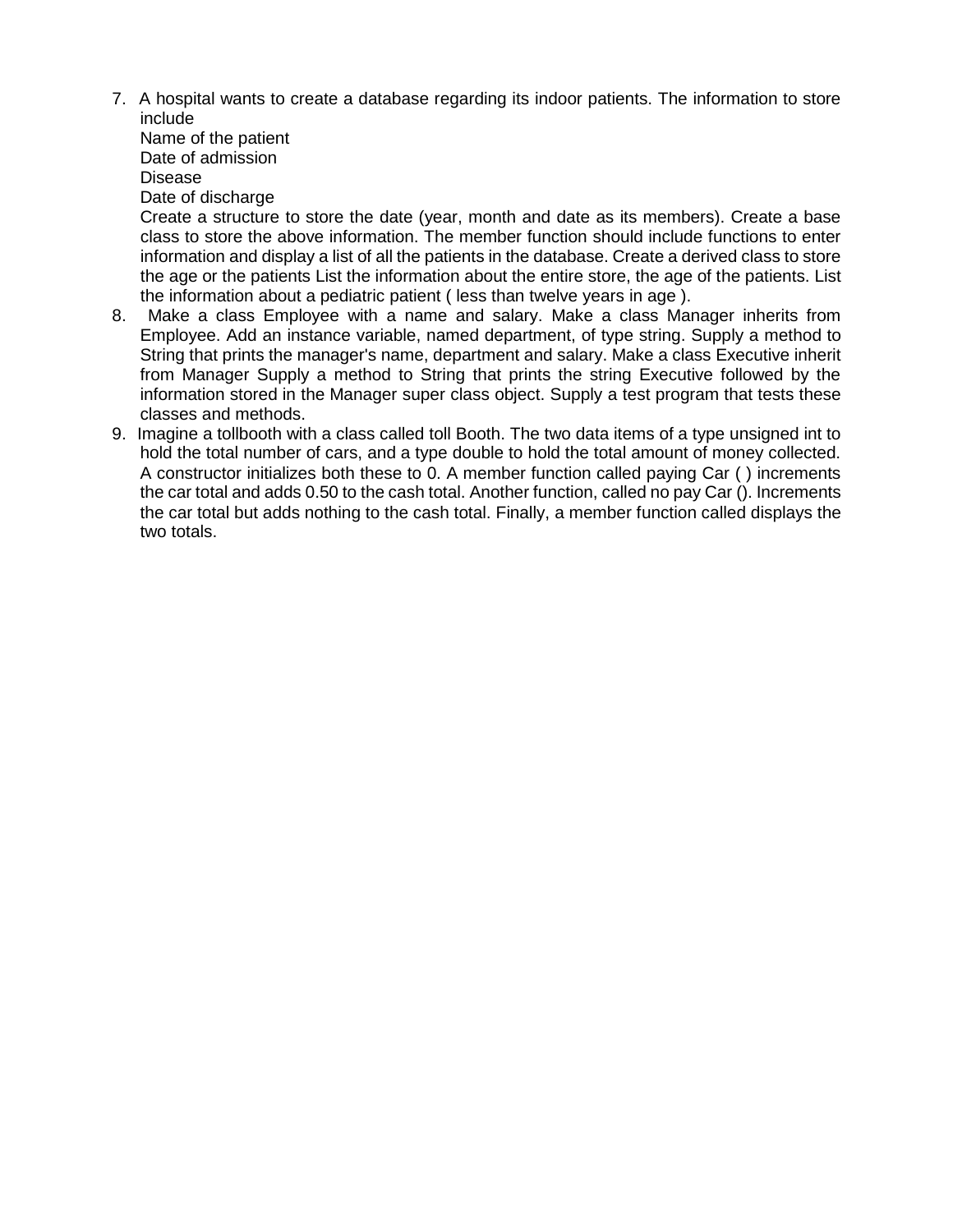7. A hospital wants to create a database regarding its indoor patients. The information to store include
   Name of the patient
   Date of admission
   Disease
   Date of discharge
   Create a structure to store the date (year, month and date as its members). Create a base class to store the above information. The member function should include functions to enter information and display a list of all the patients in the database. Create a derived class to store the age or the patients List the information about the entire store, the age of the patients. List the information about a pediatric patient ( less than twelve years in age ).
8. Make a class Employee with a name and salary. Make a class Manager inherits from Employee. Add an instance variable, named department, of type string. Supply a method to String that prints the manager's name, department and salary. Make a class Executive inherit from Manager Supply a method to String that prints the string Executive followed by the information stored in the Manager super class object. Supply a test program that tests these classes and methods.
9. Imagine a tollbooth with a class called toll Booth. The two data items of a type unsigned int to hold the total number of cars, and a type double to hold the total amount of money collected. A constructor initializes both these to 0. A member function called paying Car ( ) increments the car total and adds 0.50 to the cash total. Another function, called no pay Car (). Increments the car total but adds nothing to the cash total. Finally, a member function called displays the two totals.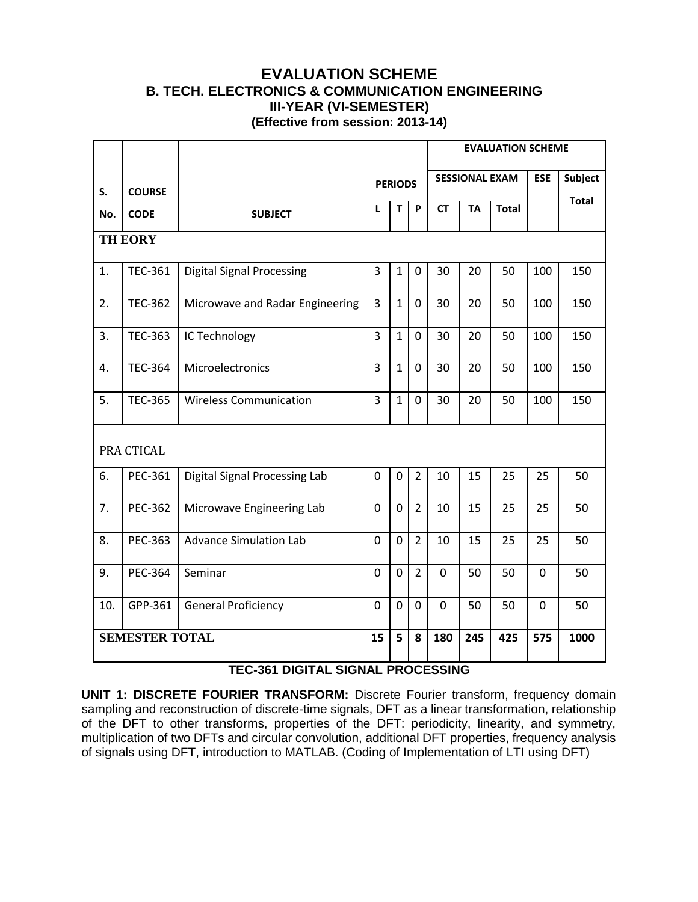# EVALUATION SCHEME

## B. TECH. ELECTRONICS & COMMUNICATION ENGINEERING

## III-YEAR (VI-SEMESTER)

**(Effective from session: 2013-14)**

| S. No. | COURSE CODE | SUBJECT | PERIODS | | | EVALUATION SCHEME | | | | |
|---|---|---|---|---|---|---|---|---|---|---|
| | | | | | | SESSIONAL EXAM | | | ESE | Subject Total |
| | | | L | T | P | CT | TA | Total | | |
| **TH EORY** | | | | | | | | | | |
| 1. | TEC-361 | Digital Signal Processing | 3 | 1 | 0 | 30 | 20 | 50 | 100 | 150 |
| 2. | TEC-362 | Microwave and Radar Engineering | 3 | 1 | 0 | 30 | 20 | 50 | 100 | 150 |
| 3. | TEC-363 | IC Technology | 3 | 1 | 0 | 30 | 20 | 50 | 100 | 150 |
| 4. | TEC-364 | Microelectronics | 3 | 1 | 0 | 30 | 20 | 50 | 100 | 150 |
| 5. | TEC-365 | Wireless Communication | 3 | 1 | 0 | 30 | 20 | 50 | 100 | 150 |
| PRA CTICAL | | | | | | | | | | |
| 6. | PEC-361 | Digital Signal Processing Lab | 0 | 0 | 2 | 10 | 15 | 25 | 25 | 50 |
| 7. | PEC-362 | Microwave Engineering Lab | 0 | 0 | 2 | 10 | 15 | 25 | 25 | 50 |
| 8. | PEC-363 | Advance Simulation Lab | 0 | 0 | 2 | 10 | 15 | 25 | 25 | 50 |
| 9. | PEC-364 | Seminar | 0 | 0 | 2 | 0 | 50 | 50 | 0 | 50 |
| 10. | GPP-361 | General Proficiency | 0 | 0 | 0 | 0 | 50 | 50 | 0 | 50 |
| **SEMESTER TOTAL** | | | **15** | **5** | **8** | **180** | **245** | **425** | **575** | **1000** |

## TEC-361 DIGITAL SIGNAL PROCESSING

**UNIT 1: DISCRETE FOURIER TRANSFORM:** Discrete Fourier transform, frequency domain sampling and reconstruction of discrete-time signals, DFT as a linear transformation, relationship of the DFT to other transforms, properties of the DFT: periodicity, linearity, and symmetry, multiplication of two DFTs and circular convolution, additional DFT properties, frequency analysis of signals using DFT, introduction to MATLAB. (Coding of Implementation of LTI using DFT)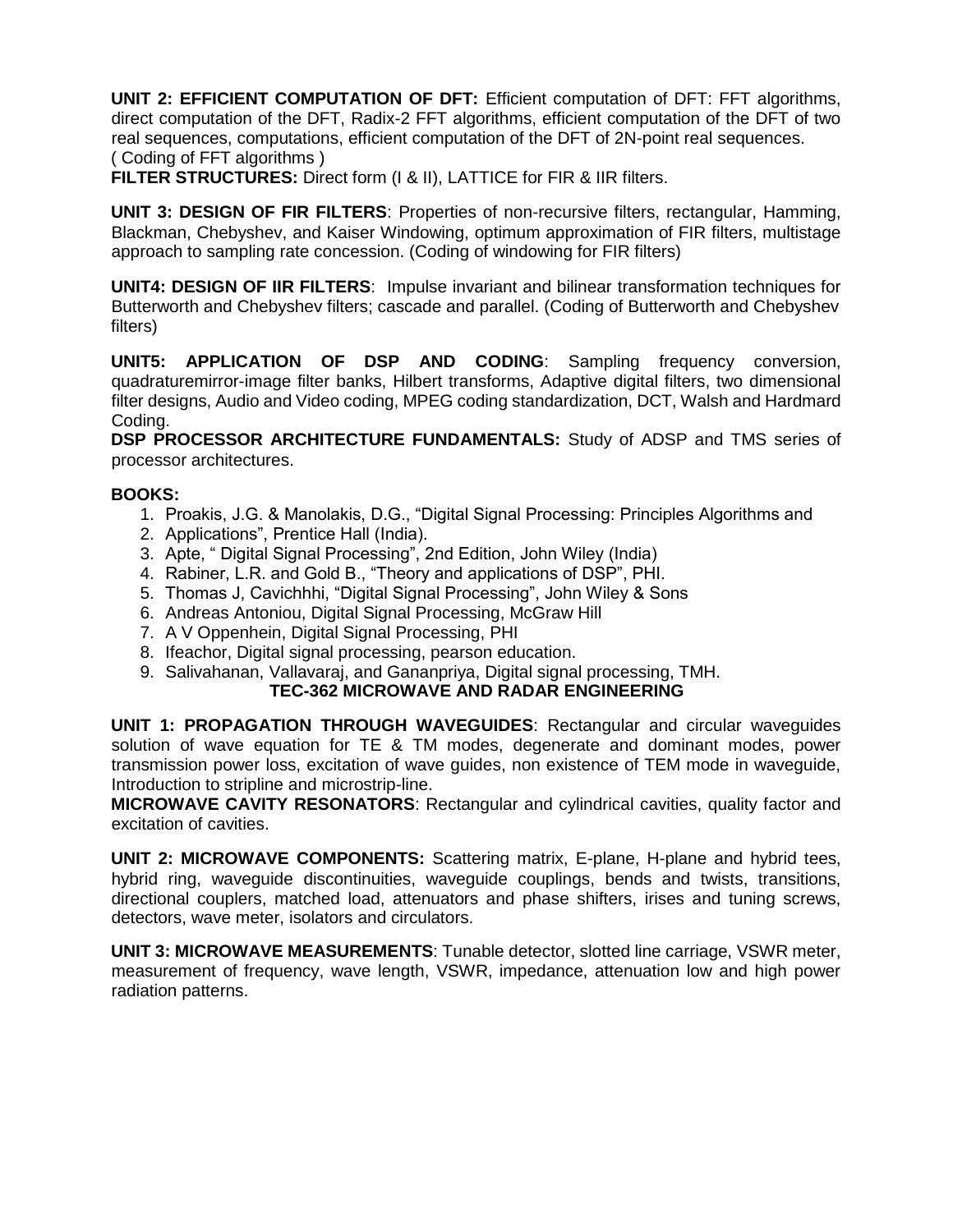**UNIT 2: EFFICIENT COMPUTATION OF DFT:** Efficient computation of DFT: FFT algorithms, direct computation of the DFT, Radix-2 FFT algorithms, efficient computation of the DFT of two real sequences, computations, efficient computation of the DFT of 2N-point real sequences. ( Coding of FFT algorithms )

**FILTER STRUCTURES:** Direct form (I & II), LATTICE for FIR & IIR filters.

**UNIT 3: DESIGN OF FIR FILTERS**: Properties of non-recursive filters, rectangular, Hamming, Blackman, Chebyshev, and Kaiser Windowing, optimum approximation of FIR filters, multistage approach to sampling rate concession. (Coding of windowing for FIR filters)

**UNIT4: DESIGN OF IIR FILTERS**: Impulse invariant and bilinear transformation techniques for Butterworth and Chebyshev filters; cascade and parallel. (Coding of Butterworth and Chebyshev filters)

**UNIT5: APPLICATION OF DSP AND CODING**: Sampling frequency conversion, quadraturemirror-image filter banks, Hilbert transforms, Adaptive digital filters, two dimensional filter designs, Audio and Video coding, MPEG coding standardization, DCT, Walsh and Hardmard Coding.

**DSP PROCESSOR ARCHITECTURE FUNDAMENTALS:** Study of ADSP and TMS series of processor architectures.

**BOOKS:**

1. Proakis, J.G. & Manolakis, D.G., "Digital Signal Processing: Principles Algorithms and
2. Applications", Prentice Hall (India).
3. Apte, " Digital Signal Processing", 2nd Edition, John Wiley (India)
4. Rabiner, L.R. and Gold B., "Theory and applications of DSP", PHI.
5. Thomas J, Cavichhhi, "Digital Signal Processing", John Wiley & Sons
6. Andreas Antoniou, Digital Signal Processing, McGraw Hill
7. A V Oppenhein, Digital Signal Processing, PHI
8. Ifeachor, Digital signal processing, pearson education.
9. Salivahanan, Vallavaraj, and Gananpriya, Digital signal processing, TMH.

## TEC-362 MICROWAVE AND RADAR ENGINEERING

**UNIT 1: PROPAGATION THROUGH WAVEGUIDES**: Rectangular and circular waveguides solution of wave equation for TE & TM modes, degenerate and dominant modes, power transmission power loss, excitation of wave guides, non existence of TEM mode in waveguide, Introduction to stripline and microstrip-line.

**MICROWAVE CAVITY RESONATORS**: Rectangular and cylindrical cavities, quality factor and excitation of cavities.

**UNIT 2: MICROWAVE COMPONENTS:** Scattering matrix, E-plane, H-plane and hybrid tees, hybrid ring, waveguide discontinuities, waveguide couplings, bends and twists, transitions, directional couplers, matched load, attenuators and phase shifters, irises and tuning screws, detectors, wave meter, isolators and circulators.

**UNIT 3: MICROWAVE MEASUREMENTS**: Tunable detector, slotted line carriage, VSWR meter, measurement of frequency, wave length, VSWR, impedance, attenuation low and high power radiation patterns.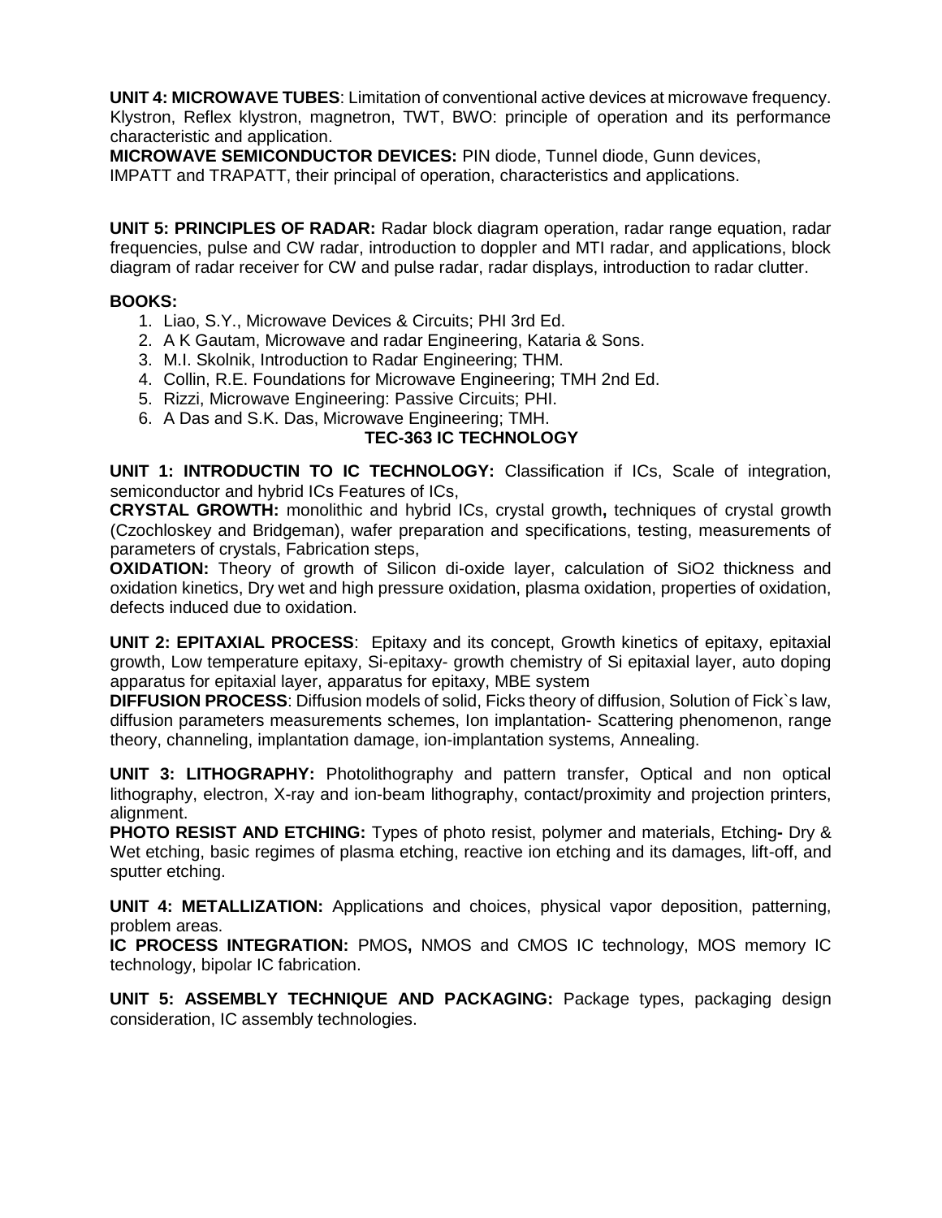**UNIT 4: MICROWAVE TUBES**: Limitation of conventional active devices at microwave frequency. Klystron, Reflex klystron, magnetron, TWT, BWO: principle of operation and its performance characteristic and application.

**MICROWAVE SEMICONDUCTOR DEVICES:** PIN diode, Tunnel diode, Gunn devices, IMPATT and TRAPATT, their principal of operation, characteristics and applications.

**UNIT 5: PRINCIPLES OF RADAR:** Radar block diagram operation, radar range equation, radar frequencies, pulse and CW radar, introduction to doppler and MTI radar, and applications, block diagram of radar receiver for CW and pulse radar, radar displays, introduction to radar clutter.

**BOOKS:**

1. Liao, S.Y., Microwave Devices & Circuits; PHI 3rd Ed.
2. A K Gautam, Microwave and radar Engineering, Kataria & Sons.
3. M.I. Skolnik, Introduction to Radar Engineering; THM.
4. Collin, R.E. Foundations for Microwave Engineering; TMH 2nd Ed.
5. Rizzi, Microwave Engineering: Passive Circuits; PHI.
6. A Das and S.K. Das, Microwave Engineering; TMH.

## TEC-363 IC TECHNOLOGY

**UNIT 1: INTRODUCTIN TO IC TECHNOLOGY:** Classification if ICs, Scale of integration, semiconductor and hybrid ICs Features of ICs,

**CRYSTAL GROWTH:** monolithic and hybrid ICs, crystal growth**,** techniques of crystal growth (Czochloskey and Bridgeman), wafer preparation and specifications, testing, measurements of parameters of crystals, Fabrication steps,

**OXIDATION:** Theory of growth of Silicon di-oxide layer, calculation of $SiO_2$ thickness and oxidation kinetics, Dry wet and high pressure oxidation, plasma oxidation, properties of oxidation, defects induced due to oxidation.

**UNIT 2: EPITAXIAL PROCESS**: Epitaxy and its concept, Growth kinetics of epitaxy, epitaxial growth, Low temperature epitaxy, Si-epitaxy- growth chemistry of Si epitaxial layer, auto doping apparatus for epitaxial layer, apparatus for epitaxy, MBE system

**DIFFUSION PROCESS**: Diffusion models of solid, Ficks theory of diffusion, Solution of Fick`s law, diffusion parameters measurements schemes, Ion implantation- Scattering phenomenon, range theory, channeling, implantation damage, ion-implantation systems, Annealing.

**UNIT 3: LITHOGRAPHY:** Photolithography and pattern transfer, Optical and non optical lithography, electron, X-ray and ion-beam lithography, contact/proximity and projection printers, alignment.

**PHOTO RESIST AND ETCHING:** Types of photo resist, polymer and materials, Etching**-** Dry & Wet etching, basic regimes of plasma etching, reactive ion etching and its damages, lift-off, and sputter etching.

**UNIT 4: METALLIZATION:** Applications and choices, physical vapor deposition, patterning, problem areas.

**IC PROCESS INTEGRATION:** PMOS**,** NMOS and CMOS IC technology, MOS memory IC technology, bipolar IC fabrication.

**UNIT 5: ASSEMBLY TECHNIQUE AND PACKAGING:** Package types, packaging design consideration, IC assembly technologies.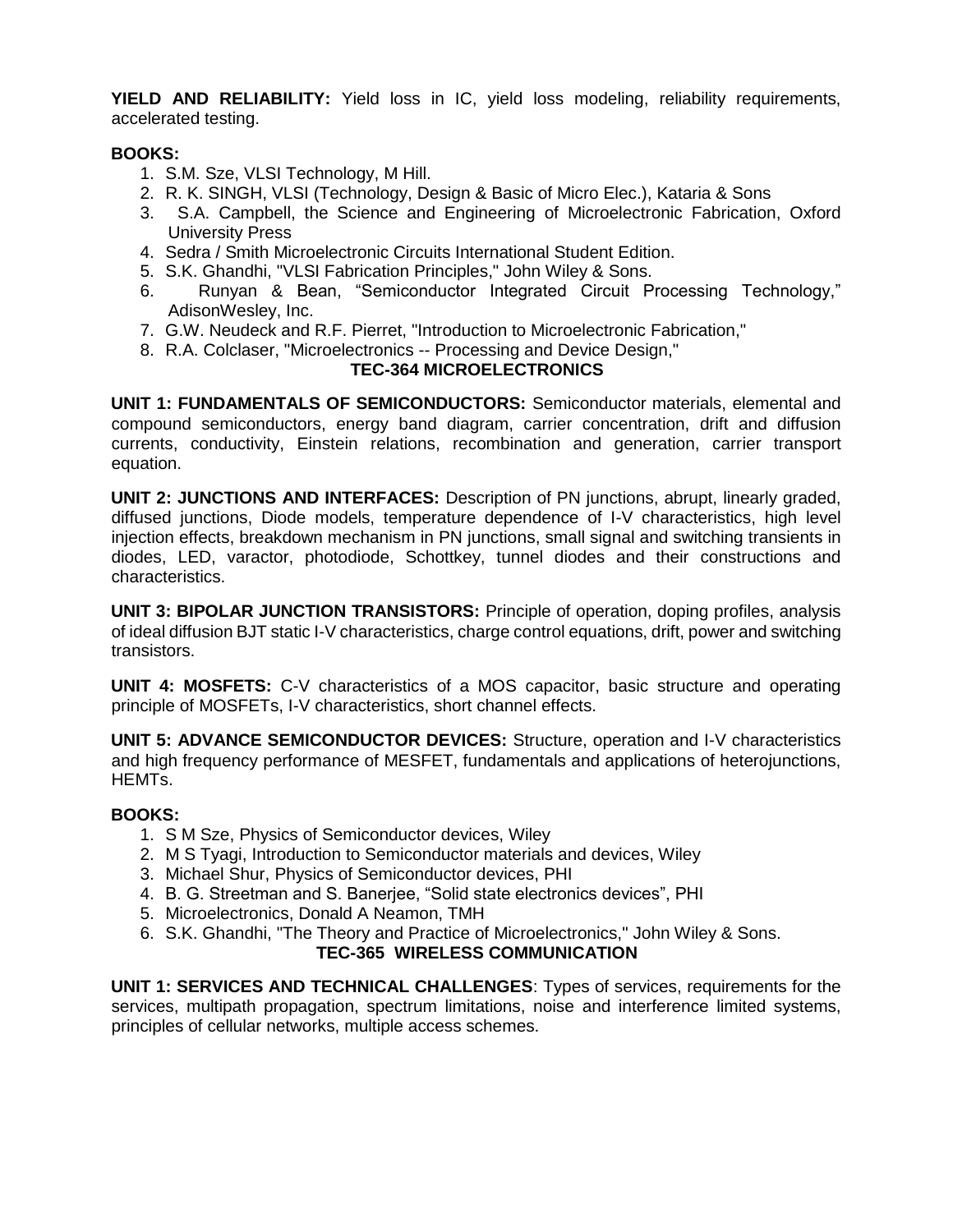**YIELD AND RELIABILITY:** Yield loss in IC, yield loss modeling, reliability requirements, accelerated testing.

**BOOKS:**

1. S.M. Sze, VLSI Technology, M Hill.
2. R. K. SINGH, VLSI (Technology, Design & Basic of Micro Elec.), Kataria & Sons
3. S.A. Campbell, the Science and Engineering of Microelectronic Fabrication, Oxford University Press
4. Sedra / Smith Microelectronic Circuits International Student Edition.
5. S.K. Ghandhi, "VLSI Fabrication Principles," John Wiley & Sons.
6. Runyan & Bean, "Semiconductor Integrated Circuit Processing Technology," AdisonWesley, Inc.
7. G.W. Neudeck and R.F. Pierret, "Introduction to Microelectronic Fabrication,"
8. R.A. Colclaser, "Microelectronics -- Processing and Device Design,"

## TEC-364 MICROELECTRONICS

**UNIT 1: FUNDAMENTALS OF SEMICONDUCTORS:** Semiconductor materials, elemental and compound semiconductors, energy band diagram, carrier concentration, drift and diffusion currents, conductivity, Einstein relations, recombination and generation, carrier transport equation.

**UNIT 2: JUNCTIONS AND INTERFACES:** Description of PN junctions, abrupt, linearly graded, diffused junctions, Diode models, temperature dependence of I-V characteristics, high level injection effects, breakdown mechanism in PN junctions, small signal and switching transients in diodes, LED, varactor, photodiode, Schottkey, tunnel diodes and their constructions and characteristics.

**UNIT 3: BIPOLAR JUNCTION TRANSISTORS:** Principle of operation, doping profiles, analysis of ideal diffusion BJT static I-V characteristics, charge control equations, drift, power and switching transistors.

**UNIT 4: MOSFETS:** C-V characteristics of a MOS capacitor, basic structure and operating principle of MOSFETs, I-V characteristics, short channel effects.

**UNIT 5: ADVANCE SEMICONDUCTOR DEVICES:** Structure, operation and I-V characteristics and high frequency performance of MESFET, fundamentals and applications of heterojunctions, HEMTs.

**BOOKS:**

1. S M Sze, Physics of Semiconductor devices, Wiley
2. M S Tyagi, Introduction to Semiconductor materials and devices, Wiley
3. Michael Shur, Physics of Semiconductor devices, PHI
4. B. G. Streetman and S. Banerjee, "Solid state electronics devices", PHI
5. Microelectronics, Donald A Neamon, TMH
6. S.K. Ghandhi, "The Theory and Practice of Microelectronics," John Wiley & Sons.

## TEC-365 WIRELESS COMMUNICATION

**UNIT 1: SERVICES AND TECHNICAL CHALLENGES**: Types of services, requirements for the services, multipath propagation, spectrum limitations, noise and interference limited systems, principles of cellular networks, multiple access schemes.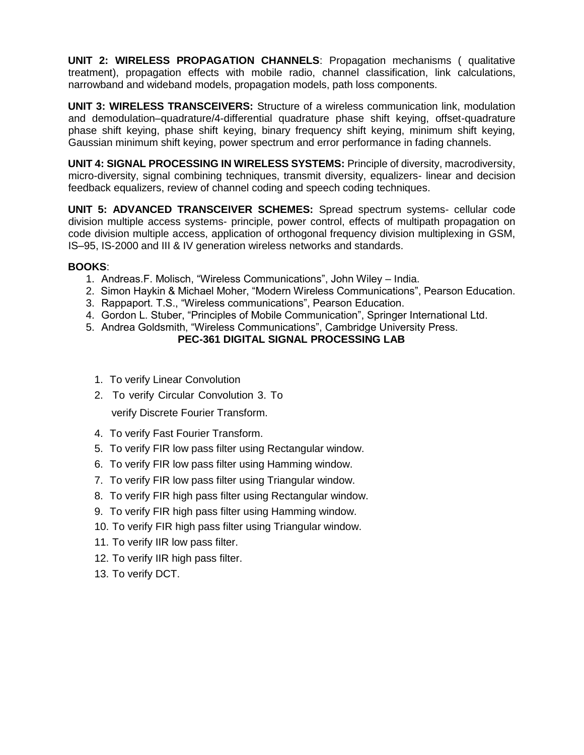**UNIT 2: WIRELESS PROPAGATION CHANNELS**: Propagation mechanisms ( qualitative treatment), propagation effects with mobile radio, channel classification, link calculations, narrowband and wideband models, propagation models, path loss components.

**UNIT 3: WIRELESS TRANSCEIVERS:** Structure of a wireless communication link, modulation and demodulation–quadrature/4-differential quadrature phase shift keying, offset-quadrature phase shift keying, phase shift keying, binary frequency shift keying, minimum shift keying, Gaussian minimum shift keying, power spectrum and error performance in fading channels.

**UNIT 4: SIGNAL PROCESSING IN WIRELESS SYSTEMS:** Principle of diversity, macrodiversity, micro-diversity, signal combining techniques, transmit diversity, equalizers- linear and decision feedback equalizers, review of channel coding and speech coding techniques.

**UNIT 5: ADVANCED TRANSCEIVER SCHEMES:** Spread spectrum systems- cellular code division multiple access systems- principle, power control, effects of multipath propagation on code division multiple access, application of orthogonal frequency division multiplexing in GSM, IS–95, IS-2000 and III & IV generation wireless networks and standards.

**BOOKS**:

1. Andreas.F. Molisch, "Wireless Communications", John Wiley – India.
2. Simon Haykin & Michael Moher, "Modern Wireless Communications", Pearson Education.
3. Rappaport. T.S., "Wireless communications", Pearson Education.
4. Gordon L. Stuber, "Principles of Mobile Communication", Springer International Ltd.
5. Andrea Goldsmith, "Wireless Communications", Cambridge University Press.

## PEC-361 DIGITAL SIGNAL PROCESSING LAB

1. To verify Linear Convolution
2. To verify Circular Convolution
3. To verify Discrete Fourier Transform.
4. To verify Fast Fourier Transform.
5. To verify FIR low pass filter using Rectangular window.
6. To verify FIR low pass filter using Hamming window.
7. To verify FIR low pass filter using Triangular window.
8. To verify FIR high pass filter using Rectangular window.
9. To verify FIR high pass filter using Hamming window.
10. To verify FIR high pass filter using Triangular window.
11. To verify IIR low pass filter.
12. To verify IIR high pass filter.
13. To verify DCT.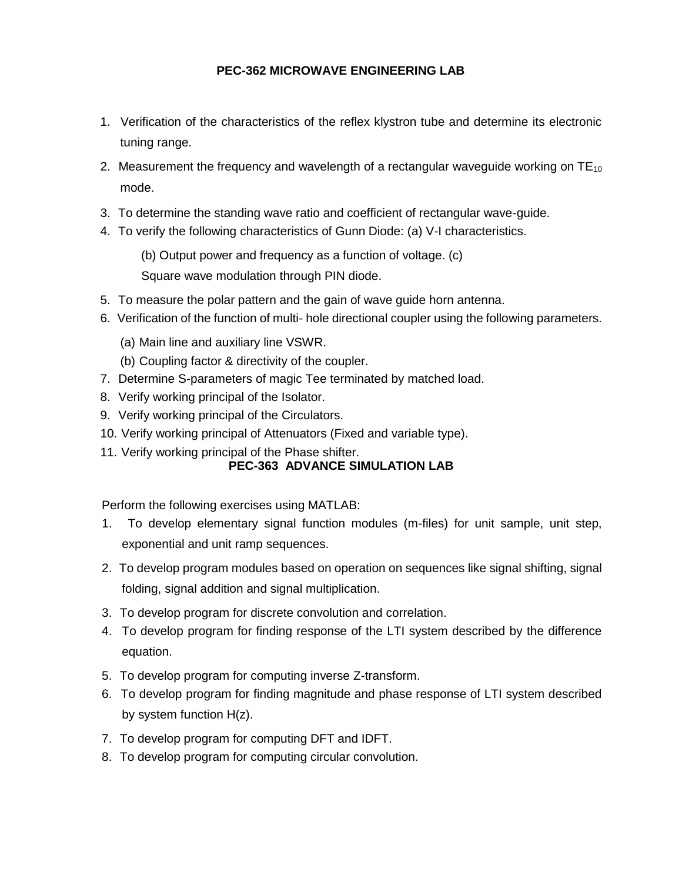## PEC-362 MICROWAVE ENGINEERING LAB

1. Verification of the characteristics of the reflex klystron tube and determine its electronic tuning range.
2. Measurement the frequency and wavelength of a rectangular waveguide working on $TE_{10}$ mode.
3. To determine the standing wave ratio and coefficient of rectangular wave-guide.
4. To verify the following characteristics of Gunn Diode: (a) V-I characteristics.

   (b) Output power and frequency as a function of voltage. (c) Square wave modulation through PIN diode.
5. To measure the polar pattern and the gain of wave guide horn antenna.
6. Verification of the function of multi- hole directional coupler using the following parameters.

   (a) Main line and auxiliary line VSWR.

   (b) Coupling factor & directivity of the coupler.
7. Determine S-parameters of magic Tee terminated by matched load.
8. Verify working principal of the Isolator.
9. Verify working principal of the Circulators.
10. Verify working principal of Attenuators (Fixed and variable type).
11. Verify working principal of the Phase shifter.

## PEC-363 ADVANCE SIMULATION LAB

Perform the following exercises using MATLAB:

1. To develop elementary signal function modules (m-files) for unit sample, unit step, exponential and unit ramp sequences.
2. To develop program modules based on operation on sequences like signal shifting, signal folding, signal addition and signal multiplication.
3. To develop program for discrete convolution and correlation.
4. To develop program for finding response of the LTI system described by the difference equation.
5. To develop program for computing inverse Z-transform.
6. To develop program for finding magnitude and phase response of LTI system described by system function H(z).
7. To develop program for computing DFT and IDFT.
8. To develop program for computing circular convolution.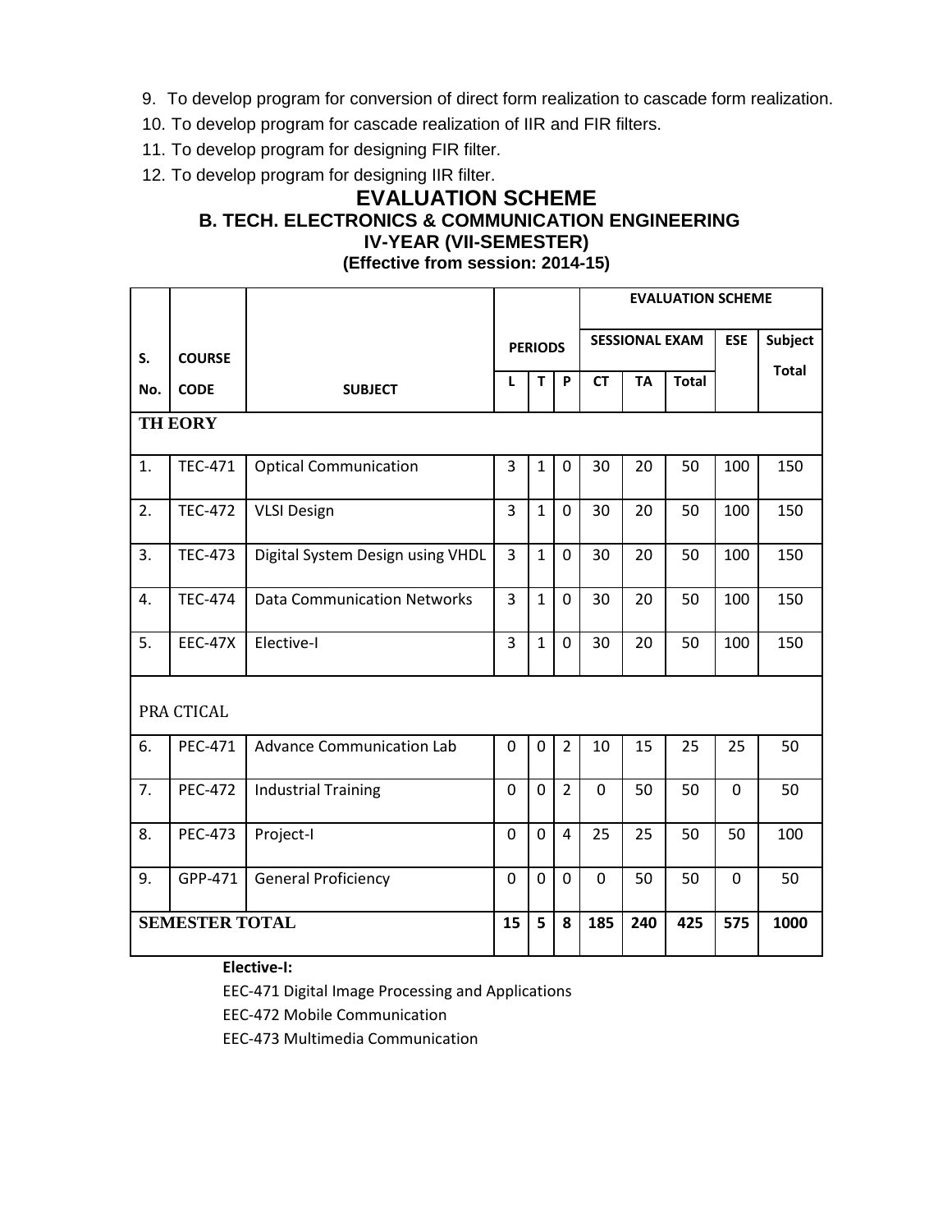9. To develop program for conversion of direct form realization to cascade form realization.
10. To develop program for cascade realization of IIR and FIR filters.
11. To develop program for designing FIR filter.
12. To develop program for designing IIR filter.

# EVALUATION SCHEME

## B. TECH. ELECTRONICS & COMMUNICATION ENGINEERING

## IV-YEAR (VII-SEMESTER)

### (Effective from session: 2014-15)

| S. No. | COURSE CODE | SUBJECT | PERIODS | | | EVALUATION SCHEME | | | | |
|---|---|---|---|---|---|---|---|---|---|---|
| | | | | | | SESSIONAL EXAM | | | ESE | Subject Total |
| | | | L | T | P | CT | TA | Total | | |
| **TH EORY** | | | | | | | | | | |
| 1. | TEC-471 | Optical Communication | 3 | 1 | 0 | 30 | 20 | 50 | 100 | 150 |
| 2. | TEC-472 | VLSI Design | 3 | 1 | 0 | 30 | 20 | 50 | 100 | 150 |
| 3. | TEC-473 | Digital System Design using VHDL | 3 | 1 | 0 | 30 | 20 | 50 | 100 | 150 |
| 4. | TEC-474 | Data Communication Networks | 3 | 1 | 0 | 30 | 20 | 50 | 100 | 150 |
| 5. | EEC-47X | Elective-I | 3 | 1 | 0 | 30 | 20 | 50 | 100 | 150 |
| PRA CTICAL | | | | | | | | | | |
| 6. | PEC-471 | Advance Communication Lab | 0 | 0 | 2 | 10 | 15 | 25 | 25 | 50 |
| 7. | PEC-472 | Industrial Training | 0 | 0 | 2 | 0 | 50 | 50 | 0 | 50 |
| 8. | PEC-473 | Project-I | 0 | 0 | 4 | 25 | 25 | 50 | 50 | 100 |
| 9. | GPP-471 | General Proficiency | 0 | 0 | 0 | 0 | 50 | 50 | 0 | 50 |
| **SEMESTER TOTAL** | | | **15** | **5** | **8** | **185** | **240** | **425** | **575** | **1000** |

**Elective-I:**

EEC-471 Digital Image Processing and Applications

EEC-472 Mobile Communication

EEC-473 Multimedia Communication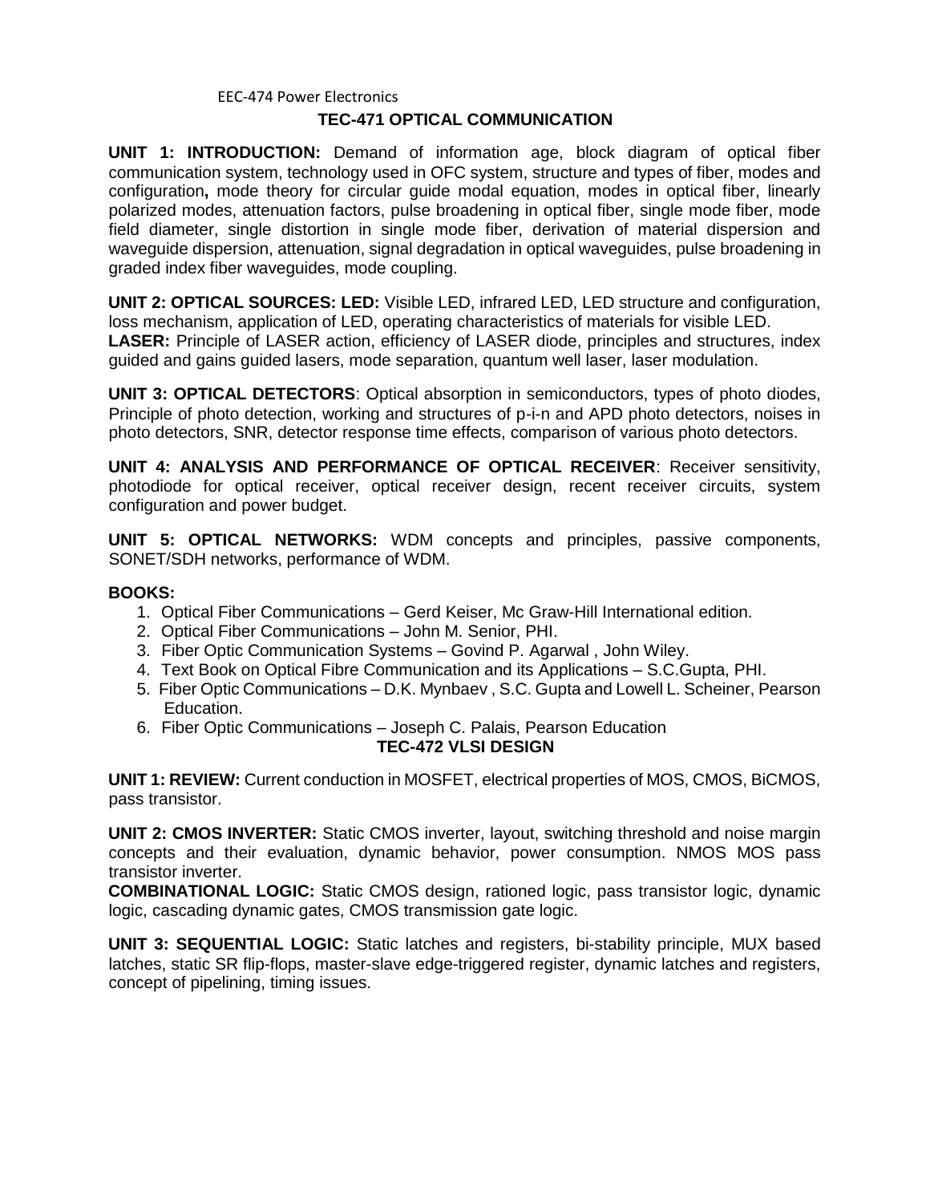EEC-474 Power Electronics

## TEC-471 OPTICAL COMMUNICATION

**UNIT 1: INTRODUCTION:** Demand of information age, block diagram of optical fiber communication system, technology used in OFC system, structure and types of fiber, modes and configuration**,** mode theory for circular guide modal equation, modes in optical fiber, linearly polarized modes, attenuation factors, pulse broadening in optical fiber, single mode fiber, mode field diameter, single distortion in single mode fiber, derivation of material dispersion and waveguide dispersion, attenuation, signal degradation in optical waveguides, pulse broadening in graded index fiber waveguides, mode coupling.

**UNIT 2: OPTICAL SOURCES: LED:** Visible LED, infrared LED, LED structure and configuration, loss mechanism, application of LED, operating characteristics of materials for visible LED.
**LASER:** Principle of LASER action, efficiency of LASER diode, principles and structures, index guided and gains guided lasers, mode separation, quantum well laser, laser modulation.

**UNIT 3: OPTICAL DETECTORS**: Optical absorption in semiconductors, types of photo diodes, Principle of photo detection, working and structures of p-i-n and APD photo detectors, noises in photo detectors, SNR, detector response time effects, comparison of various photo detectors.

**UNIT 4: ANALYSIS AND PERFORMANCE OF OPTICAL RECEIVER**: Receiver sensitivity, photodiode for optical receiver, optical receiver design, recent receiver circuits, system configuration and power budget.

**UNIT 5: OPTICAL NETWORKS:** WDM concepts and principles, passive components, SONET/SDH networks, performance of WDM.

**BOOKS:**

1. Optical Fiber Communications – Gerd Keiser, Mc Graw-Hill International edition.
2. Optical Fiber Communications – John M. Senior, PHI.
3. Fiber Optic Communication Systems – Govind P. Agarwal , John Wiley.
4. Text Book on Optical Fibre Communication and its Applications – S.C.Gupta, PHI.
5. Fiber Optic Communications – D.K. Mynbaev , S.C. Gupta and Lowell L. Scheiner, Pearson Education.
6. Fiber Optic Communications – Joseph C. Palais, Pearson Education

## TEC-472 VLSI DESIGN

**UNIT 1: REVIEW:** Current conduction in MOSFET, electrical properties of MOS, CMOS, BiCMOS, pass transistor.

**UNIT 2: CMOS INVERTER:** Static CMOS inverter, layout, switching threshold and noise margin concepts and their evaluation, dynamic behavior, power consumption. NMOS MOS pass transistor inverter.
**COMBINATIONAL LOGIC:** Static CMOS design, rationed logic, pass transistor logic, dynamic logic, cascading dynamic gates, CMOS transmission gate logic.

**UNIT 3: SEQUENTIAL LOGIC:** Static latches and registers, bi-stability principle, MUX based latches, static SR flip-flops, master-slave edge-triggered register, dynamic latches and registers, concept of pipelining, timing issues.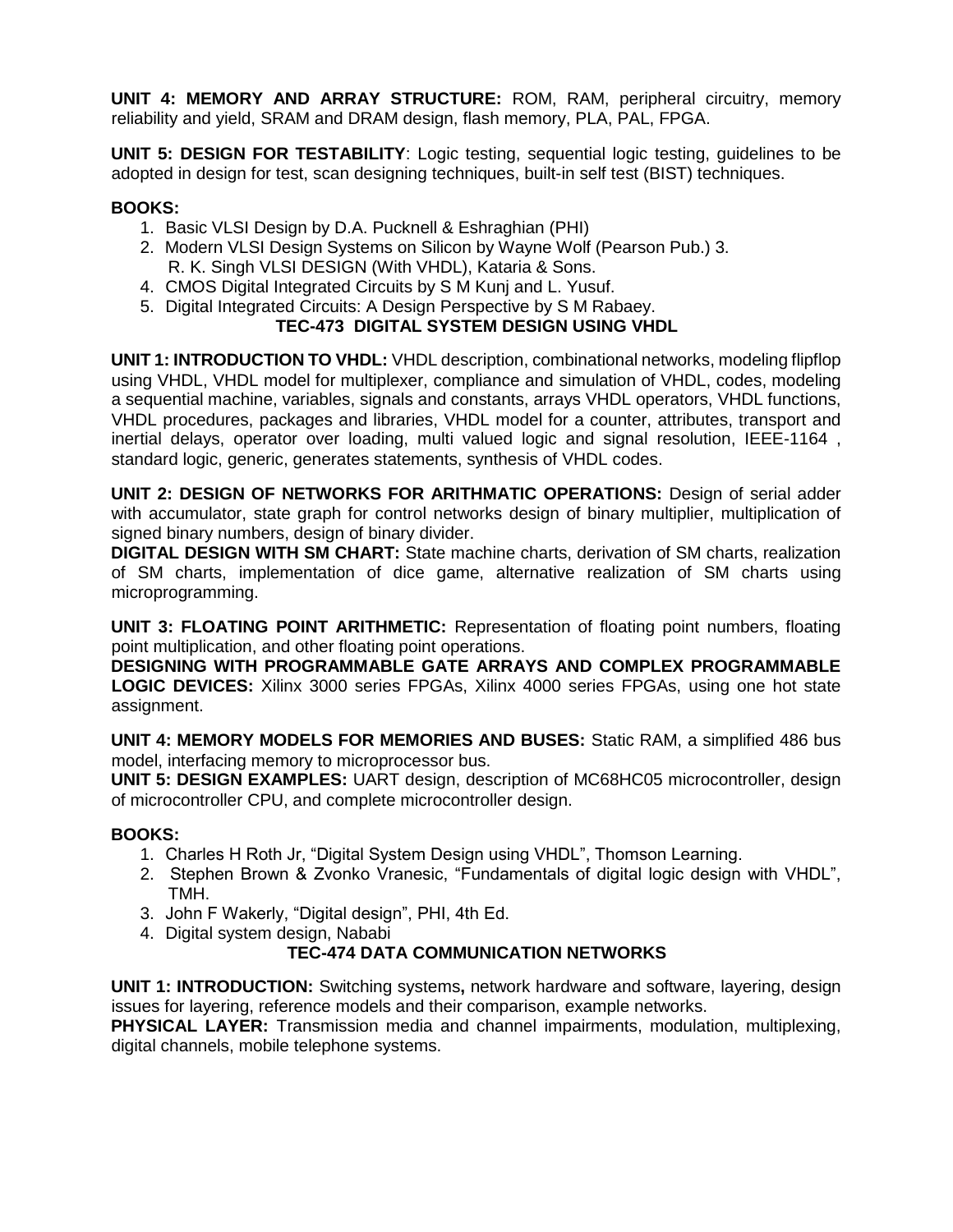**UNIT 4: MEMORY AND ARRAY STRUCTURE:** ROM, RAM, peripheral circuitry, memory reliability and yield, SRAM and DRAM design, flash memory, PLA, PAL, FPGA.

**UNIT 5: DESIGN FOR TESTABILITY**: Logic testing, sequential logic testing, guidelines to be adopted in design for test, scan designing techniques, built-in self test (BIST) techniques.

**BOOKS:**

1. Basic VLSI Design by D.A. Pucknell & Eshraghian (PHI)
2. Modern VLSI Design Systems on Silicon by Wayne Wolf (Pearson Pub.) 3. R. K. Singh VLSI DESIGN (With VHDL), Kataria & Sons.
4. CMOS Digital Integrated Circuits by S M Kunj and L. Yusuf.
5. Digital Integrated Circuits: A Design Perspective by S M Rabaey.

## TEC-473 DIGITAL SYSTEM DESIGN USING VHDL

**UNIT 1: INTRODUCTION TO VHDL:** VHDL description, combinational networks, modeling flipflop using VHDL, VHDL model for multiplexer, compliance and simulation of VHDL, codes, modeling a sequential machine, variables, signals and constants, arrays VHDL operators, VHDL functions, VHDL procedures, packages and libraries, VHDL model for a counter, attributes, transport and inertial delays, operator over loading, multi valued logic and signal resolution, IEEE-1164 , standard logic, generic, generates statements, synthesis of VHDL codes.

**UNIT 2: DESIGN OF NETWORKS FOR ARITHMATIC OPERATIONS:** Design of serial adder with accumulator, state graph for control networks design of binary multiplier, multiplication of signed binary numbers, design of binary divider.

**DIGITAL DESIGN WITH SM CHART:** State machine charts, derivation of SM charts, realization of SM charts, implementation of dice game, alternative realization of SM charts using microprogramming.

**UNIT 3: FLOATING POINT ARITHMETIC:** Representation of floating point numbers, floating point multiplication, and other floating point operations.

**DESIGNING WITH PROGRAMMABLE GATE ARRAYS AND COMPLEX PROGRAMMABLE LOGIC DEVICES:** Xilinx 3000 series FPGAs, Xilinx 4000 series FPGAs, using one hot state assignment.

**UNIT 4: MEMORY MODELS FOR MEMORIES AND BUSES:** Static RAM, a simplified 486 bus model, interfacing memory to microprocessor bus.

**UNIT 5: DESIGN EXAMPLES:** UART design, description of MC68HC05 microcontroller, design of microcontroller CPU, and complete microcontroller design.

**BOOKS:**

1. Charles H Roth Jr, “Digital System Design using VHDL”, Thomson Learning.
2. Stephen Brown & Zvonko Vranesic, “Fundamentals of digital logic design with VHDL”, TMH.
3. John F Wakerly, “Digital design”, PHI, 4th Ed.
4. Digital system design, Nababi

## TEC-474 DATA COMMUNICATION NETWORKS

**UNIT 1: INTRODUCTION:** Switching systems**,** network hardware and software, layering, design issues for layering, reference models and their comparison, example networks.

**PHYSICAL LAYER:** Transmission media and channel impairments, modulation, multiplexing, digital channels, mobile telephone systems.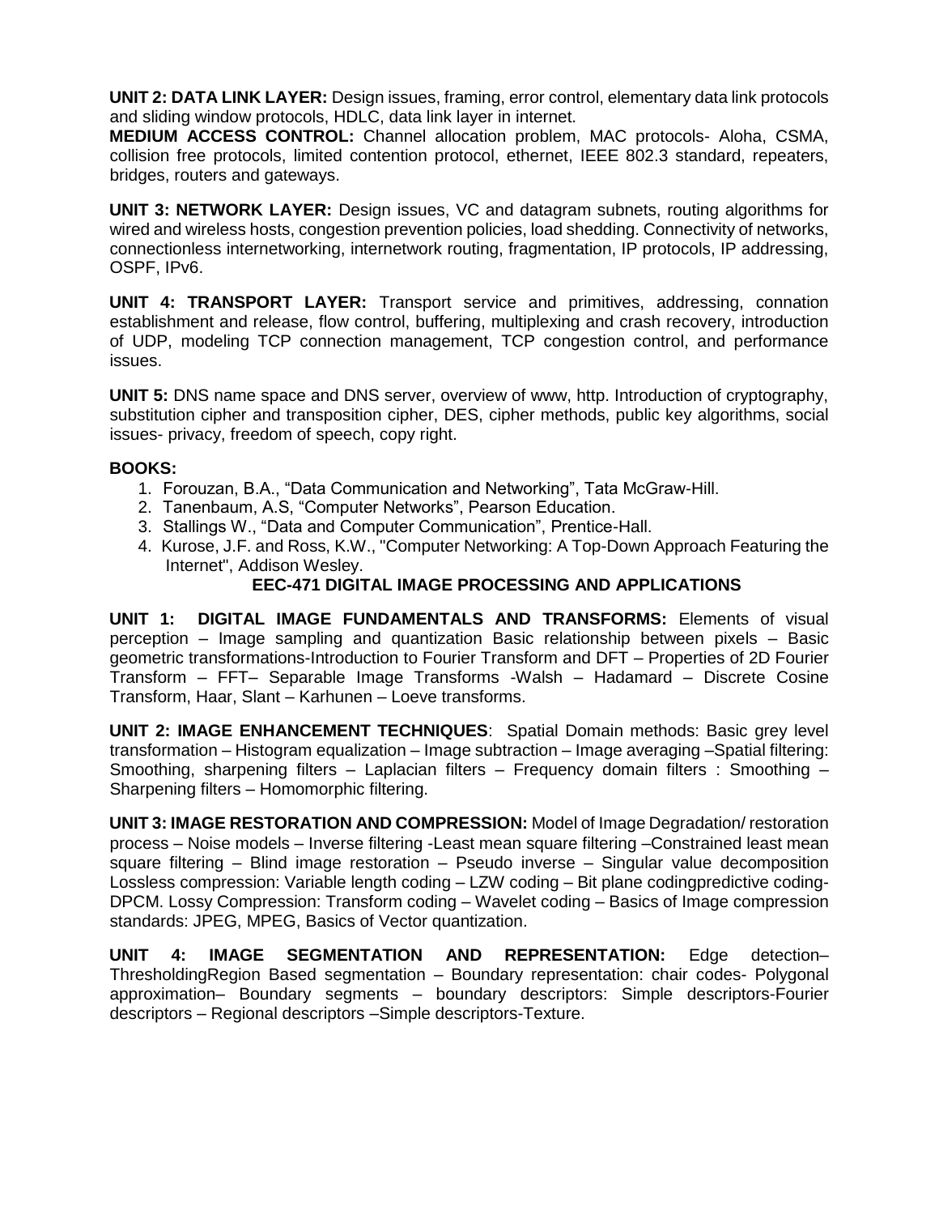**UNIT 2: DATA LINK LAYER:** Design issues, framing, error control, elementary data link protocols and sliding window protocols, HDLC, data link layer in internet.

**MEDIUM ACCESS CONTROL:** Channel allocation problem, MAC protocols- Aloha, CSMA, collision free protocols, limited contention protocol, ethernet, IEEE 802.3 standard, repeaters, bridges, routers and gateways.

**UNIT 3: NETWORK LAYER:** Design issues, VC and datagram subnets, routing algorithms for wired and wireless hosts, congestion prevention policies, load shedding. Connectivity of networks, connectionless internetworking, internetwork routing, fragmentation, IP protocols, IP addressing, OSPF, IPv6.

**UNIT 4: TRANSPORT LAYER:** Transport service and primitives, addressing, connation establishment and release, flow control, buffering, multiplexing and crash recovery, introduction of UDP, modeling TCP connection management, TCP congestion control, and performance issues.

**UNIT 5:** DNS name space and DNS server, overview of www, http. Introduction of cryptography, substitution cipher and transposition cipher, DES, cipher methods, public key algorithms, social issues- privacy, freedom of speech, copy right.

**BOOKS:**

1. Forouzan, B.A., "Data Communication and Networking", Tata McGraw-Hill.
2. Tanenbaum, A.S, "Computer Networks", Pearson Education.
3. Stallings W., "Data and Computer Communication", Prentice-Hall.
4. Kurose, J.F. and Ross, K.W., "Computer Networking: A Top-Down Approach Featuring the Internet", Addison Wesley.

## EEC-471 DIGITAL IMAGE PROCESSING AND APPLICATIONS

**UNIT 1: DIGITAL IMAGE FUNDAMENTALS AND TRANSFORMS:** Elements of visual perception – Image sampling and quantization Basic relationship between pixels – Basic geometric transformations-Introduction to Fourier Transform and DFT – Properties of 2D Fourier Transform – FFT– Separable Image Transforms -Walsh – Hadamard – Discrete Cosine Transform, Haar, Slant – Karhunen – Loeve transforms.

**UNIT 2: IMAGE ENHANCEMENT TECHNIQUES**: Spatial Domain methods: Basic grey level transformation – Histogram equalization – Image subtraction – Image averaging –Spatial filtering: Smoothing, sharpening filters – Laplacian filters – Frequency domain filters : Smoothing – Sharpening filters – Homomorphic filtering.

**UNIT 3: IMAGE RESTORATION AND COMPRESSION:** Model of Image Degradation/ restoration process – Noise models – Inverse filtering -Least mean square filtering –Constrained least mean square filtering – Blind image restoration – Pseudo inverse – Singular value decomposition Lossless compression: Variable length coding – LZW coding – Bit plane codingpredictive coding-DPCM. Lossy Compression: Transform coding – Wavelet coding – Basics of Image compression standards: JPEG, MPEG, Basics of Vector quantization.

**UNIT 4: IMAGE SEGMENTATION AND REPRESENTATION:** Edge detection– ThresholdingRegion Based segmentation – Boundary representation: chair codes- Polygonal approximation– Boundary segments – boundary descriptors: Simple descriptors-Fourier descriptors – Regional descriptors –Simple descriptors-Texture.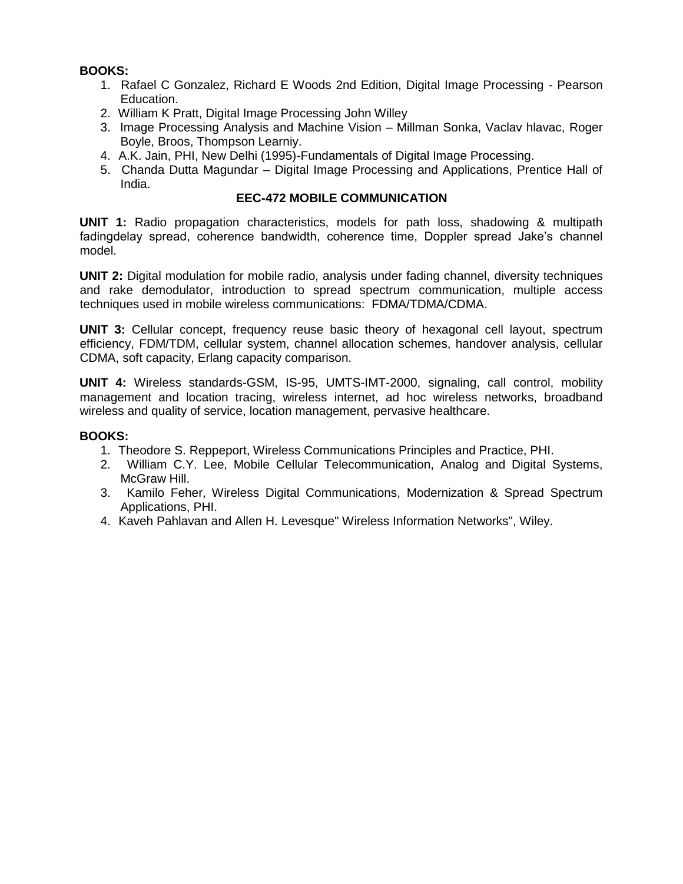**BOOKS:**

1. Rafael C Gonzalez, Richard E Woods 2nd Edition, Digital Image Processing - Pearson Education.
2. William K Pratt, Digital Image Processing John Willey
3. Image Processing Analysis and Machine Vision – Millman Sonka, Vaclav hlavac, Roger Boyle, Broos, Thompson Learniy.
4. A.K. Jain, PHI, New Delhi (1995)-Fundamentals of Digital Image Processing.
5. Chanda Dutta Magundar – Digital Image Processing and Applications, Prentice Hall of India.

## EEC-472 MOBILE COMMUNICATION

**UNIT 1:** Radio propagation characteristics, models for path loss, shadowing & multipath fadingdelay spread, coherence bandwidth, coherence time, Doppler spread Jake's channel model.

**UNIT 2:** Digital modulation for mobile radio, analysis under fading channel, diversity techniques and rake demodulator, introduction to spread spectrum communication, multiple access techniques used in mobile wireless communications: FDMA/TDMA/CDMA.

**UNIT 3:** Cellular concept, frequency reuse basic theory of hexagonal cell layout, spectrum efficiency, FDM/TDM, cellular system, channel allocation schemes, handover analysis, cellular CDMA, soft capacity, Erlang capacity comparison.

**UNIT 4:** Wireless standards-GSM, IS-95, UMTS-IMT-2000, signaling, call control, mobility management and location tracing, wireless internet, ad hoc wireless networks, broadband wireless and quality of service, location management, pervasive healthcare.

**BOOKS:**

1. Theodore S. Reppeport, Wireless Communications Principles and Practice, PHI.
2. William C.Y. Lee, Mobile Cellular Telecommunication, Analog and Digital Systems, McGraw Hill.
3. Kamilo Feher, Wireless Digital Communications, Modernization & Spread Spectrum Applications, PHI.
4. Kaveh Pahlavan and Allen H. Levesque" Wireless Information Networks", Wiley.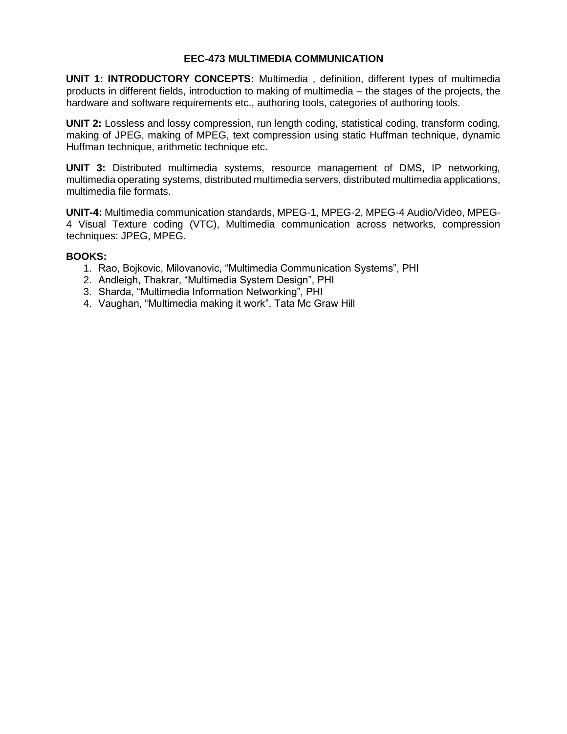# EEC-473 MULTIMEDIA COMMUNICATION

**UNIT 1: INTRODUCTORY CONCEPTS:** Multimedia , definition, different types of multimedia products in different fields, introduction to making of multimedia – the stages of the projects, the hardware and software requirements etc., authoring tools, categories of authoring tools.

**UNIT 2:** Lossless and lossy compression, run length coding, statistical coding, transform coding, making of JPEG, making of MPEG, text compression using static Huffman technique, dynamic Huffman technique, arithmetic technique etc.

**UNIT 3:** Distributed multimedia systems, resource management of DMS, IP networking, multimedia operating systems, distributed multimedia servers, distributed multimedia applications, multimedia file formats.

**UNIT-4:** Multimedia communication standards, MPEG-1, MPEG-2, MPEG-4 Audio/Video, MPEG-4 Visual Texture coding (VTC), Multimedia communication across networks, compression techniques: JPEG, MPEG.

**BOOKS:**

1. Rao, Bojkovic, Milovanovic, “Multimedia Communication Systems”, PHI
2. Andleigh, Thakrar, “Multimedia System Design”, PHI
3. Sharda, “Multimedia Information Networking”, PHI
4. Vaughan, “Multimedia making it work”, Tata Mc Graw Hill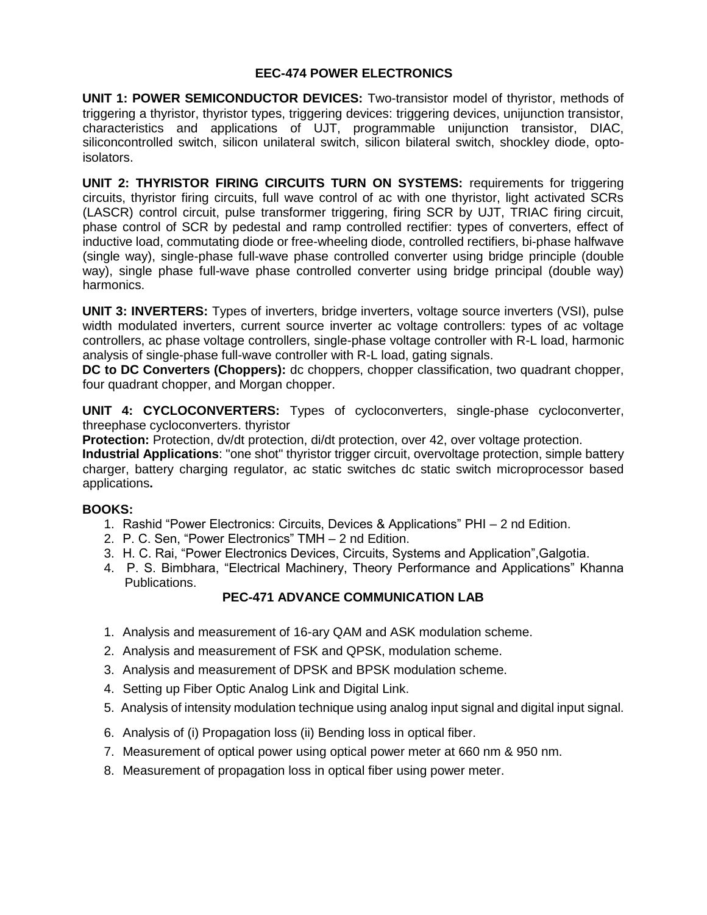## EEC-474 POWER ELECTRONICS

**UNIT 1: POWER SEMICONDUCTOR DEVICES:** Two-transistor model of thyristor, methods of triggering a thyristor, thyristor types, triggering devices: triggering devices, unijunction transistor, characteristics and applications of UJT, programmable unijunction transistor, DIAC, siliconcontrolled switch, silicon unilateral switch, silicon bilateral switch, shockley diode, opto-isolators.

**UNIT 2: THYRISTOR FIRING CIRCUITS TURN ON SYSTEMS:** requirements for triggering circuits, thyristor firing circuits, full wave control of ac with one thyristor, light activated SCRs (LASCR) control circuit, pulse transformer triggering, firing SCR by UJT, TRIAC firing circuit, phase control of SCR by pedestal and ramp controlled rectifier: types of converters, effect of inductive load, commutating diode or free-wheeling diode, controlled rectifiers, bi-phase halfwave (single way), single-phase full-wave phase controlled converter using bridge principle (double way), single phase full-wave phase controlled converter using bridge principal (double way) harmonics.

**UNIT 3: INVERTERS:** Types of inverters, bridge inverters, voltage source inverters (VSI), pulse width modulated inverters, current source inverter ac voltage controllers: types of ac voltage controllers, ac phase voltage controllers, single-phase voltage controller with R-L load, harmonic analysis of single-phase full-wave controller with R-L load, gating signals.

**DC to DC Converters (Choppers):** dc choppers, chopper classification, two quadrant chopper, four quadrant chopper, and Morgan chopper.

**UNIT 4: CYCLOCONVERTERS:** Types of cycloconverters, single-phase cycloconverter, threephase cycloconverters. thyristor

**Protection:** Protection, dv/dt protection, di/dt protection, over 42, over voltage protection.

**Industrial Applications**: "one shot" thyristor trigger circuit, overvoltage protection, simple battery charger, battery charging regulator, ac static switches dc static switch microprocessor based applications**.**

**BOOKS:**

1. Rashid "Power Electronics: Circuits, Devices & Applications" PHI – 2 nd Edition.
2. P. C. Sen, "Power Electronics" TMH – 2 nd Edition.
3. H. C. Rai, "Power Electronics Devices, Circuits, Systems and Application",Galgotia.
4. P. S. Bimbhara, "Electrical Machinery, Theory Performance and Applications" Khanna Publications.

## PEC-471 ADVANCE COMMUNICATION LAB

1. Analysis and measurement of 16-ary QAM and ASK modulation scheme.
2. Analysis and measurement of FSK and QPSK, modulation scheme.
3. Analysis and measurement of DPSK and BPSK modulation scheme.
4. Setting up Fiber Optic Analog Link and Digital Link.
5. Analysis of intensity modulation technique using analog input signal and digital input signal.
6. Analysis of (i) Propagation loss (ii) Bending loss in optical fiber.
7. Measurement of optical power using optical power meter at 660 nm & 950 nm.
8. Measurement of propagation loss in optical fiber using power meter.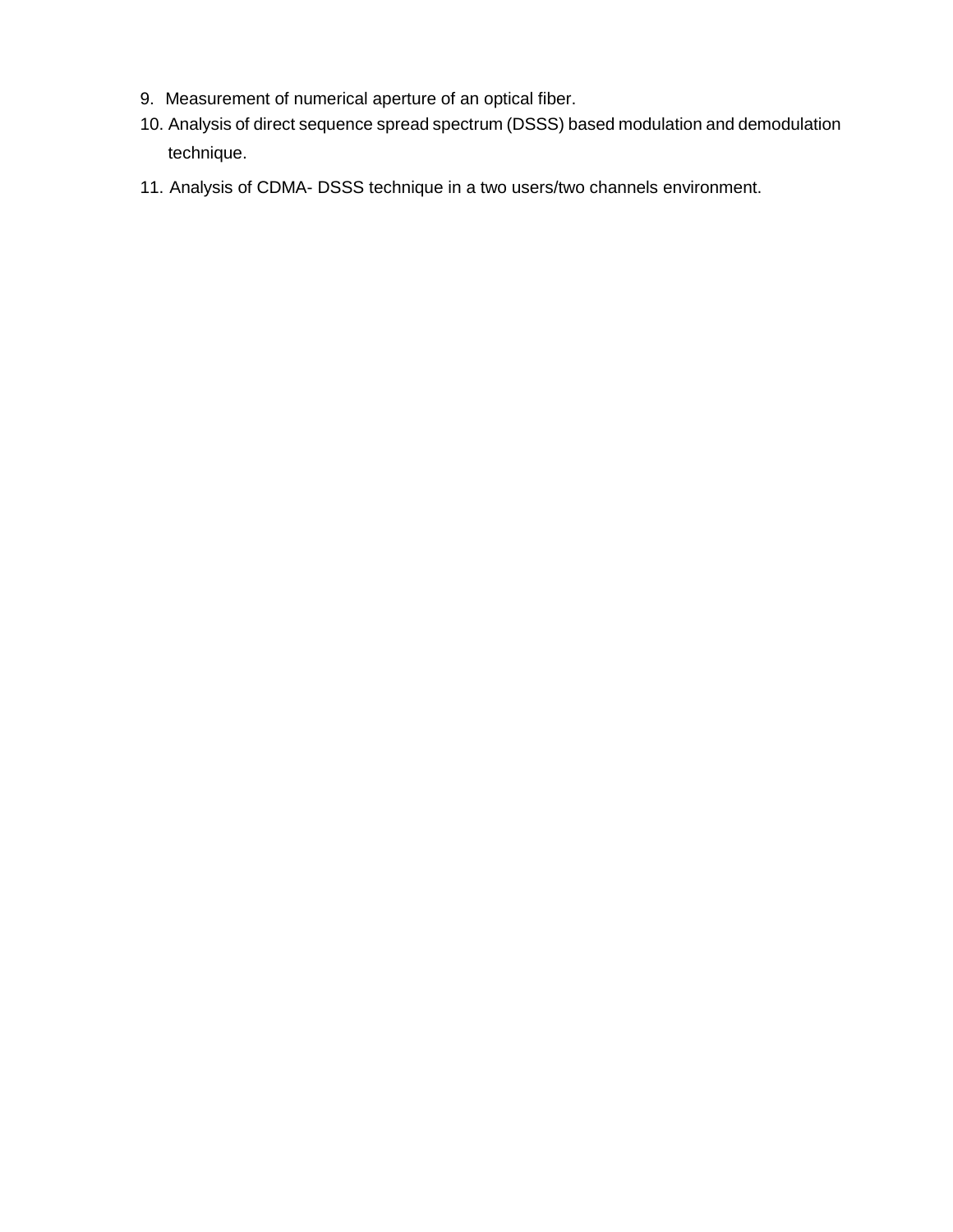9. Measurement of numerical aperture of an optical fiber.
10. Analysis of direct sequence spread spectrum (DSSS) based modulation and demodulation technique.
11. Analysis of CDMA- DSSS technique in a two users/two channels environment.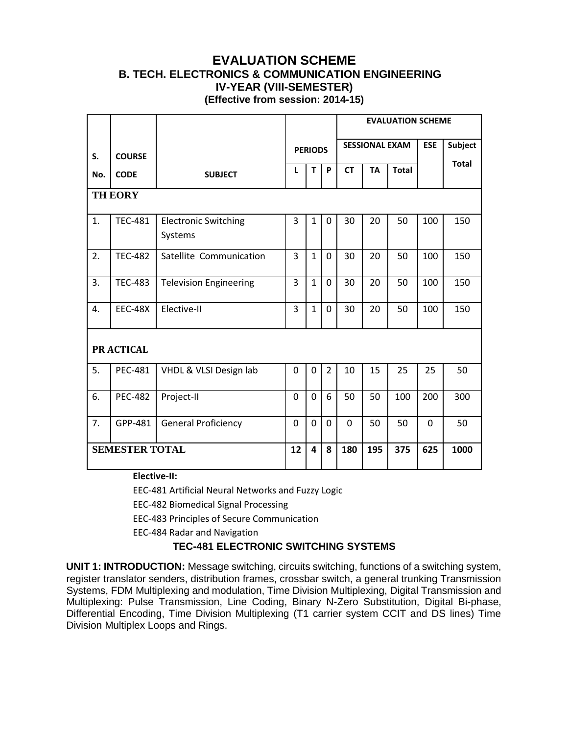# EVALUATION SCHEME

## B. TECH. ELECTRONICS & COMMUNICATION ENGINEERING

## IV-YEAR (VIII-SEMESTER)

**(Effective from session: 2014-15)**

| S. No. | COURSE CODE | SUBJECT | PERIODS | | | EVALUATION SCHEME | | | | |
|---|---|---|---|---|---|---|---|---|---|---|
| | | | | | | SESSIONAL EXAM | | | ESE | Subject Total |
| | | | L | T | P | CT | TA | Total | | |
| **TH EORY** | | | | | | | | | | |
| 1. | TEC-481 | Electronic Switching Systems | 3 | 1 | 0 | 30 | 20 | 50 | 100 | 150 |
| 2. | TEC-482 | Satellite Communication | 3 | 1 | 0 | 30 | 20 | 50 | 100 | 150 |
| 3. | TEC-483 | Television Engineering | 3 | 1 | 0 | 30 | 20 | 50 | 100 | 150 |
| 4. | EEC-48X | Elective-II | 3 | 1 | 0 | 30 | 20 | 50 | 100 | 150 |
| **PR ACTICAL** | | | | | | | | | | |
| 5. | PEC-481 | VHDL & VLSI Design lab | 0 | 0 | 2 | 10 | 15 | 25 | 25 | 50 |
| 6. | PEC-482 | Project-II | 0 | 0 | 6 | 50 | 50 | 100 | 200 | 300 |
| 7. | GPP-481 | General Proficiency | 0 | 0 | 0 | 0 | 50 | 50 | 0 | 50 |
| **SEMESTER TOTAL** | | | **12** | **4** | **8** | **180** | **195** | **375** | **625** | **1000** |

**Elective-II:**

EEC-481 Artificial Neural Networks and Fuzzy Logic

EEC-482 Biomedical Signal Processing

EEC-483 Principles of Secure Communication

EEC-484 Radar and Navigation

### TEC-481 ELECTRONIC SWITCHING SYSTEMS

**UNIT 1: INTRODUCTION:** Message switching, circuits switching, functions of a switching system, register translator senders, distribution frames, crossbar switch, a general trunking Transmission Systems, FDM Multiplexing and modulation, Time Division Multiplexing, Digital Transmission and Multiplexing: Pulse Transmission, Line Coding, Binary N-Zero Substitution, Digital Bi-phase, Differential Encoding, Time Division Multiplexing (T1 carrier system CCIT and DS lines) Time Division Multiplex Loops and Rings.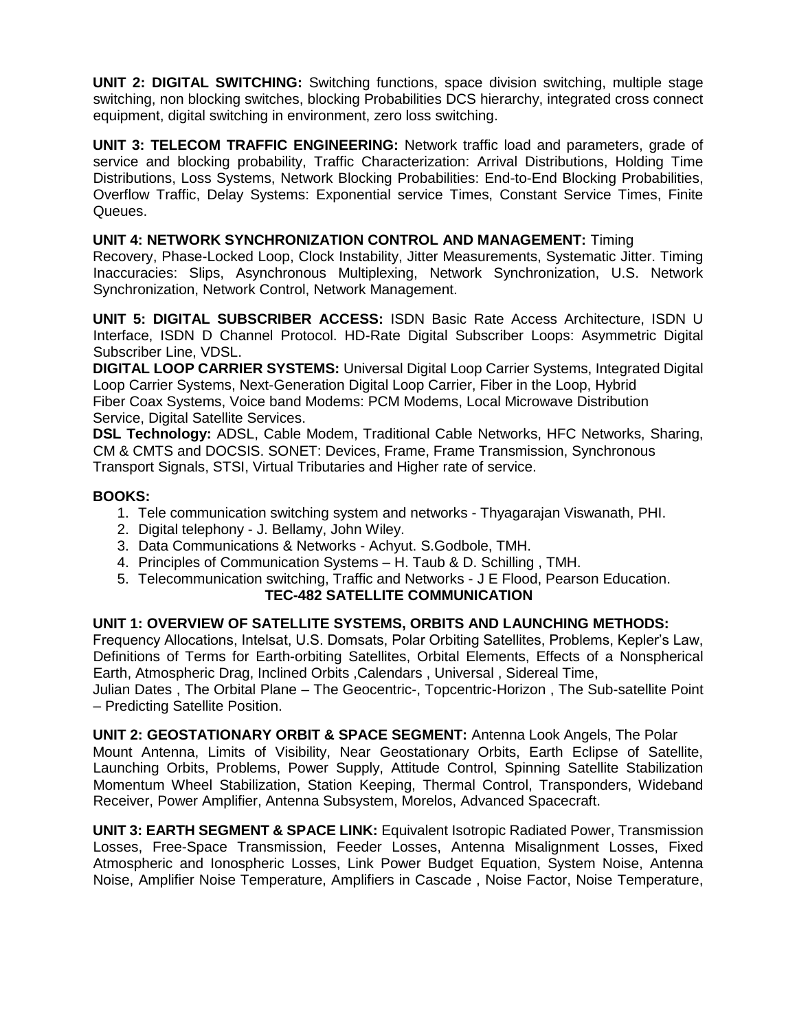**UNIT 2: DIGITAL SWITCHING:** Switching functions, space division switching, multiple stage switching, non blocking switches, blocking Probabilities DCS hierarchy, integrated cross connect equipment, digital switching in environment, zero loss switching.

**UNIT 3: TELECOM TRAFFIC ENGINEERING:** Network traffic load and parameters, grade of service and blocking probability, Traffic Characterization: Arrival Distributions, Holding Time Distributions, Loss Systems, Network Blocking Probabilities: End-to-End Blocking Probabilities, Overflow Traffic, Delay Systems: Exponential service Times, Constant Service Times, Finite Queues.

**UNIT 4: NETWORK SYNCHRONIZATION CONTROL AND MANAGEMENT:** Timing Recovery, Phase-Locked Loop, Clock Instability, Jitter Measurements, Systematic Jitter. Timing Inaccuracies: Slips, Asynchronous Multiplexing, Network Synchronization, U.S. Network Synchronization, Network Control, Network Management.

**UNIT 5: DIGITAL SUBSCRIBER ACCESS:** ISDN Basic Rate Access Architecture, ISDN U Interface, ISDN D Channel Protocol. HD-Rate Digital Subscriber Loops: Asymmetric Digital Subscriber Line, VDSL.

**DIGITAL LOOP CARRIER SYSTEMS:** Universal Digital Loop Carrier Systems, Integrated Digital Loop Carrier Systems, Next-Generation Digital Loop Carrier, Fiber in the Loop, Hybrid Fiber Coax Systems, Voice band Modems: PCM Modems, Local Microwave Distribution Service, Digital Satellite Services.

**DSL Technology:** ADSL, Cable Modem, Traditional Cable Networks, HFC Networks, Sharing, CM & CMTS and DOCSIS. SONET: Devices, Frame, Frame Transmission, Synchronous Transport Signals, STSI, Virtual Tributaries and Higher rate of service.

**BOOKS:**

1. Tele communication switching system and networks - Thyagarajan Viswanath, PHI.
2. Digital telephony - J. Bellamy, John Wiley.
3. Data Communications & Networks - Achyut. S.Godbole, TMH.
4. Principles of Communication Systems – H. Taub & D. Schilling , TMH.
5. Telecommunication switching, Traffic and Networks - J E Flood, Pearson Education.

## TEC-482 SATELLITE COMMUNICATION

**UNIT 1: OVERVIEW OF SATELLITE SYSTEMS, ORBITS AND LAUNCHING METHODS:** Frequency Allocations, Intelsat, U.S. Domsats, Polar Orbiting Satellites, Problems, Kepler's Law, Definitions of Terms for Earth-orbiting Satellites, Orbital Elements, Effects of a Nonspherical Earth, Atmospheric Drag, Inclined Orbits ,Calendars , Universal , Sidereal Time, Julian Dates , The Orbital Plane – The Geocentric-, Topcentric-Horizon , The Sub-satellite Point – Predicting Satellite Position.

**UNIT 2: GEOSTATIONARY ORBIT & SPACE SEGMENT:** Antenna Look Angels, The Polar Mount Antenna, Limits of Visibility, Near Geostationary Orbits, Earth Eclipse of Satellite, Launching Orbits, Problems, Power Supply, Attitude Control, Spinning Satellite Stabilization Momentum Wheel Stabilization, Station Keeping, Thermal Control, Transponders, Wideband Receiver, Power Amplifier, Antenna Subsystem, Morelos, Advanced Spacecraft.

**UNIT 3: EARTH SEGMENT & SPACE LINK:** Equivalent Isotropic Radiated Power, Transmission Losses, Free-Space Transmission, Feeder Losses, Antenna Misalignment Losses, Fixed Atmospheric and Ionospheric Losses, Link Power Budget Equation, System Noise, Antenna Noise, Amplifier Noise Temperature, Amplifiers in Cascade , Noise Factor, Noise Temperature,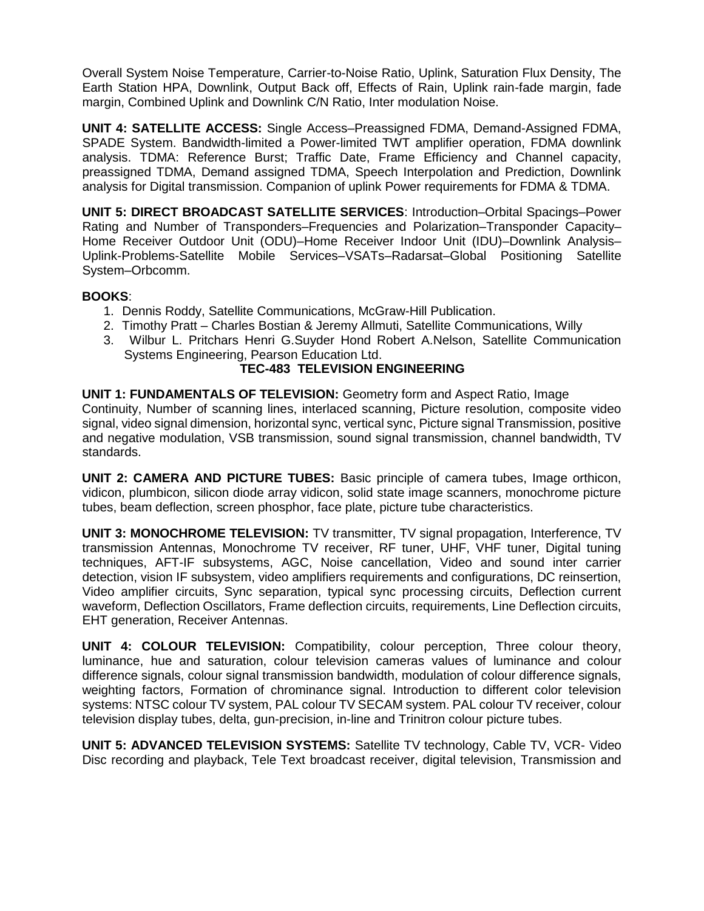Overall System Noise Temperature, Carrier-to-Noise Ratio, Uplink, Saturation Flux Density, The Earth Station HPA, Downlink, Output Back off, Effects of Rain, Uplink rain-fade margin, fade margin, Combined Uplink and Downlink C/N Ratio, Inter modulation Noise.

**UNIT 4: SATELLITE ACCESS:** Single Access–Preassigned FDMA, Demand-Assigned FDMA, SPADE System. Bandwidth-limited a Power-limited TWT amplifier operation, FDMA downlink analysis. TDMA: Reference Burst; Traffic Date, Frame Efficiency and Channel capacity, preassigned TDMA, Demand assigned TDMA, Speech Interpolation and Prediction, Downlink analysis for Digital transmission. Companion of uplink Power requirements for FDMA & TDMA.

**UNIT 5: DIRECT BROADCAST SATELLITE SERVICES**: Introduction–Orbital Spacings–Power Rating and Number of Transponders–Frequencies and Polarization–Transponder Capacity–Home Receiver Outdoor Unit (ODU)–Home Receiver Indoor Unit (IDU)–Downlink Analysis–Uplink-Problems-Satellite Mobile Services–VSATs–Radarsat–Global Positioning Satellite System–Orbcomm.

**BOOKS**:

1. Dennis Roddy, Satellite Communications, McGraw-Hill Publication.
2. Timothy Pratt – Charles Bostian & Jeremy Allmuti, Satellite Communications, Willy
3. Wilbur L. Pritchars Henri G.Suyder Hond Robert A.Nelson, Satellite Communication Systems Engineering, Pearson Education Ltd.

## TEC-483 TELEVISION ENGINEERING

**UNIT 1: FUNDAMENTALS OF TELEVISION:** Geometry form and Aspect Ratio, Image Continuity, Number of scanning lines, interlaced scanning, Picture resolution, composite video signal, video signal dimension, horizontal sync, vertical sync, Picture signal Transmission, positive and negative modulation, VSB transmission, sound signal transmission, channel bandwidth, TV standards.

**UNIT 2: CAMERA AND PICTURE TUBES:** Basic principle of camera tubes, Image orthicon, vidicon, plumbicon, silicon diode array vidicon, solid state image scanners, monochrome picture tubes, beam deflection, screen phosphor, face plate, picture tube characteristics.

**UNIT 3: MONOCHROME TELEVISION:** TV transmitter, TV signal propagation, Interference, TV transmission Antennas, Monochrome TV receiver, RF tuner, UHF, VHF tuner, Digital tuning techniques, AFT-IF subsystems, AGC, Noise cancellation, Video and sound inter carrier detection, vision IF subsystem, video amplifiers requirements and configurations, DC reinsertion, Video amplifier circuits, Sync separation, typical sync processing circuits, Deflection current waveform, Deflection Oscillators, Frame deflection circuits, requirements, Line Deflection circuits, EHT generation, Receiver Antennas.

**UNIT 4: COLOUR TELEVISION:** Compatibility, colour perception, Three colour theory, luminance, hue and saturation, colour television cameras values of luminance and colour difference signals, colour signal transmission bandwidth, modulation of colour difference signals, weighting factors, Formation of chrominance signal. Introduction to different color television systems: NTSC colour TV system, PAL colour TV SECAM system. PAL colour TV receiver, colour television display tubes, delta, gun-precision, in-line and Trinitron colour picture tubes.

**UNIT 5: ADVANCED TELEVISION SYSTEMS:** Satellite TV technology, Cable TV, VCR- Video Disc recording and playback, Tele Text broadcast receiver, digital television, Transmission and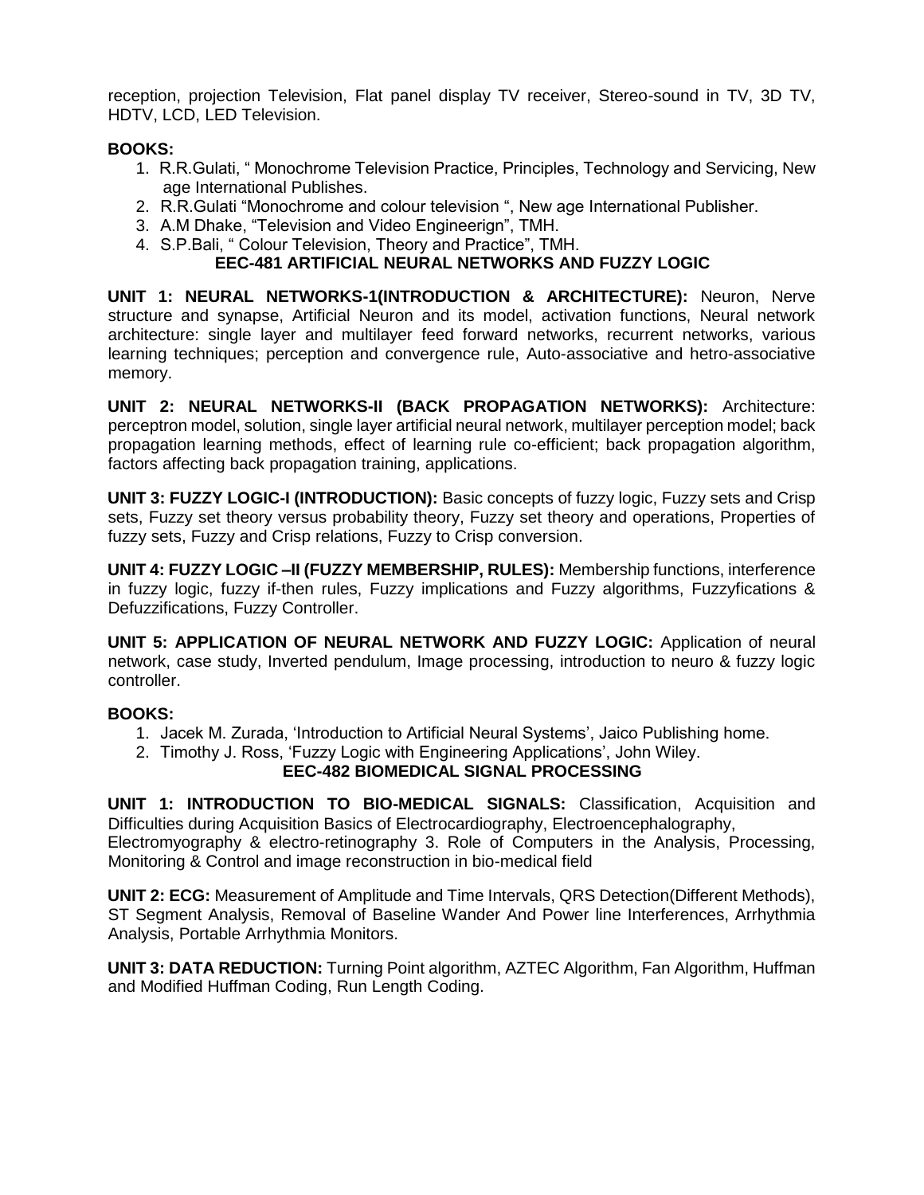reception, projection Television, Flat panel display TV receiver, Stereo-sound in TV, 3D TV, HDTV, LCD, LED Television.

**BOOKS:**

1. R.R.Gulati, " Monochrome Television Practice, Principles, Technology and Servicing, New age International Publishes.
2. R.R.Gulati "Monochrome and colour television ", New age International Publisher.
3. A.M Dhake, "Television and Video Engineerign", TMH.
4. S.P.Bali, " Colour Television, Theory and Practice", TMH.

## EEC-481 ARTIFICIAL NEURAL NETWORKS AND FUZZY LOGIC

**UNIT 1: NEURAL NETWORKS-1(INTRODUCTION & ARCHITECTURE):** Neuron, Nerve structure and synapse, Artificial Neuron and its model, activation functions, Neural network architecture: single layer and multilayer feed forward networks, recurrent networks, various learning techniques; perception and convergence rule, Auto-associative and hetro-associative memory.

**UNIT 2: NEURAL NETWORKS-II (BACK PROPAGATION NETWORKS):** Architecture: perceptron model, solution, single layer artificial neural network, multilayer perception model; back propagation learning methods, effect of learning rule co-efficient; back propagation algorithm, factors affecting back propagation training, applications.

**UNIT 3: FUZZY LOGIC-I (INTRODUCTION):** Basic concepts of fuzzy logic, Fuzzy sets and Crisp sets, Fuzzy set theory versus probability theory, Fuzzy set theory and operations, Properties of fuzzy sets, Fuzzy and Crisp relations, Fuzzy to Crisp conversion.

**UNIT 4: FUZZY LOGIC –II (FUZZY MEMBERSHIP, RULES):** Membership functions, interference in fuzzy logic, fuzzy if-then rules, Fuzzy implications and Fuzzy algorithms, Fuzzyfications & Defuzzifications, Fuzzy Controller.

**UNIT 5: APPLICATION OF NEURAL NETWORK AND FUZZY LOGIC:** Application of neural network, case study, Inverted pendulum, Image processing, introduction to neuro & fuzzy logic controller.

**BOOKS:**

1. Jacek M. Zurada, 'Introduction to Artificial Neural Systems', Jaico Publishing home.
2. Timothy J. Ross, 'Fuzzy Logic with Engineering Applications', John Wiley.

## EEC-482 BIOMEDICAL SIGNAL PROCESSING

**UNIT 1: INTRODUCTION TO BIO-MEDICAL SIGNALS:** Classification, Acquisition and Difficulties during Acquisition Basics of Electrocardiography, Electroencephalography, Electromyography & electro-retinography 3. Role of Computers in the Analysis, Processing, Monitoring & Control and image reconstruction in bio-medical field

**UNIT 2: ECG:** Measurement of Amplitude and Time Intervals, QRS Detection(Different Methods), ST Segment Analysis, Removal of Baseline Wander And Power line Interferences, Arrhythmia Analysis, Portable Arrhythmia Monitors.

**UNIT 3: DATA REDUCTION:** Turning Point algorithm, AZTEC Algorithm, Fan Algorithm, Huffman and Modified Huffman Coding, Run Length Coding.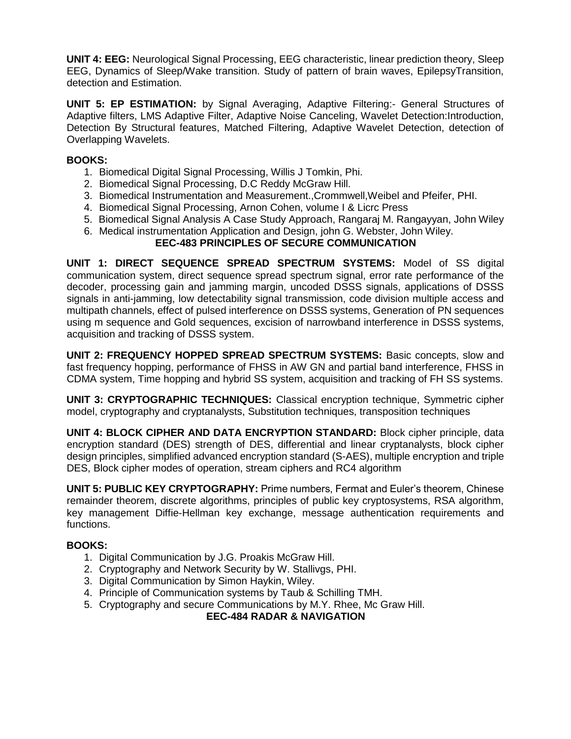**UNIT 4: EEG:** Neurological Signal Processing, EEG characteristic, linear prediction theory, Sleep EEG, Dynamics of Sleep/Wake transition. Study of pattern of brain waves, EpilepsyTransition, detection and Estimation.

**UNIT 5: EP ESTIMATION:** by Signal Averaging, Adaptive Filtering:- General Structures of Adaptive filters, LMS Adaptive Filter, Adaptive Noise Canceling, Wavelet Detection:Introduction, Detection By Structural features, Matched Filtering, Adaptive Wavelet Detection, detection of Overlapping Wavelets.

**BOOKS:**

1. Biomedical Digital Signal Processing, Willis J Tomkin, Phi.
2. Biomedical Signal Processing, D.C Reddy McGraw Hill.
3. Biomedical Instrumentation and Measurement.,Crommwell,Weibel and Pfeifer, PHI.
4. Biomedical Signal Processing, Arnon Cohen, volume I & Licrc Press
5. Biomedical Signal Analysis A Case Study Approach, Rangaraj M. Rangayyan, John Wiley
6. Medical instrumentation Application and Design, john G. Webster, John Wiley.

## EEC-483 PRINCIPLES OF SECURE COMMUNICATION

**UNIT 1: DIRECT SEQUENCE SPREAD SPECTRUM SYSTEMS:** Model of SS digital communication system, direct sequence spread spectrum signal, error rate performance of the decoder, processing gain and jamming margin, uncoded DSSS signals, applications of DSSS signals in anti-jamming, low detectability signal transmission, code division multiple access and multipath channels, effect of pulsed interference on DSSS systems, Generation of PN sequences using m sequence and Gold sequences, excision of narrowband interference in DSSS systems, acquisition and tracking of DSSS system.

**UNIT 2: FREQUENCY HOPPED SPREAD SPECTRUM SYSTEMS:** Basic concepts, slow and fast frequency hopping, performance of FHSS in AW GN and partial band interference, FHSS in CDMA system, Time hopping and hybrid SS system, acquisition and tracking of FH SS systems.

**UNIT 3: CRYPTOGRAPHIC TECHNIQUES:** Classical encryption technique, Symmetric cipher model, cryptography and cryptanalysts, Substitution techniques, transposition techniques

**UNIT 4: BLOCK CIPHER AND DATA ENCRYPTION STANDARD:** Block cipher principle, data encryption standard (DES) strength of DES, differential and linear cryptanalysts, block cipher design principles, simplified advanced encryption standard (S-AES), multiple encryption and triple DES, Block cipher modes of operation, stream ciphers and RC4 algorithm

**UNIT 5: PUBLIC KEY CRYPTOGRAPHY:** Prime numbers, Fermat and Euler's theorem, Chinese remainder theorem, discrete algorithms, principles of public key cryptosystems, RSA algorithm, key management Diffie-Hellman key exchange, message authentication requirements and functions.

**BOOKS:**

1. Digital Communication by J.G. Proakis McGraw Hill.
2. Cryptography and Network Security by W. Stallivgs, PHI.
3. Digital Communication by Simon Haykin, Wiley.
4. Principle of Communication systems by Taub & Schilling TMH.
5. Cryptography and secure Communications by M.Y. Rhee, Mc Graw Hill.

## EEC-484 RADAR & NAVIGATION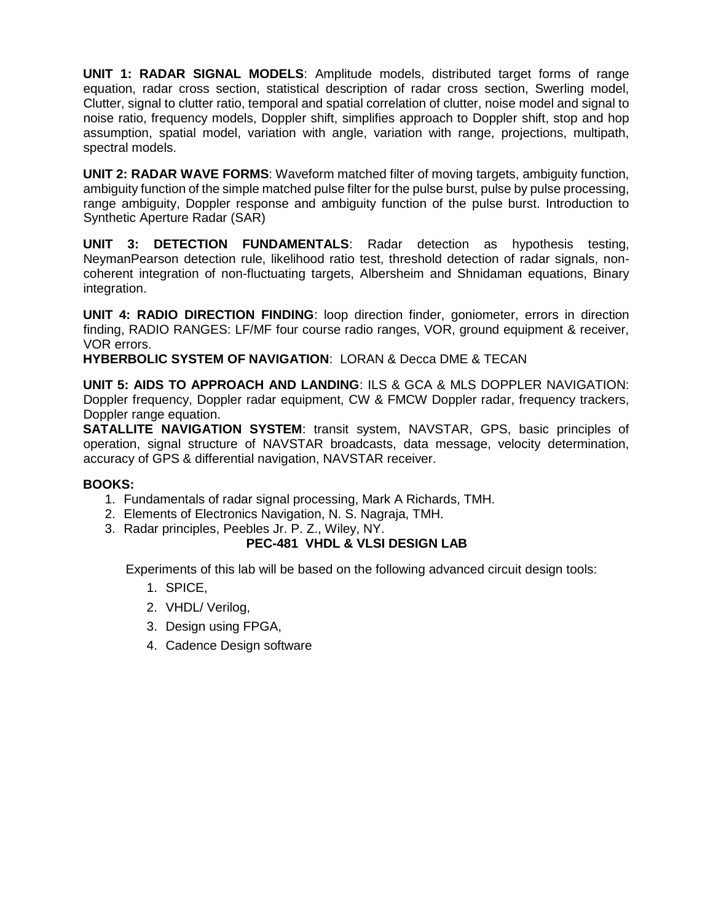**UNIT 1: RADAR SIGNAL MODELS**: Amplitude models, distributed target forms of range equation, radar cross section, statistical description of radar cross section, Swerling model, Clutter, signal to clutter ratio, temporal and spatial correlation of clutter, noise model and signal to noise ratio, frequency models, Doppler shift, simplifies approach to Doppler shift, stop and hop assumption, spatial model, variation with angle, variation with range, projections, multipath, spectral models.

**UNIT 2: RADAR WAVE FORMS**: Waveform matched filter of moving targets, ambiguity function, ambiguity function of the simple matched pulse filter for the pulse burst, pulse by pulse processing, range ambiguity, Doppler response and ambiguity function of the pulse burst. Introduction to Synthetic Aperture Radar (SAR)

**UNIT 3: DETECTION FUNDAMENTALS**: Radar detection as hypothesis testing, NeymanPearson detection rule, likelihood ratio test, threshold detection of radar signals, non-coherent integration of non-fluctuating targets, Albersheim and Shnidaman equations, Binary integration.

**UNIT 4: RADIO DIRECTION FINDING**: loop direction finder, goniometer, errors in direction finding, RADIO RANGES: LF/MF four course radio ranges, VOR, ground equipment & receiver, VOR errors.

**HYBERBOLIC SYSTEM OF NAVIGATION**: LORAN & Decca DME & TECAN

**UNIT 5: AIDS TO APPROACH AND LANDING**: ILS & GCA & MLS DOPPLER NAVIGATION: Doppler frequency, Doppler radar equipment, CW & FMCW Doppler radar, frequency trackers, Doppler range equation.

**SATALLITE NAVIGATION SYSTEM**: transit system, NAVSTAR, GPS, basic principles of operation, signal structure of NAVSTAR broadcasts, data message, velocity determination, accuracy of GPS & differential navigation, NAVSTAR receiver.

**BOOKS:**

1. Fundamentals of radar signal processing, Mark A Richards, TMH.
2. Elements of Electronics Navigation, N. S. Nagraja, TMH.
3. Radar principles, Peebles Jr. P. Z., Wiley, NY.

## PEC-481 VHDL & VLSI DESIGN LAB

Experiments of this lab will be based on the following advanced circuit design tools:

1. SPICE,
2. VHDL/ Verilog,
3. Design using FPGA,
4. Cadence Design software